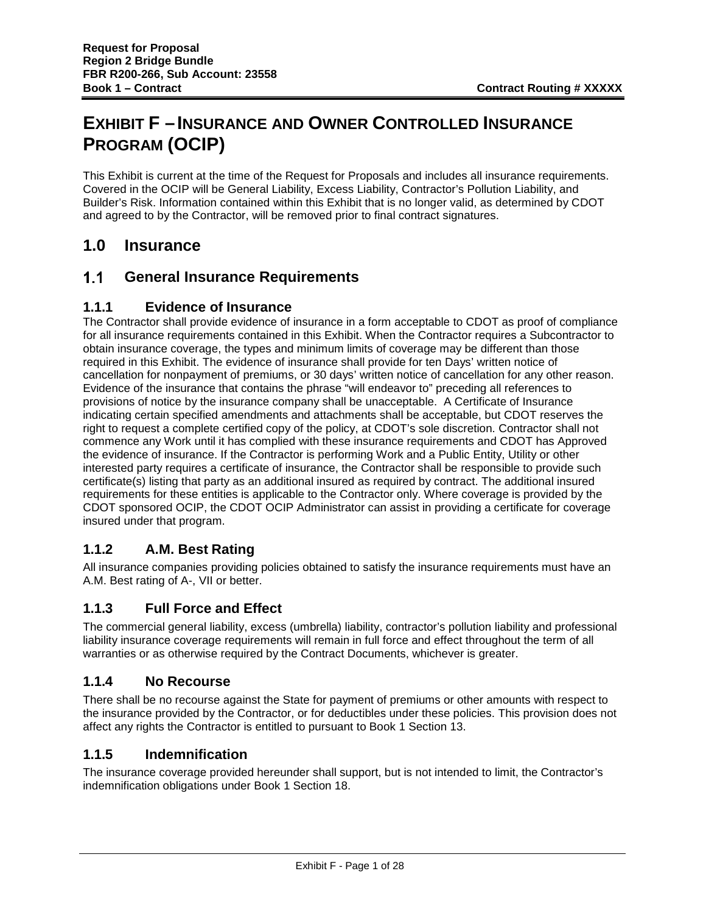# EXHIBIT F – INSURANCE AND OWNER CONTROLLED INSURANCE PROGRAM (OCIP)

This Exhibit is current at the time of the Request for Proposals and includes all insurance requirements. Covered in the OCIP will be General Liability, Excess Liability, Contractor's Pollution Liability, and Builder's Risk. Information contained within this Exhibit that is no longer valid, as determined by CDOT and agreed to by the Contractor, will be removed prior to final contract signatures.

## 1.0 Insurance

## 1.1 General Insurance Requirements

### 1.1.1 Evidence of Insurance

The Contractor shall provide evidence of insurance in a form acceptable to CDOT as proof of compliance for all insurance requirements contained in this Exhibit. When the Contractor requires a Subcontractor to obtain insurance coverage, the types and minimum limits of coverage may be different than those required in this Exhibit. The evidence of insurance shall provide for ten Days' written notice of cancellation for nonpayment of premiums, or 30 days' written notice of cancellation for any other reason. Evidence of the insurance that contains the phrase "will endeavor to" preceding all references to provisions of notice by the insurance company shall be unacceptable. A Certificate of Insurance indicating certain specified amendments and attachments shall be acceptable, but CDOT reserves the right to request a complete certified copy of the policy, at CDOT's sole discretion. Contractor shall not commence any Work until it has complied with these insurance requirements and CDOT has Approved the evidence of insurance. If the Contractor is performing Work and a Public Entity, Utility or other interested party requires a certificate of insurance, the Contractor shall be responsible to provide such certificate(s) listing that party as an additional insured as required by contract. The additional insured requirements for these entities is applicable to the Contractor only. Where coverage is provided by the CDOT sponsored OCIP, the CDOT OCIP Administrator can assist in providing a certificate for coverage insured under that program.

### 1.1.2 A.M. Best Rating

All insurance companies providing policies obtained to satisfy the insurance requirements must have an A.M. Best rating of A-, VII or better.

### 1.1.3 Full Force and Effect

The commercial general liability, excess (umbrella) liability, contractor's pollution liability and professional liability insurance coverage requirements will remain in full force and effect throughout the term of all warranties or as otherwise required by the Contract Documents, whichever is greater.

### 1.1.4 No Recourse

There shall be no recourse against the State for payment of premiums or other amounts with respect to the insurance provided by the Contractor, or for deductibles under these policies. This provision does not affect any rights the Contractor is entitled to pursuant to Book 1 Section 13.

### 1.1.5 Indemnification

The insurance coverage provided hereunder shall support, but is not intended to limit, the Contractor's indemnification obligations under Book 1 Section 18.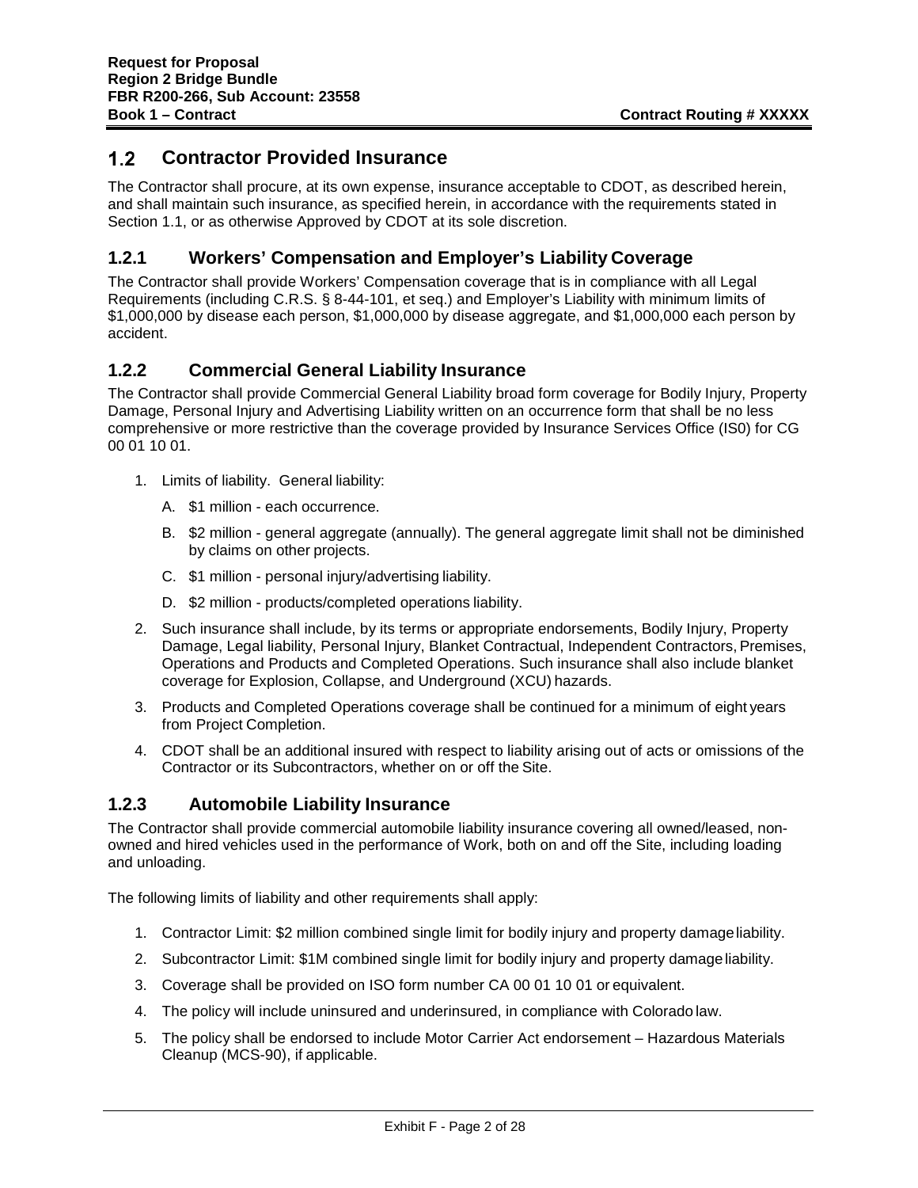## 1.2 Contractor Provided Insurance

The Contractor shall procure, at its own expense, insurance acceptable to CDOT, as described herein, and shall maintain such insurance, as specified herein, in accordance with the requirements stated in Section 1.1, or as otherwise Approved by CDOT at its sole discretion.

### 1.2.1 Workers' Compensation and Employer's Liability Coverage

The Contractor shall provide Workers' Compensation coverage that is in compliance with all Legal Requirements (including C.R.S. § 8-44-101, et seq.) and Employer's Liability with minimum limits of $1,000,000 by disease each person, $1,000,000 by disease aggregate, and $1,000,000 each person by accident.

### 1.2.2 Commercial General Liability Insurance

The Contractor shall provide Commercial General Liability broad form coverage for Bodily Injury, Property Damage, Personal Injury and Advertising Liability written on an occurrence form that shall be no less comprehensive or more restrictive than the coverage provided by Insurance Services Office (IS0) for CG 00 01 10 01.

1. Limits of liability. General liability:
   A. $1 million - each occurrence.
   B. $2 million - general aggregate (annually). The general aggregate limit shall not be diminished by claims on other projects.
   C. $1 million - personal injury/advertising liability.
   D. $2 million - products/completed operations liability.
2. Such insurance shall include, by its terms or appropriate endorsements, Bodily Injury, Property Damage, Legal liability, Personal Injury, Blanket Contractual, Independent Contractors, Premises, Operations and Products and Completed Operations. Such insurance shall also include blanket coverage for Explosion, Collapse, and Underground (XCU) hazards.
3. Products and Completed Operations coverage shall be continued for a minimum of eight years from Project Completion.
4. CDOT shall be an additional insured with respect to liability arising out of acts or omissions of the Contractor or its Subcontractors, whether on or off the Site.

### 1.2.3 Automobile Liability Insurance

The Contractor shall provide commercial automobile liability insurance covering all owned/leased, non-owned and hired vehicles used in the performance of Work, both on and off the Site, including loading and unloading.

The following limits of liability and other requirements shall apply:

1. Contractor Limit: $2 million combined single limit for bodily injury and property damage liability.
2. Subcontractor Limit: $1M combined single limit for bodily injury and property damage liability.
3. Coverage shall be provided on ISO form number CA 00 01 10 01 or equivalent.
4. The policy will include uninsured and underinsured, in compliance with Colorado law.
5. The policy shall be endorsed to include Motor Carrier Act endorsement – Hazardous Materials Cleanup (MCS-90), if applicable.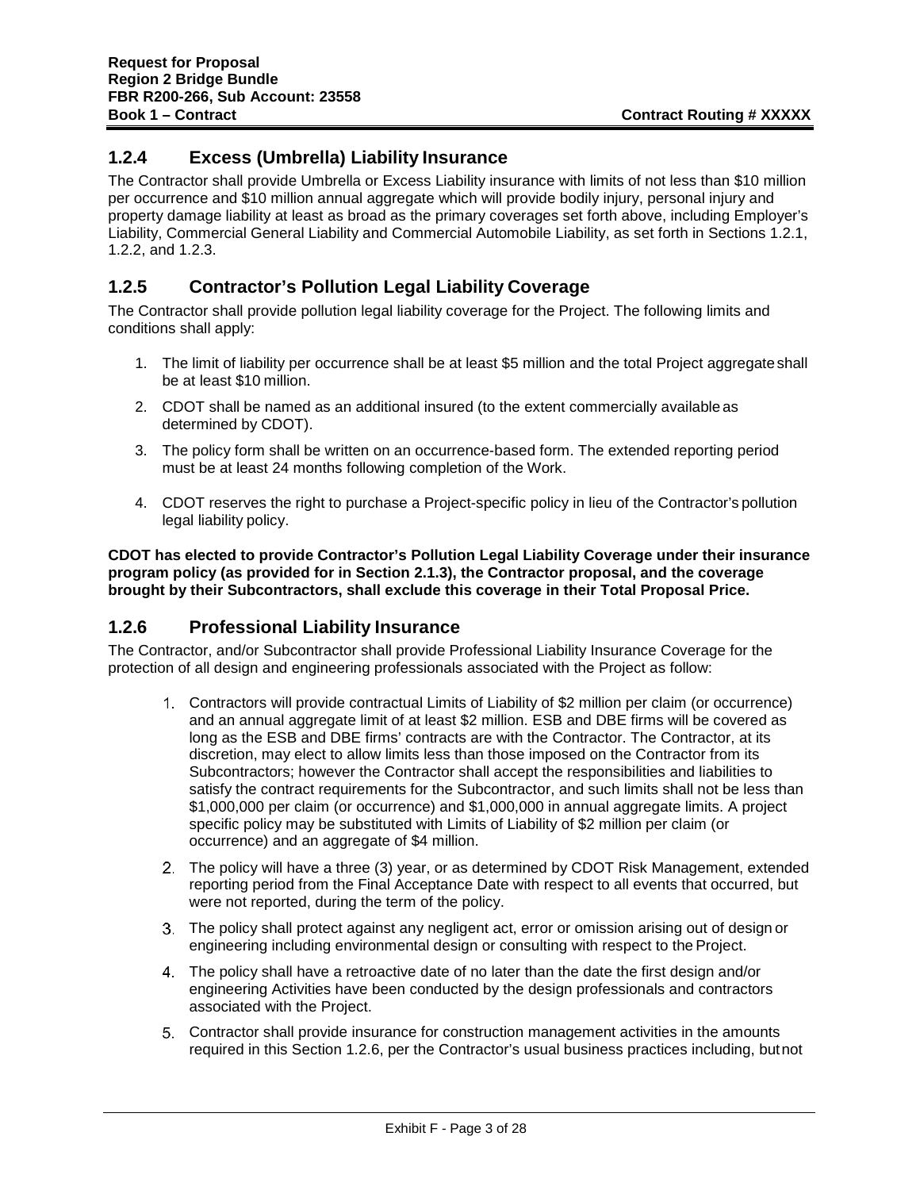### 1.2.4 Excess (Umbrella) Liability Insurance

The Contractor shall provide Umbrella or Excess Liability insurance with limits of not less than $10 million per occurrence and $10 million annual aggregate which will provide bodily injury, personal injury and property damage liability at least as broad as the primary coverages set forth above, including Employer's Liability, Commercial General Liability and Commercial Automobile Liability, as set forth in Sections 1.2.1, 1.2.2, and 1.2.3.

### 1.2.5 Contractor's Pollution Legal Liability Coverage

The Contractor shall provide pollution legal liability coverage for the Project. The following limits and conditions shall apply:

1. The limit of liability per occurrence shall be at least $5 million and the total Project aggregate shall be at least $10 million.
2. CDOT shall be named as an additional insured (to the extent commercially available as determined by CDOT).
3. The policy form shall be written on an occurrence-based form. The extended reporting period must be at least 24 months following completion of the Work.
4. CDOT reserves the right to purchase a Project-specific policy in lieu of the Contractor's pollution legal liability policy.

**CDOT has elected to provide Contractor's Pollution Legal Liability Coverage under their insurance program policy (as provided for in Section 2.1.3), the Contractor proposal, and the coverage brought by their Subcontractors, shall exclude this coverage in their Total Proposal Price.**

### 1.2.6 Professional Liability Insurance

The Contractor, and/or Subcontractor shall provide Professional Liability Insurance Coverage for the protection of all design and engineering professionals associated with the Project as follow:

1. Contractors will provide contractual Limits of Liability of $2 million per claim (or occurrence) and an annual aggregate limit of at least $2 million. ESB and DBE firms will be covered as long as the ESB and DBE firms' contracts are with the Contractor. The Contractor, at its discretion, may elect to allow limits less than those imposed on the Contractor from its Subcontractors; however the Contractor shall accept the responsibilities and liabilities to satisfy the contract requirements for the Subcontractor, and such limits shall not be less than $1,000,000 per claim (or occurrence) and $1,000,000 in annual aggregate limits. A project specific policy may be substituted with Limits of Liability of $2 million per claim (or occurrence) and an aggregate of $4 million.
2. The policy will have a three (3) year, or as determined by CDOT Risk Management, extended reporting period from the Final Acceptance Date with respect to all events that occurred, but were not reported, during the term of the policy.
3. The policy shall protect against any negligent act, error or omission arising out of design or engineering including environmental design or consulting with respect to the Project.
4. The policy shall have a retroactive date of no later than the date the first design and/or engineering Activities have been conducted by the design professionals and contractors associated with the Project.
5. Contractor shall provide insurance for construction management activities in the amounts required in this Section 1.2.6, per the Contractor's usual business practices including, but not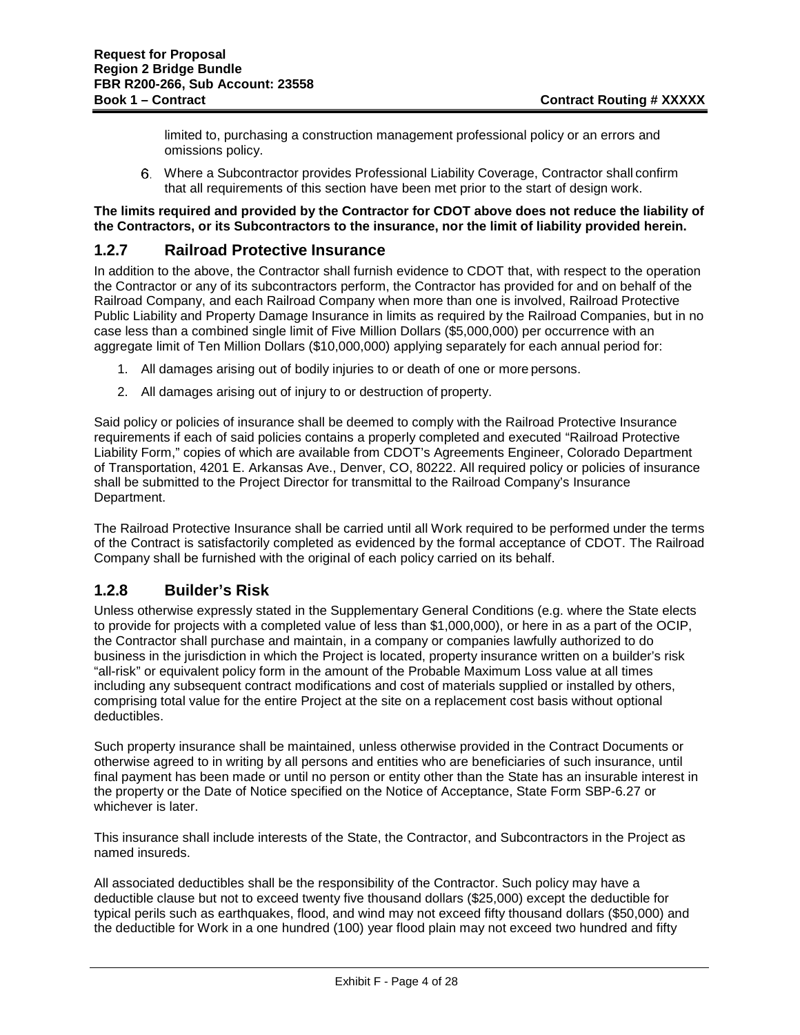limited to, purchasing a construction management professional policy or an errors and omissions policy.

6. Where a Subcontractor provides Professional Liability Coverage, Contractor shall confirm that all requirements of this section have been met prior to the start of design work.

**The limits required and provided by the Contractor for CDOT above does not reduce the liability of the Contractors, or its Subcontractors to the insurance, nor the limit of liability provided herein.**

### 1.2.7 Railroad Protective Insurance

In addition to the above, the Contractor shall furnish evidence to CDOT that, with respect to the operation the Contractor or any of its subcontractors perform, the Contractor has provided for and on behalf of the Railroad Company, and each Railroad Company when more than one is involved, Railroad Protective Public Liability and Property Damage Insurance in limits as required by the Railroad Companies, but in no case less than a combined single limit of Five Million Dollars ($5,000,000) per occurrence with an aggregate limit of Ten Million Dollars ($10,000,000) applying separately for each annual period for:

1. All damages arising out of bodily injuries to or death of one or more persons.
2. All damages arising out of injury to or destruction of property.

Said policy or policies of insurance shall be deemed to comply with the Railroad Protective Insurance requirements if each of said policies contains a properly completed and executed "Railroad Protective Liability Form," copies of which are available from CDOT's Agreements Engineer, Colorado Department of Transportation, 4201 E. Arkansas Ave., Denver, CO, 80222. All required policy or policies of insurance shall be submitted to the Project Director for transmittal to the Railroad Company's Insurance Department.

The Railroad Protective Insurance shall be carried until all Work required to be performed under the terms of the Contract is satisfactorily completed as evidenced by the formal acceptance of CDOT. The Railroad Company shall be furnished with the original of each policy carried on its behalf.

### 1.2.8 Builder's Risk

Unless otherwise expressly stated in the Supplementary General Conditions (e.g. where the State elects to provide for projects with a completed value of less than $1,000,000), or here in as a part of the OCIP, the Contractor shall purchase and maintain, in a company or companies lawfully authorized to do business in the jurisdiction in which the Project is located, property insurance written on a builder's risk "all-risk" or equivalent policy form in the amount of the Probable Maximum Loss value at all times including any subsequent contract modifications and cost of materials supplied or installed by others, comprising total value for the entire Project at the site on a replacement cost basis without optional deductibles.

Such property insurance shall be maintained, unless otherwise provided in the Contract Documents or otherwise agreed to in writing by all persons and entities who are beneficiaries of such insurance, until final payment has been made or until no person or entity other than the State has an insurable interest in the property or the Date of Notice specified on the Notice of Acceptance, State Form SBP-6.27 or whichever is later.

This insurance shall include interests of the State, the Contractor, and Subcontractors in the Project as named insureds.

All associated deductibles shall be the responsibility of the Contractor. Such policy may have a deductible clause but not to exceed twenty five thousand dollars ($25,000) except the deductible for typical perils such as earthquakes, flood, and wind may not exceed fifty thousand dollars ($50,000) and the deductible for Work in a one hundred (100) year flood plain may not exceed two hundred and fifty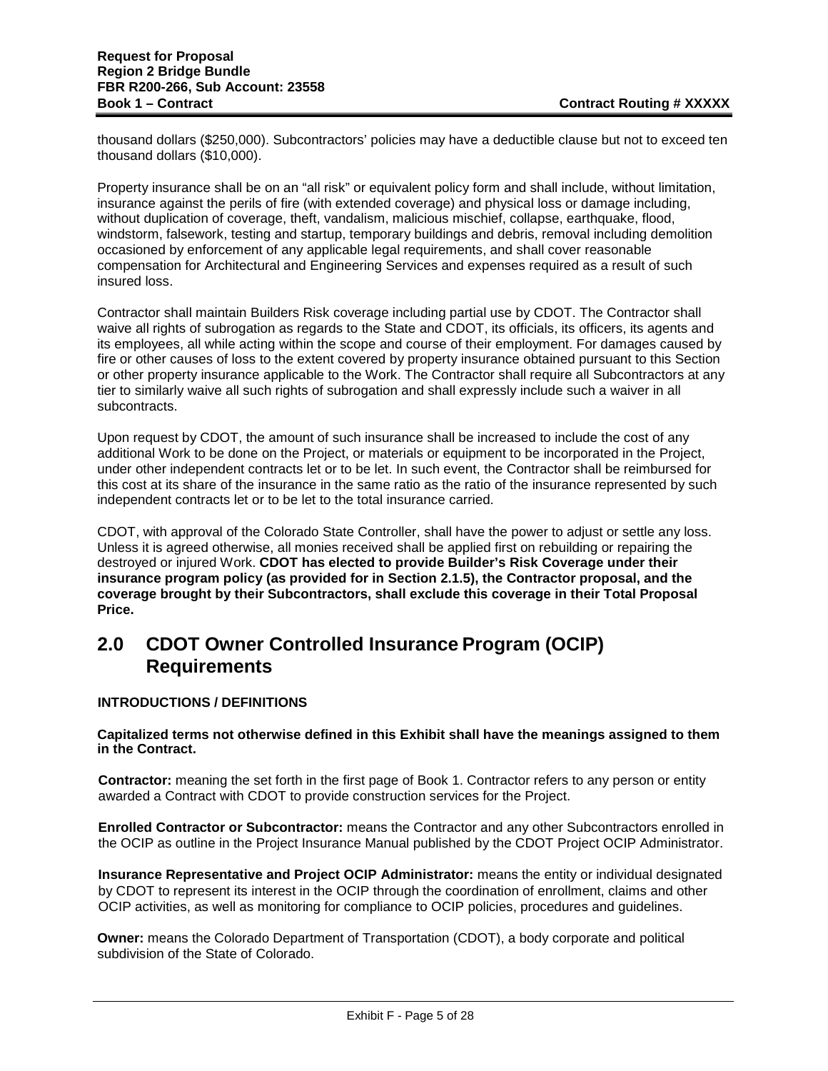thousand dollars ($250,000). Subcontractors' policies may have a deductible clause but not to exceed ten thousand dollars ($10,000).

Property insurance shall be on an "all risk" or equivalent policy form and shall include, without limitation, insurance against the perils of fire (with extended coverage) and physical loss or damage including, without duplication of coverage, theft, vandalism, malicious mischief, collapse, earthquake, flood, windstorm, falsework, testing and startup, temporary buildings and debris, removal including demolition occasioned by enforcement of any applicable legal requirements, and shall cover reasonable compensation for Architectural and Engineering Services and expenses required as a result of such insured loss.

Contractor shall maintain Builders Risk coverage including partial use by CDOT. The Contractor shall waive all rights of subrogation as regards to the State and CDOT, its officials, its officers, its agents and its employees, all while acting within the scope and course of their employment. For damages caused by fire or other causes of loss to the extent covered by property insurance obtained pursuant to this Section or other property insurance applicable to the Work. The Contractor shall require all Subcontractors at any tier to similarly waive all such rights of subrogation and shall expressly include such a waiver in all subcontracts.

Upon request by CDOT, the amount of such insurance shall be increased to include the cost of any additional Work to be done on the Project, or materials or equipment to be incorporated in the Project, under other independent contracts let or to be let. In such event, the Contractor shall be reimbursed for this cost at its share of the insurance in the same ratio as the ratio of the insurance represented by such independent contracts let or to be let to the total insurance carried.

CDOT, with approval of the Colorado State Controller, shall have the power to adjust or settle any loss. Unless it is agreed otherwise, all monies received shall be applied first on rebuilding or repairing the destroyed or injured Work. **CDOT has elected to provide Builder's Risk Coverage under their insurance program policy (as provided for in Section 2.1.5), the Contractor proposal, and the coverage brought by their Subcontractors, shall exclude this coverage in their Total Proposal Price.**

## 2.0 CDOT Owner Controlled Insurance Program (OCIP) Requirements

#### INTRODUCTIONS / DEFINITIONS

**Capitalized terms not otherwise defined in this Exhibit shall have the meanings assigned to them in the Contract.**

**Contractor:** meaning the set forth in the first page of Book 1. Contractor refers to any person or entity awarded a Contract with CDOT to provide construction services for the Project.

**Enrolled Contractor or Subcontractor:** means the Contractor and any other Subcontractors enrolled in the OCIP as outline in the Project Insurance Manual published by the CDOT Project OCIP Administrator.

**Insurance Representative and Project OCIP Administrator:** means the entity or individual designated by CDOT to represent its interest in the OCIP through the coordination of enrollment, claims and other OCIP activities, as well as monitoring for compliance to OCIP policies, procedures and guidelines.

**Owner:** means the Colorado Department of Transportation (CDOT), a body corporate and political subdivision of the State of Colorado.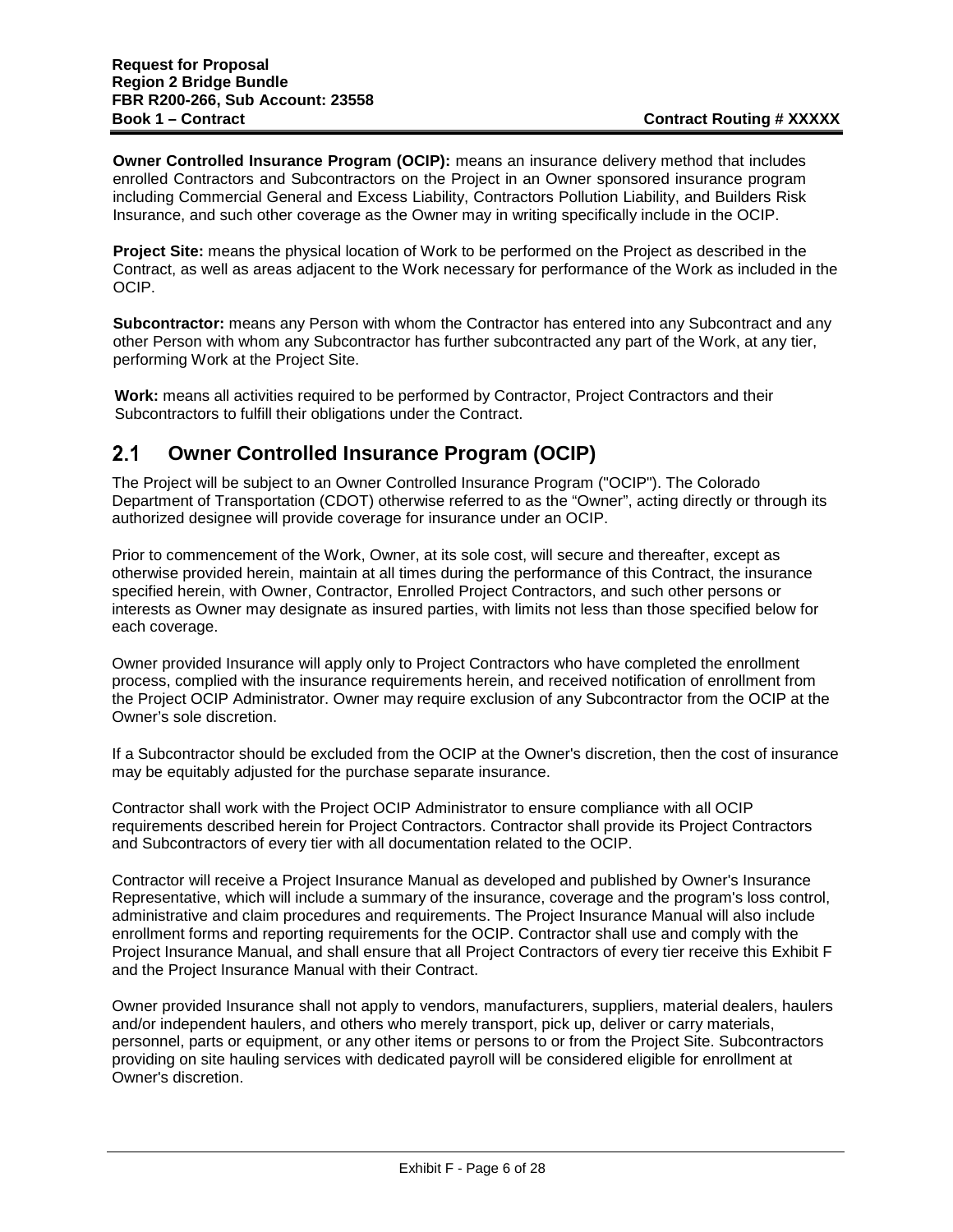**Owner Controlled Insurance Program (OCIP):** means an insurance delivery method that includes enrolled Contractors and Subcontractors on the Project in an Owner sponsored insurance program including Commercial General and Excess Liability, Contractors Pollution Liability, and Builders Risk Insurance, and such other coverage as the Owner may in writing specifically include in the OCIP.

**Project Site:** means the physical location of Work to be performed on the Project as described in the Contract, as well as areas adjacent to the Work necessary for performance of the Work as included in the OCIP.

**Subcontractor:** means any Person with whom the Contractor has entered into any Subcontract and any other Person with whom any Subcontractor has further subcontracted any part of the Work, at any tier, performing Work at the Project Site.

**Work:** means all activities required to be performed by Contractor, Project Contractors and their Subcontractors to fulfill their obligations under the Contract.

## 2.1 Owner Controlled Insurance Program (OCIP)

The Project will be subject to an Owner Controlled Insurance Program ("OCIP"). The Colorado Department of Transportation (CDOT) otherwise referred to as the "Owner", acting directly or through its authorized designee will provide coverage for insurance under an OCIP.

Prior to commencement of the Work, Owner, at its sole cost, will secure and thereafter, except as otherwise provided herein, maintain at all times during the performance of this Contract, the insurance specified herein, with Owner, Contractor, Enrolled Project Contractors, and such other persons or interests as Owner may designate as insured parties, with limits not less than those specified below for each coverage.

Owner provided Insurance will apply only to Project Contractors who have completed the enrollment process, complied with the insurance requirements herein, and received notification of enrollment from the Project OCIP Administrator. Owner may require exclusion of any Subcontractor from the OCIP at the Owner's sole discretion.

If a Subcontractor should be excluded from the OCIP at the Owner's discretion, then the cost of insurance may be equitably adjusted for the purchase separate insurance.

Contractor shall work with the Project OCIP Administrator to ensure compliance with all OCIP requirements described herein for Project Contractors. Contractor shall provide its Project Contractors and Subcontractors of every tier with all documentation related to the OCIP.

Contractor will receive a Project Insurance Manual as developed and published by Owner's Insurance Representative, which will include a summary of the insurance, coverage and the program's loss control, administrative and claim procedures and requirements. The Project Insurance Manual will also include enrollment forms and reporting requirements for the OCIP. Contractor shall use and comply with the Project Insurance Manual, and shall ensure that all Project Contractors of every tier receive this Exhibit F and the Project Insurance Manual with their Contract.

Owner provided Insurance shall not apply to vendors, manufacturers, suppliers, material dealers, haulers and/or independent haulers, and others who merely transport, pick up, deliver or carry materials, personnel, parts or equipment, or any other items or persons to or from the Project Site. Subcontractors providing on site hauling services with dedicated payroll will be considered eligible for enrollment at Owner's discretion.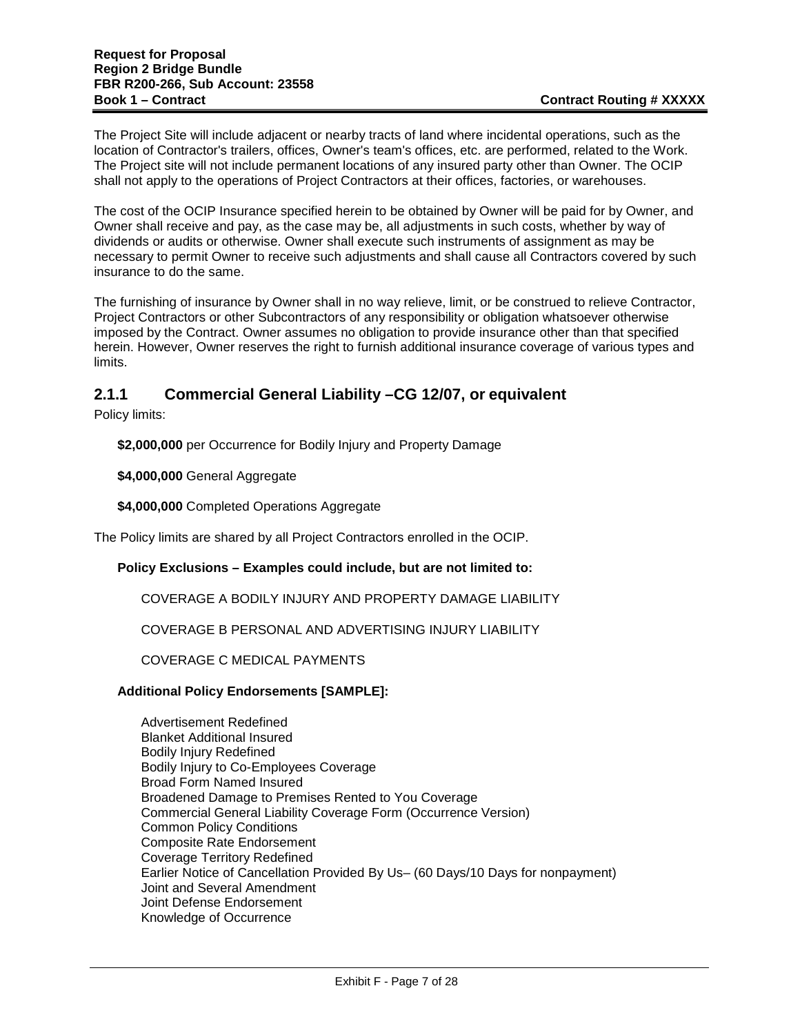The Project Site will include adjacent or nearby tracts of land where incidental operations, such as the location of Contractor's trailers, offices, Owner's team's offices, etc. are performed, related to the Work. The Project site will not include permanent locations of any insured party other than Owner. The OCIP shall not apply to the operations of Project Contractors at their offices, factories, or warehouses.

The cost of the OCIP Insurance specified herein to be obtained by Owner will be paid for by Owner, and Owner shall receive and pay, as the case may be, all adjustments in such costs, whether by way of dividends or audits or otherwise. Owner shall execute such instruments of assignment as may be necessary to permit Owner to receive such adjustments and shall cause all Contractors covered by such insurance to do the same.

The furnishing of insurance by Owner shall in no way relieve, limit, or be construed to relieve Contractor, Project Contractors or other Subcontractors of any responsibility or obligation whatsoever otherwise imposed by the Contract. Owner assumes no obligation to provide insurance other than that specified herein. However, Owner reserves the right to furnish additional insurance coverage of various types and limits.

### 2.1.1 Commercial General Liability –CG 12/07, or equivalent

Policy limits:

**$2,000,000** per Occurrence for Bodily Injury and Property Damage

**$4,000,000** General Aggregate

**$4,000,000** Completed Operations Aggregate

The Policy limits are shared by all Project Contractors enrolled in the OCIP.

**Policy Exclusions – Examples could include, but are not limited to:**

COVERAGE A BODILY INJURY AND PROPERTY DAMAGE LIABILITY

COVERAGE B PERSONAL AND ADVERTISING INJURY LIABILITY

COVERAGE C MEDICAL PAYMENTS

**Additional Policy Endorsements [SAMPLE]:**

Advertisement Redefined
Blanket Additional Insured
Bodily Injury Redefined
Bodily Injury to Co-Employees Coverage
Broad Form Named Insured
Broadened Damage to Premises Rented to You Coverage
Commercial General Liability Coverage Form (Occurrence Version)
Common Policy Conditions
Composite Rate Endorsement
Coverage Territory Redefined
Earlier Notice of Cancellation Provided By Us– (60 Days/10 Days for nonpayment)
Joint and Several Amendment
Joint Defense Endorsement
Knowledge of Occurrence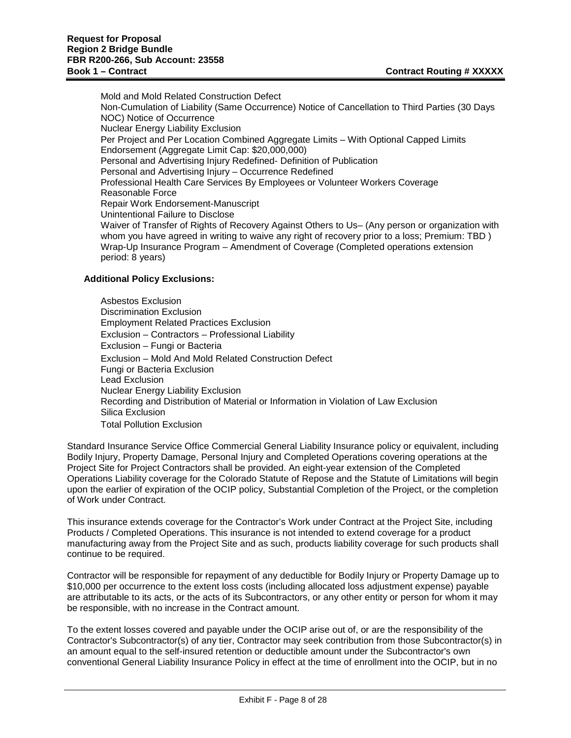Mold and Mold Related Construction Defect
Non-Cumulation of Liability (Same Occurrence) Notice of Cancellation to Third Parties (30 Days NOC) Notice of Occurrence
Nuclear Energy Liability Exclusion
Per Project and Per Location Combined Aggregate Limits – With Optional Capped Limits Endorsement (Aggregate Limit Cap: $20,000,000)
Personal and Advertising Injury Redefined- Definition of Publication
Personal and Advertising Injury – Occurrence Redefined
Professional Health Care Services By Employees or Volunteer Workers Coverage
Reasonable Force
Repair Work Endorsement-Manuscript
Unintentional Failure to Disclose
Waiver of Transfer of Rights of Recovery Against Others to Us– (Any person or organization with whom you have agreed in writing to waive any right of recovery prior to a loss; Premium: TBD )
Wrap-Up Insurance Program – Amendment of Coverage (Completed operations extension period: 8 years)

**Additional Policy Exclusions:**

Asbestos Exclusion
Discrimination Exclusion
Employment Related Practices Exclusion
Exclusion – Contractors – Professional Liability
Exclusion – Fungi or Bacteria
Exclusion – Mold And Mold Related Construction Defect
Fungi or Bacteria Exclusion
Lead Exclusion
Nuclear Energy Liability Exclusion
Recording and Distribution of Material or Information in Violation of Law Exclusion
Silica Exclusion
Total Pollution Exclusion

Standard Insurance Service Office Commercial General Liability Insurance policy or equivalent, including Bodily Injury, Property Damage, Personal Injury and Completed Operations covering operations at the Project Site for Project Contractors shall be provided. An eight-year extension of the Completed Operations Liability coverage for the Colorado Statute of Repose and the Statute of Limitations will begin upon the earlier of expiration of the OCIP policy, Substantial Completion of the Project, or the completion of Work under Contract.

This insurance extends coverage for the Contractor's Work under Contract at the Project Site, including Products / Completed Operations. This insurance is not intended to extend coverage for a product manufacturing away from the Project Site and as such, products liability coverage for such products shall continue to be required.

Contractor will be responsible for repayment of any deductible for Bodily Injury or Property Damage up to $10,000 per occurrence to the extent loss costs (including allocated loss adjustment expense) payable are attributable to its acts, or the acts of its Subcontractors, or any other entity or person for whom it may be responsible, with no increase in the Contract amount.

To the extent losses covered and payable under the OCIP arise out of, or are the responsibility of the Contractor's Subcontractor(s) of any tier, Contractor may seek contribution from those Subcontractor(s) in an amount equal to the self-insured retention or deductible amount under the Subcontractor's own conventional General Liability Insurance Policy in effect at the time of enrollment into the OCIP, but in no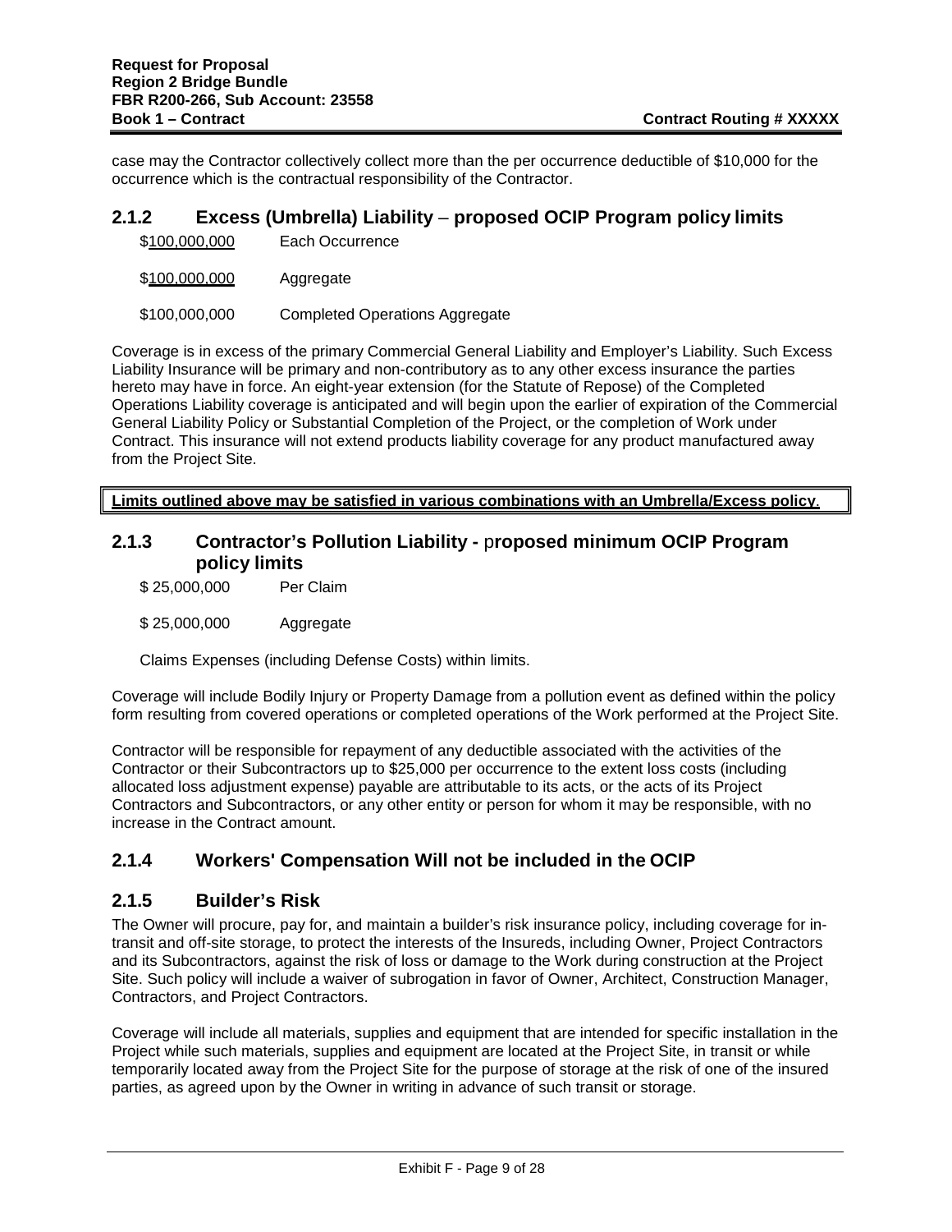case may the Contractor collectively collect more than the per occurrence deductible of $10,000 for the occurrence which is the contractual responsibility of the Contractor.

### 2.1.2 Excess (Umbrella) Liability – proposed OCIP Program policy limits

| | |
|---|---|
| $100,000,000 | Each Occurrence |
| $100,000,000 | Aggregate |
| $100,000,000 | Completed Operations Aggregate |

Coverage is in excess of the primary Commercial General Liability and Employer's Liability. Such Excess Liability Insurance will be primary and non-contributory as to any other excess insurance the parties hereto may have in force. An eight-year extension (for the Statute of Repose) of the Completed Operations Liability coverage is anticipated and will begin upon the earlier of expiration of the Commercial General Liability Policy or Substantial Completion of the Project, or the completion of Work under Contract. This insurance will not extend products liability coverage for any product manufactured away from the Project Site.

**Limits outlined above may be satisfied in various combinations with an Umbrella/Excess policy.**

### 2.1.3 Contractor's Pollution Liability - proposed minimum OCIP Program policy limits

| | |
|---|---|
| $ 25,000,000 | Per Claim |
| $ 25,000,000 | Aggregate |

Claims Expenses (including Defense Costs) within limits.

Coverage will include Bodily Injury or Property Damage from a pollution event as defined within the policy form resulting from covered operations or completed operations of the Work performed at the Project Site.

Contractor will be responsible for repayment of any deductible associated with the activities of the Contractor or their Subcontractors up to $25,000 per occurrence to the extent loss costs (including allocated loss adjustment expense) payable are attributable to its acts, or the acts of its Project Contractors and Subcontractors, or any other entity or person for whom it may be responsible, with no increase in the Contract amount.

### 2.1.4 Workers' Compensation Will not be included in the OCIP

### 2.1.5 Builder's Risk

The Owner will procure, pay for, and maintain a builder's risk insurance policy, including coverage for in-transit and off-site storage, to protect the interests of the Insureds, including Owner, Project Contractors and its Subcontractors, against the risk of loss or damage to the Work during construction at the Project Site. Such policy will include a waiver of subrogation in favor of Owner, Architect, Construction Manager, Contractors, and Project Contractors.

Coverage will include all materials, supplies and equipment that are intended for specific installation in the Project while such materials, supplies and equipment are located at the Project Site, in transit or while temporarily located away from the Project Site for the purpose of storage at the risk of one of the insured parties, as agreed upon by the Owner in writing in advance of such transit or storage.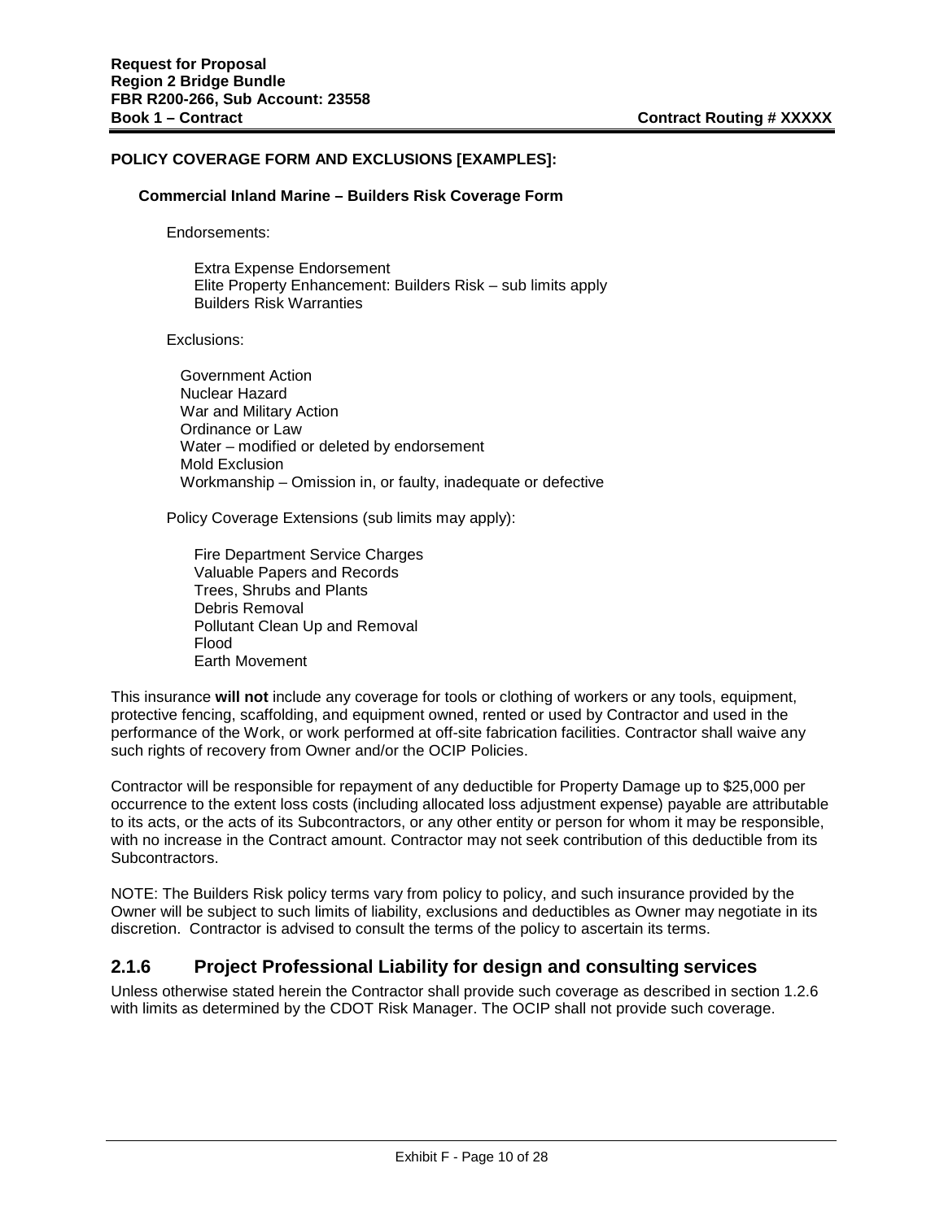**POLICY COVERAGE FORM AND EXCLUSIONS [EXAMPLES]:**

**Commercial Inland Marine – Builders Risk Coverage Form**

Endorsements:

- Extra Expense Endorsement
- Elite Property Enhancement: Builders Risk – sub limits apply
- Builders Risk Warranties

Exclusions:

- Government Action
- Nuclear Hazard
- War and Military Action
- Ordinance or Law
- Water – modified or deleted by endorsement
- Mold Exclusion
- Workmanship – Omission in, or faulty, inadequate or defective

Policy Coverage Extensions (sub limits may apply):

- Fire Department Service Charges
- Valuable Papers and Records
- Trees, Shrubs and Plants
- Debris Removal
- Pollutant Clean Up and Removal
- Flood
- Earth Movement

This insurance **will not** include any coverage for tools or clothing of workers or any tools, equipment, protective fencing, scaffolding, and equipment owned, rented or used by Contractor and used in the performance of the Work, or work performed at off-site fabrication facilities. Contractor shall waive any such rights of recovery from Owner and/or the OCIP Policies.

Contractor will be responsible for repayment of any deductible for Property Damage up to $25,000 per occurrence to the extent loss costs (including allocated loss adjustment expense) payable are attributable to its acts, or the acts of its Subcontractors, or any other entity or person for whom it may be responsible, with no increase in the Contract amount. Contractor may not seek contribution of this deductible from its Subcontractors.

NOTE: The Builders Risk policy terms vary from policy to policy, and such insurance provided by the Owner will be subject to such limits of liability, exclusions and deductibles as Owner may negotiate in its discretion. Contractor is advised to consult the terms of the policy to ascertain its terms.

## 2.1.6 Project Professional Liability for design and consulting services

Unless otherwise stated herein the Contractor shall provide such coverage as described in section 1.2.6 with limits as determined by the CDOT Risk Manager. The OCIP shall not provide such coverage.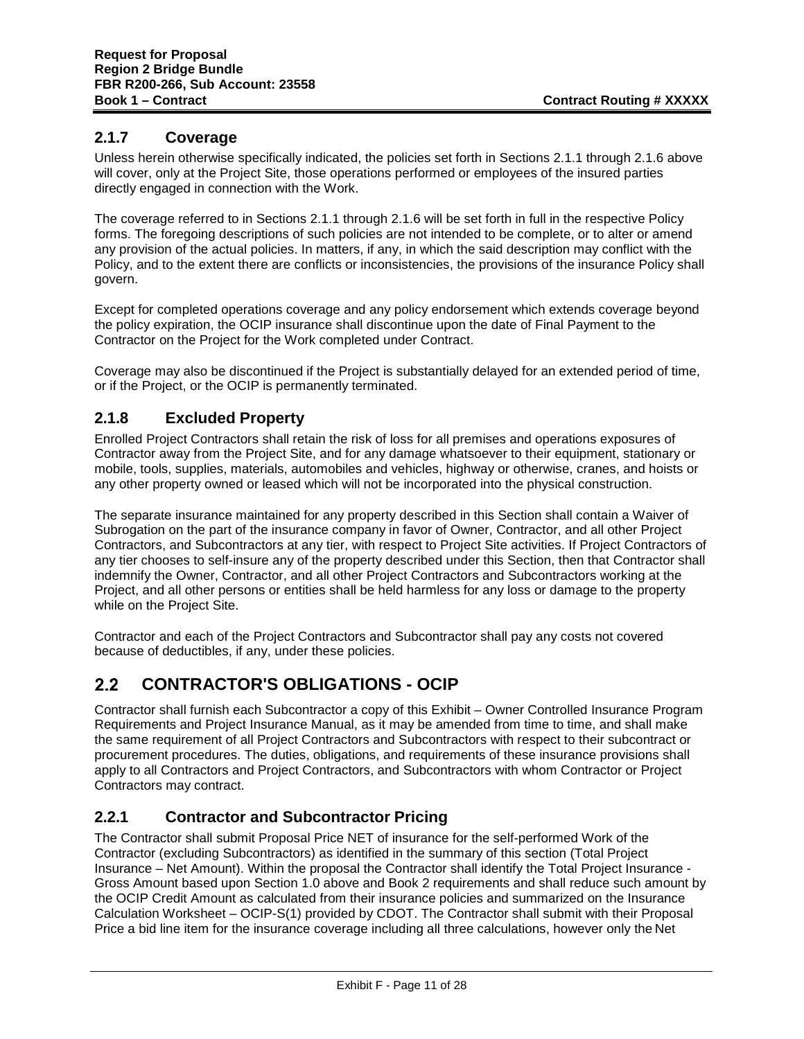### 2.1.7 Coverage

Unless herein otherwise specifically indicated, the policies set forth in Sections 2.1.1 through 2.1.6 above will cover, only at the Project Site, those operations performed or employees of the insured parties directly engaged in connection with the Work.

The coverage referred to in Sections 2.1.1 through 2.1.6 will be set forth in full in the respective Policy forms. The foregoing descriptions of such policies are not intended to be complete, or to alter or amend any provision of the actual policies. In matters, if any, in which the said description may conflict with the Policy, and to the extent there are conflicts or inconsistencies, the provisions of the insurance Policy shall govern.

Except for completed operations coverage and any policy endorsement which extends coverage beyond the policy expiration, the OCIP insurance shall discontinue upon the date of Final Payment to the Contractor on the Project for the Work completed under Contract.

Coverage may also be discontinued if the Project is substantially delayed for an extended period of time, or if the Project, or the OCIP is permanently terminated.

### 2.1.8 Excluded Property

Enrolled Project Contractors shall retain the risk of loss for all premises and operations exposures of Contractor away from the Project Site, and for any damage whatsoever to their equipment, stationary or mobile, tools, supplies, materials, automobiles and vehicles, highway or otherwise, cranes, and hoists or any other property owned or leased which will not be incorporated into the physical construction.

The separate insurance maintained for any property described in this Section shall contain a Waiver of Subrogation on the part of the insurance company in favor of Owner, Contractor, and all other Project Contractors, and Subcontractors at any tier, with respect to Project Site activities. If Project Contractors of any tier chooses to self-insure any of the property described under this Section, then that Contractor shall indemnify the Owner, Contractor, and all other Project Contractors and Subcontractors working at the Project, and all other persons or entities shall be held harmless for any loss or damage to the property while on the Project Site.

Contractor and each of the Project Contractors and Subcontractor shall pay any costs not covered because of deductibles, if any, under these policies.

## 2.2 CONTRACTOR'S OBLIGATIONS - OCIP

Contractor shall furnish each Subcontractor a copy of this Exhibit – Owner Controlled Insurance Program Requirements and Project Insurance Manual, as it may be amended from time to time, and shall make the same requirement of all Project Contractors and Subcontractors with respect to their subcontract or procurement procedures. The duties, obligations, and requirements of these insurance provisions shall apply to all Contractors and Project Contractors, and Subcontractors with whom Contractor or Project Contractors may contract.

### 2.2.1 Contractor and Subcontractor Pricing

The Contractor shall submit Proposal Price NET of insurance for the self-performed Work of the Contractor (excluding Subcontractors) as identified in the summary of this section (Total Project Insurance – Net Amount). Within the proposal the Contractor shall identify the Total Project Insurance - Gross Amount based upon Section 1.0 above and Book 2 requirements and shall reduce such amount by the OCIP Credit Amount as calculated from their insurance policies and summarized on the Insurance Calculation Worksheet – OCIP-S(1) provided by CDOT. The Contractor shall submit with their Proposal Price a bid line item for the insurance coverage including all three calculations, however only the Net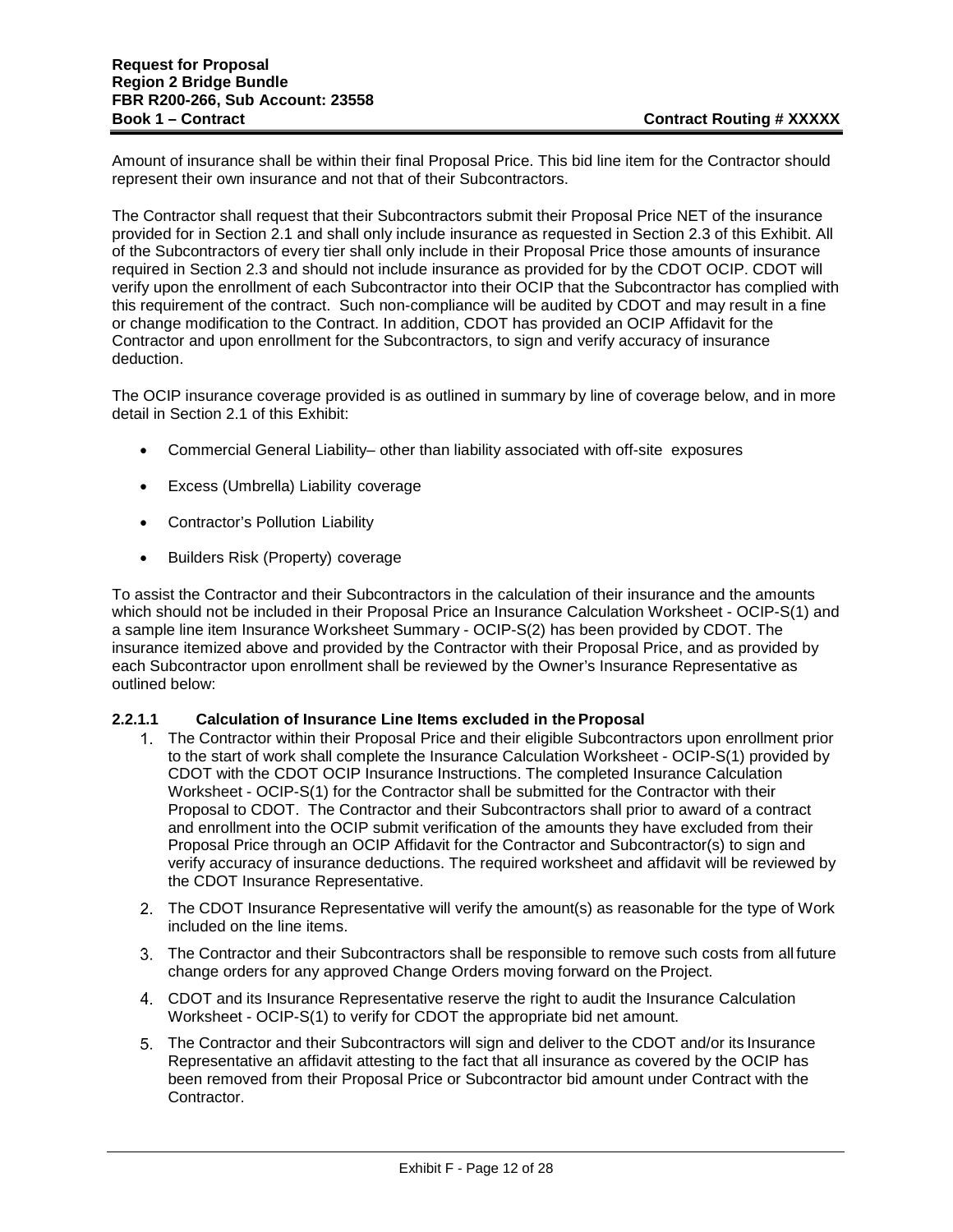Amount of insurance shall be within their final Proposal Price. This bid line item for the Contractor should represent their own insurance and not that of their Subcontractors.

The Contractor shall request that their Subcontractors submit their Proposal Price NET of the insurance provided for in Section 2.1 and shall only include insurance as requested in Section 2.3 of this Exhibit. All of the Subcontractors of every tier shall only include in their Proposal Price those amounts of insurance required in Section 2.3 and should not include insurance as provided for by the CDOT OCIP. CDOT will verify upon the enrollment of each Subcontractor into their OCIP that the Subcontractor has complied with this requirement of the contract. Such non-compliance will be audited by CDOT and may result in a fine or change modification to the Contract. In addition, CDOT has provided an OCIP Affidavit for the Contractor and upon enrollment for the Subcontractors, to sign and verify accuracy of insurance deduction.

The OCIP insurance coverage provided is as outlined in summary by line of coverage below, and in more detail in Section 2.1 of this Exhibit:

- Commercial General Liability– other than liability associated with off-site exposures
- Excess (Umbrella) Liability coverage
- Contractor's Pollution Liability
- Builders Risk (Property) coverage

To assist the Contractor and their Subcontractors in the calculation of their insurance and the amounts which should not be included in their Proposal Price an Insurance Calculation Worksheet - OCIP-S(1) and a sample line item Insurance Worksheet Summary - OCIP-S(2) has been provided by CDOT. The insurance itemized above and provided by the Contractor with their Proposal Price, and as provided by each Subcontractor upon enrollment shall be reviewed by the Owner's Insurance Representative as outlined below:

#### 2.2.1.1 Calculation of Insurance Line Items excluded in the Proposal

1. The Contractor within their Proposal Price and their eligible Subcontractors upon enrollment prior to the start of work shall complete the Insurance Calculation Worksheet - OCIP-S(1) provided by CDOT with the CDOT OCIP Insurance Instructions. The completed Insurance Calculation Worksheet - OCIP-S(1) for the Contractor shall be submitted for the Contractor with their Proposal to CDOT. The Contractor and their Subcontractors shall prior to award of a contract and enrollment into the OCIP submit verification of the amounts they have excluded from their Proposal Price through an OCIP Affidavit for the Contractor and Subcontractor(s) to sign and verify accuracy of insurance deductions. The required worksheet and affidavit will be reviewed by the CDOT Insurance Representative.
2. The CDOT Insurance Representative will verify the amount(s) as reasonable for the type of Work included on the line items.
3. The Contractor and their Subcontractors shall be responsible to remove such costs from all future change orders for any approved Change Orders moving forward on the Project.
4. CDOT and its Insurance Representative reserve the right to audit the Insurance Calculation Worksheet - OCIP-S(1) to verify for CDOT the appropriate bid net amount.
5. The Contractor and their Subcontractors will sign and deliver to the CDOT and/or its Insurance Representative an affidavit attesting to the fact that all insurance as covered by the OCIP has been removed from their Proposal Price or Subcontractor bid amount under Contract with the Contractor.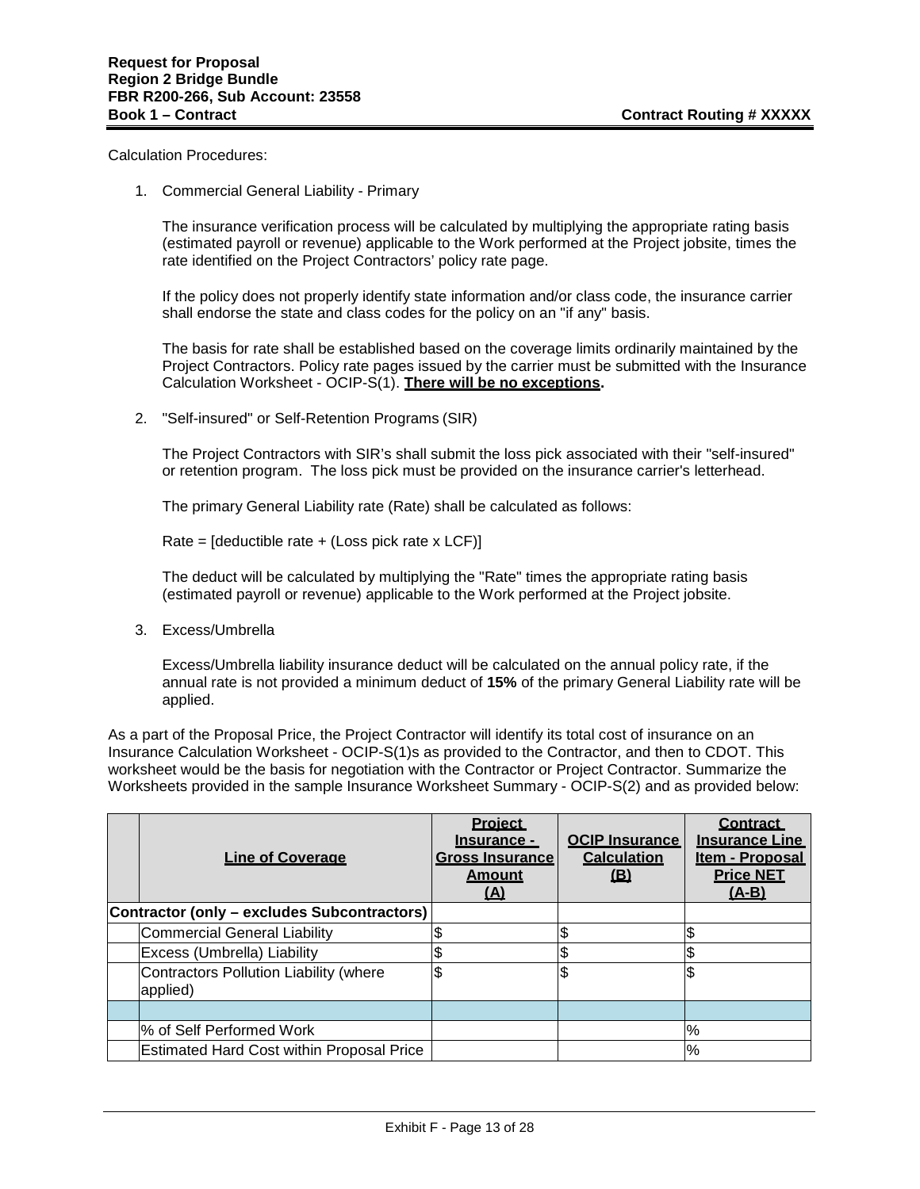Calculation Procedures:

1. Commercial General Liability - Primary

   The insurance verification process will be calculated by multiplying the appropriate rating basis (estimated payroll or revenue) applicable to the Work performed at the Project jobsite, times the rate identified on the Project Contractors' policy rate page.

   If the policy does not properly identify state information and/or class code, the insurance carrier shall endorse the state and class codes for the policy on an "if any" basis.

   The basis for rate shall be established based on the coverage limits ordinarily maintained by the Project Contractors. Policy rate pages issued by the carrier must be submitted with the Insurance Calculation Worksheet - OCIP-S(1). **There will be no exceptions.**

2. "Self-insured" or Self-Retention Programs (SIR)

   The Project Contractors with SIR's shall submit the loss pick associated with their "self-insured" or retention program. The loss pick must be provided on the insurance carrier's letterhead.

   The primary General Liability rate (Rate) shall be calculated as follows:

   Rate = [deductible rate + (Loss pick rate x LCF)]

   The deduct will be calculated by multiplying the "Rate" times the appropriate rating basis (estimated payroll or revenue) applicable to the Work performed at the Project jobsite.

3. Excess/Umbrella

   Excess/Umbrella liability insurance deduct will be calculated on the annual policy rate, if the annual rate is not provided a minimum deduct of **15%** of the primary General Liability rate will be applied.

As a part of the Proposal Price, the Project Contractor will identify its total cost of insurance on an Insurance Calculation Worksheet - OCIP-S(1)s as provided to the Contractor, and then to CDOT. This worksheet would be the basis for negotiation with the Contractor or Project Contractor. Summarize the Worksheets provided in the sample Insurance Worksheet Summary - OCIP-S(2) and as provided below:

| | Line of Coverage | Project Insurance - Gross Insurance Amount (A) | OCIP Insurance Calculation (B) | Contract Insurance Line Item - Proposal Price NET (A-B) |
|---|---|---|---|---|
| **Contractor (only – excludes Subcontractors)** | | | | |
| | Commercial General Liability | $ | $ | $ |
| | Excess (Umbrella) Liability | $ | $ | $ |
| | Contractors Pollution Liability (where applied) | $ | $ | $ |
| | | | | |
| | % of Self Performed Work | | | % |
| | Estimated Hard Cost within Proposal Price | | | % |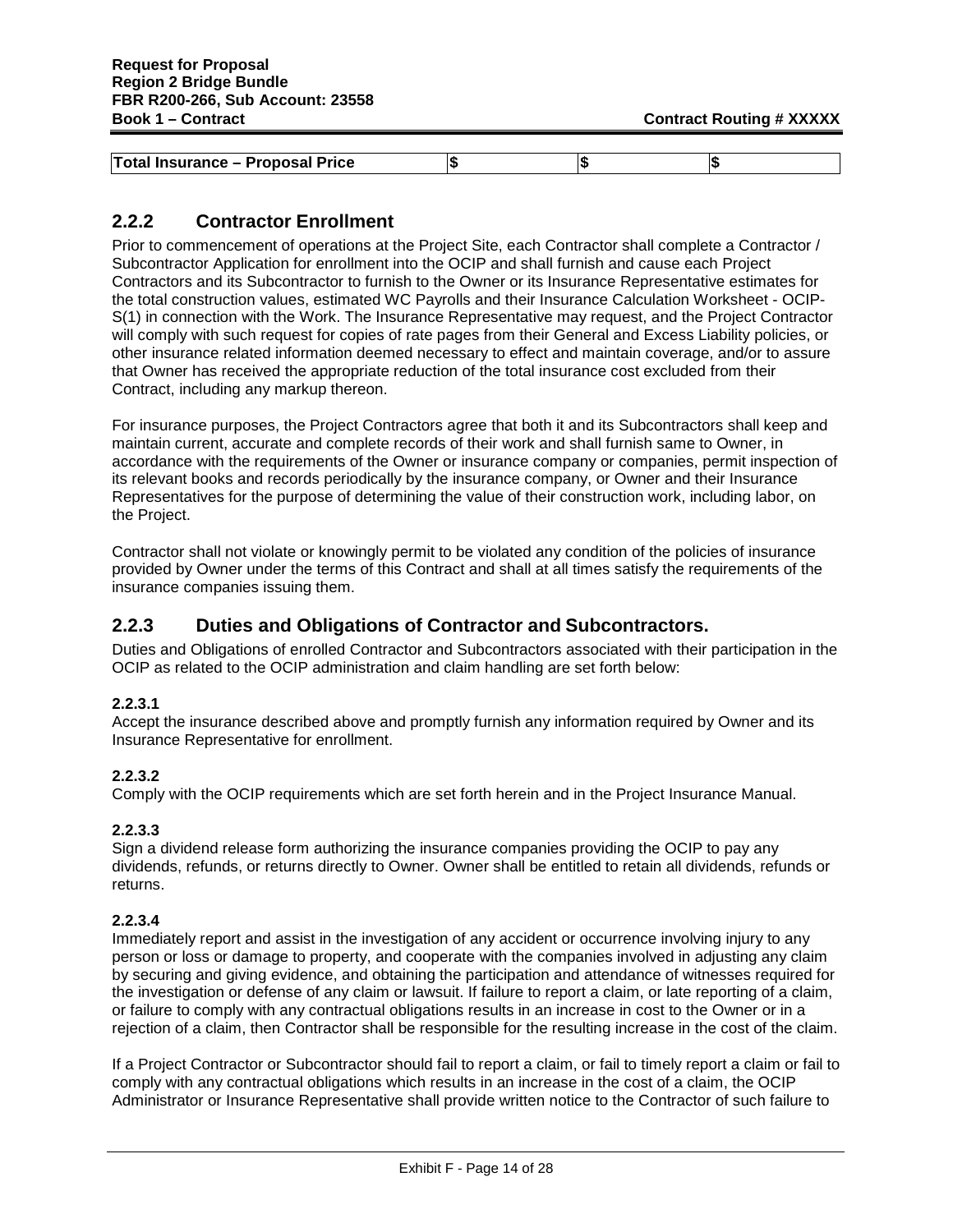| Total Insurance – Proposal Price | $ | $ | $ |
|---|---|---|---|

## 2.2.2 Contractor Enrollment

Prior to commencement of operations at the Project Site, each Contractor shall complete a Contractor / Subcontractor Application for enrollment into the OCIP and shall furnish and cause each Project Contractors and its Subcontractor to furnish to the Owner or its Insurance Representative estimates for the total construction values, estimated WC Payrolls and their Insurance Calculation Worksheet - OCIP-S(1) in connection with the Work. The Insurance Representative may request, and the Project Contractor will comply with such request for copies of rate pages from their General and Excess Liability policies, or other insurance related information deemed necessary to effect and maintain coverage, and/or to assure that Owner has received the appropriate reduction of the total insurance cost excluded from their Contract, including any markup thereon.

For insurance purposes, the Project Contractors agree that both it and its Subcontractors shall keep and maintain current, accurate and complete records of their work and shall furnish same to Owner, in accordance with the requirements of the Owner or insurance company or companies, permit inspection of its relevant books and records periodically by the insurance company, or Owner and their Insurance Representatives for the purpose of determining the value of their construction work, including labor, on the Project.

Contractor shall not violate or knowingly permit to be violated any condition of the policies of insurance provided by Owner under the terms of this Contract and shall at all times satisfy the requirements of the insurance companies issuing them.

## 2.2.3 Duties and Obligations of Contractor and Subcontractors.

Duties and Obligations of enrolled Contractor and Subcontractors associated with their participation in the OCIP as related to the OCIP administration and claim handling are set forth below:

**2.2.3.1**

Accept the insurance described above and promptly furnish any information required by Owner and its Insurance Representative for enrollment.

**2.2.3.2**

Comply with the OCIP requirements which are set forth herein and in the Project Insurance Manual.

**2.2.3.3**

Sign a dividend release form authorizing the insurance companies providing the OCIP to pay any dividends, refunds, or returns directly to Owner. Owner shall be entitled to retain all dividends, refunds or returns.

**2.2.3.4**

Immediately report and assist in the investigation of any accident or occurrence involving injury to any person or loss or damage to property, and cooperate with the companies involved in adjusting any claim by securing and giving evidence, and obtaining the participation and attendance of witnesses required for the investigation or defense of any claim or lawsuit. If failure to report a claim, or late reporting of a claim, or failure to comply with any contractual obligations results in an increase in cost to the Owner or in a rejection of a claim, then Contractor shall be responsible for the resulting increase in the cost of the claim.

If a Project Contractor or Subcontractor should fail to report a claim, or fail to timely report a claim or fail to comply with any contractual obligations which results in an increase in the cost of a claim, the OCIP Administrator or Insurance Representative shall provide written notice to the Contractor of such failure to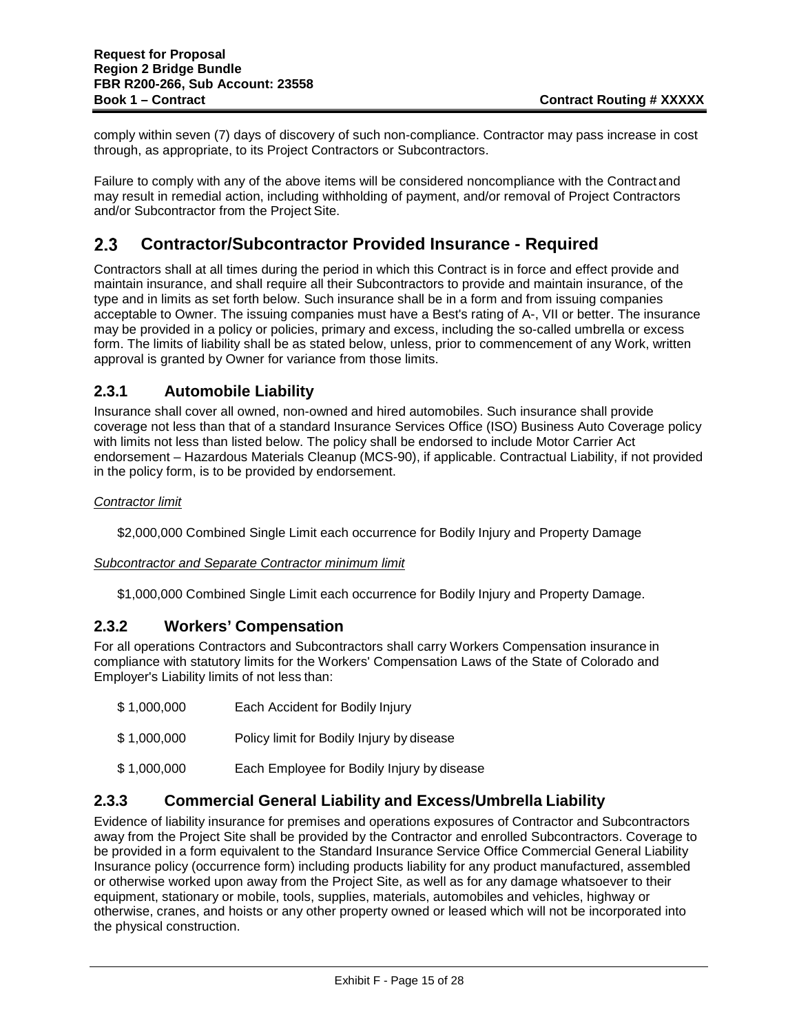comply within seven (7) days of discovery of such non-compliance. Contractor may pass increase in cost through, as appropriate, to its Project Contractors or Subcontractors.

Failure to comply with any of the above items will be considered noncompliance with the Contract and may result in remedial action, including withholding of payment, and/or removal of Project Contractors and/or Subcontractor from the Project Site.

## 2.3 Contractor/Subcontractor Provided Insurance - Required

Contractors shall at all times during the period in which this Contract is in force and effect provide and maintain insurance, and shall require all their Subcontractors to provide and maintain insurance, of the type and in limits as set forth below. Such insurance shall be in a form and from issuing companies acceptable to Owner. The issuing companies must have a Best's rating of A-, VII or better. The insurance may be provided in a policy or policies, primary and excess, including the so-called umbrella or excess form. The limits of liability shall be as stated below, unless, prior to commencement of any Work, written approval is granted by Owner for variance from those limits.

### 2.3.1 Automobile Liability

Insurance shall cover all owned, non-owned and hired automobiles. Such insurance shall provide coverage not less than that of a standard Insurance Services Office (ISO) Business Auto Coverage policy with limits not less than listed below. The policy shall be endorsed to include Motor Carrier Act endorsement – Hazardous Materials Cleanup (MCS-90), if applicable. Contractual Liability, if not provided in the policy form, is to be provided by endorsement.

*Contractor limit*

$2,000,000 Combined Single Limit each occurrence for Bodily Injury and Property Damage

*Subcontractor and Separate Contractor minimum limit*

$1,000,000 Combined Single Limit each occurrence for Bodily Injury and Property Damage.

### 2.3.2 Workers' Compensation

For all operations Contractors and Subcontractors shall carry Workers Compensation insurance in compliance with statutory limits for the Workers' Compensation Laws of the State of Colorado and Employer's Liability limits of not less than:

| | |
|---|---|
| $ 1,000,000 | Each Accident for Bodily Injury |
| $ 1,000,000 | Policy limit for Bodily Injury by disease |
| $ 1,000,000 | Each Employee for Bodily Injury by disease |

### 2.3.3 Commercial General Liability and Excess/Umbrella Liability

Evidence of liability insurance for premises and operations exposures of Contractor and Subcontractors away from the Project Site shall be provided by the Contractor and enrolled Subcontractors. Coverage to be provided in a form equivalent to the Standard Insurance Service Office Commercial General Liability Insurance policy (occurrence form) including products liability for any product manufactured, assembled or otherwise worked upon away from the Project Site, as well as for any damage whatsoever to their equipment, stationary or mobile, tools, supplies, materials, automobiles and vehicles, highway or otherwise, cranes, and hoists or any other property owned or leased which will not be incorporated into the physical construction.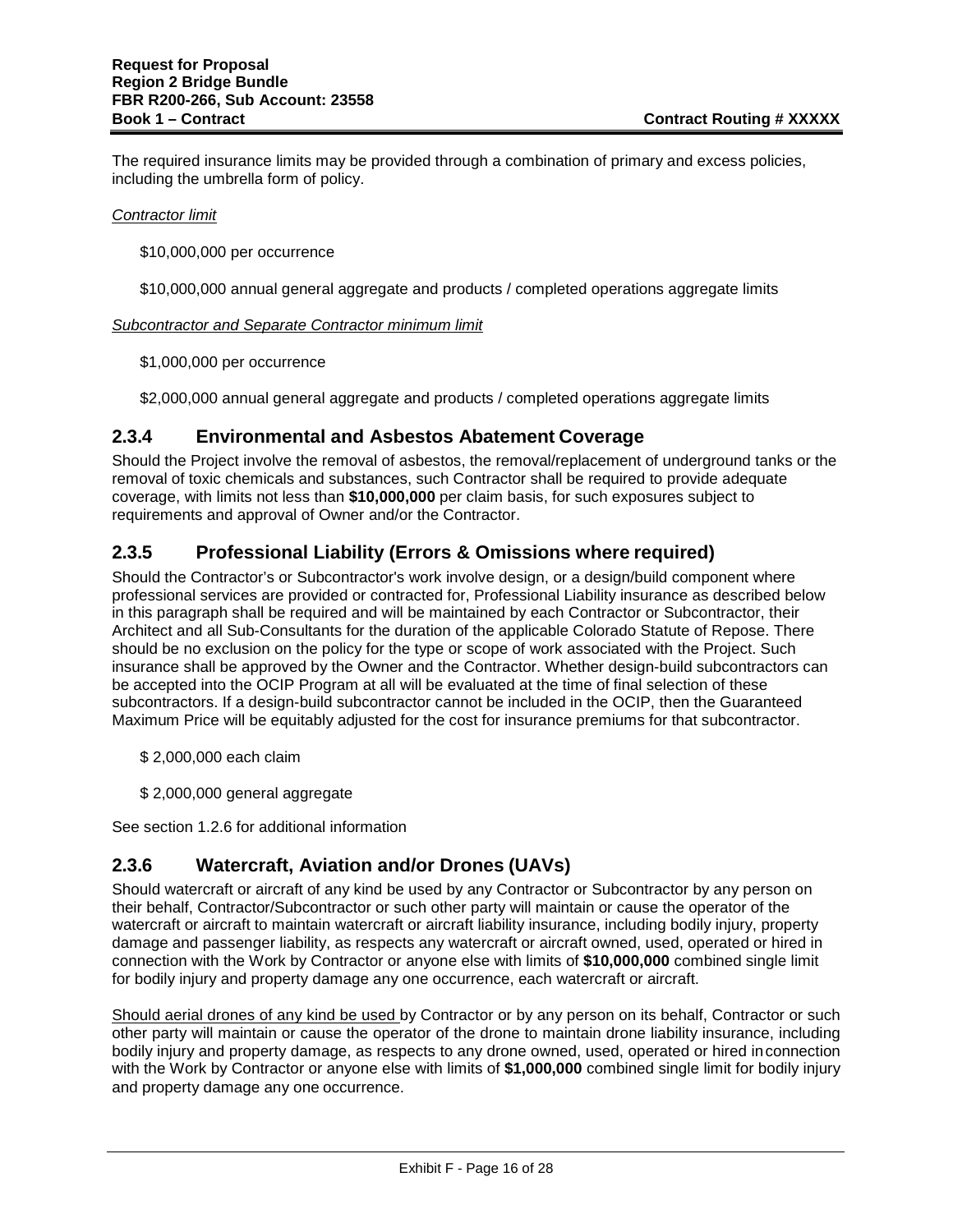The required insurance limits may be provided through a combination of primary and excess policies, including the umbrella form of policy.

*Contractor limit*

$10,000,000 per occurrence

$10,000,000 annual general aggregate and products / completed operations aggregate limits

*Subcontractor and Separate Contractor minimum limit*

$1,000,000 per occurrence

$2,000,000 annual general aggregate and products / completed operations aggregate limits

## 2.3.4 Environmental and Asbestos Abatement Coverage

Should the Project involve the removal of asbestos, the removal/replacement of underground tanks or the removal of toxic chemicals and substances, such Contractor shall be required to provide adequate coverage, with limits not less than **$10,000,000** per claim basis, for such exposures subject to requirements and approval of Owner and/or the Contractor.

## 2.3.5 Professional Liability (Errors & Omissions where required)

Should the Contractor's or Subcontractor's work involve design, or a design/build component where professional services are provided or contracted for, Professional Liability insurance as described below in this paragraph shall be required and will be maintained by each Contractor or Subcontractor, their Architect and all Sub-Consultants for the duration of the applicable Colorado Statute of Repose. There should be no exclusion on the policy for the type or scope of work associated with the Project. Such insurance shall be approved by the Owner and the Contractor. Whether design-build subcontractors can be accepted into the OCIP Program at all will be evaluated at the time of final selection of these subcontractors. If a design-build subcontractor cannot be included in the OCIP, then the Guaranteed Maximum Price will be equitably adjusted for the cost for insurance premiums for that subcontractor.

$ 2,000,000 each claim

$ 2,000,000 general aggregate

See section 1.2.6 for additional information

## 2.3.6 Watercraft, Aviation and/or Drones (UAVs)

Should watercraft or aircraft of any kind be used by any Contractor or Subcontractor by any person on their behalf, Contractor/Subcontractor or such other party will maintain or cause the operator of the watercraft or aircraft to maintain watercraft or aircraft liability insurance, including bodily injury, property damage and passenger liability, as respects any watercraft or aircraft owned, used, operated or hired in connection with the Work by Contractor or anyone else with limits of **$10,000,000** combined single limit for bodily injury and property damage any one occurrence, each watercraft or aircraft.

Should aerial drones of any kind be used by Contractor or by any person on its behalf, Contractor or such other party will maintain or cause the operator of the drone to maintain drone liability insurance, including bodily injury and property damage, as respects to any drone owned, used, operated or hired in connection with the Work by Contractor or anyone else with limits of **$1,000,000** combined single limit for bodily injury and property damage any one occurrence.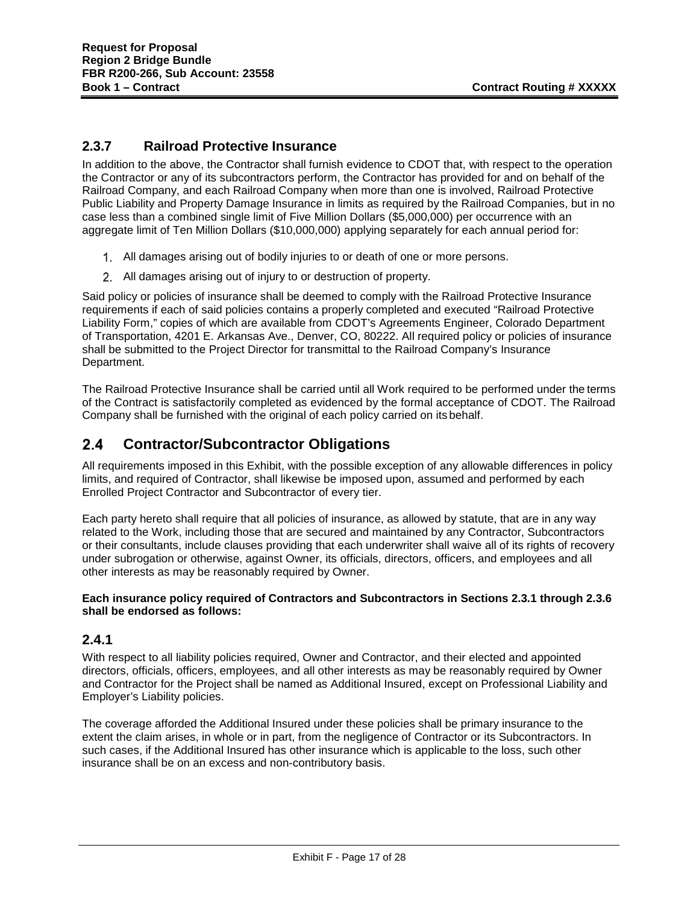### 2.3.7 Railroad Protective Insurance

In addition to the above, the Contractor shall furnish evidence to CDOT that, with respect to the operation the Contractor or any of its subcontractors perform, the Contractor has provided for and on behalf of the Railroad Company, and each Railroad Company when more than one is involved, Railroad Protective Public Liability and Property Damage Insurance in limits as required by the Railroad Companies, but in no case less than a combined single limit of Five Million Dollars ($5,000,000) per occurrence with an aggregate limit of Ten Million Dollars ($10,000,000) applying separately for each annual period for:

1. All damages arising out of bodily injuries to or death of one or more persons.
2. All damages arising out of injury to or destruction of property.

Said policy or policies of insurance shall be deemed to comply with the Railroad Protective Insurance requirements if each of said policies contains a properly completed and executed "Railroad Protective Liability Form," copies of which are available from CDOT's Agreements Engineer, Colorado Department of Transportation, 4201 E. Arkansas Ave., Denver, CO, 80222. All required policy or policies of insurance shall be submitted to the Project Director for transmittal to the Railroad Company's Insurance Department.

The Railroad Protective Insurance shall be carried until all Work required to be performed under the terms of the Contract is satisfactorily completed as evidenced by the formal acceptance of CDOT. The Railroad Company shall be furnished with the original of each policy carried on its behalf.

## 2.4 Contractor/Subcontractor Obligations

All requirements imposed in this Exhibit, with the possible exception of any allowable differences in policy limits, and required of Contractor, shall likewise be imposed upon, assumed and performed by each Enrolled Project Contractor and Subcontractor of every tier.

Each party hereto shall require that all policies of insurance, as allowed by statute, that are in any way related to the Work, including those that are secured and maintained by any Contractor, Subcontractors or their consultants, include clauses providing that each underwriter shall waive all of its rights of recovery under subrogation or otherwise, against Owner, its officials, directors, officers, and employees and all other interests as may be reasonably required by Owner.

**Each insurance policy required of Contractors and Subcontractors in Sections 2.3.1 through 2.3.6 shall be endorsed as follows:**

### 2.4.1

With respect to all liability policies required, Owner and Contractor, and their elected and appointed directors, officials, officers, employees, and all other interests as may be reasonably required by Owner and Contractor for the Project shall be named as Additional Insured, except on Professional Liability and Employer's Liability policies.

The coverage afforded the Additional Insured under these policies shall be primary insurance to the extent the claim arises, in whole or in part, from the negligence of Contractor or its Subcontractors. In such cases, if the Additional Insured has other insurance which is applicable to the loss, such other insurance shall be on an excess and non-contributory basis.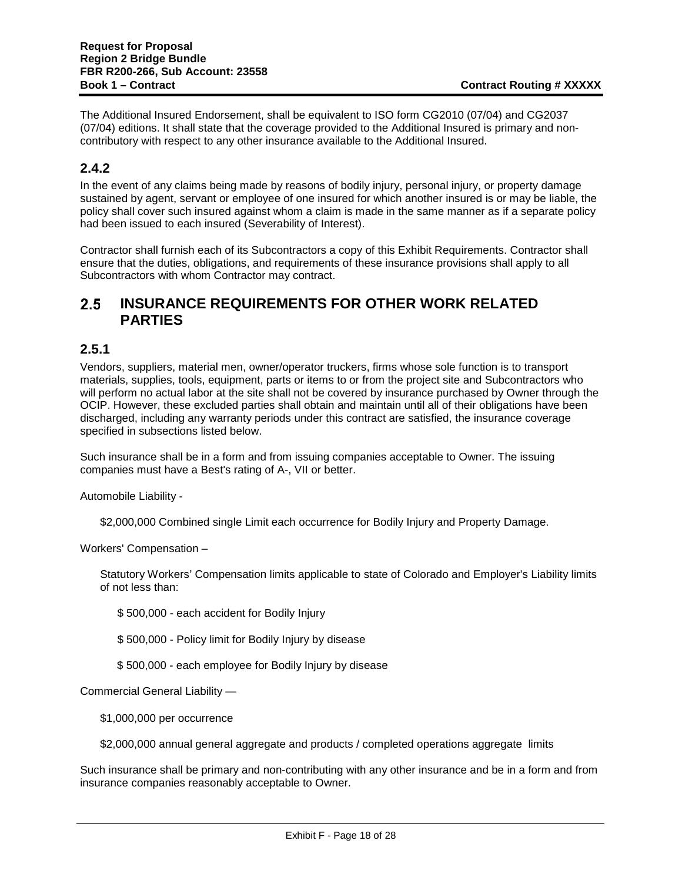The Additional Insured Endorsement, shall be equivalent to ISO form CG2010 (07/04) and CG2037 (07/04) editions. It shall state that the coverage provided to the Additional Insured is primary and non-contributory with respect to any other insurance available to the Additional Insured.

### 2.4.2

In the event of any claims being made by reasons of bodily injury, personal injury, or property damage sustained by agent, servant or employee of one insured for which another insured is or may be liable, the policy shall cover such insured against whom a claim is made in the same manner as if a separate policy had been issued to each insured (Severability of Interest).

Contractor shall furnish each of its Subcontractors a copy of this Exhibit Requirements. Contractor shall ensure that the duties, obligations, and requirements of these insurance provisions shall apply to all Subcontractors with whom Contractor may contract.

## 2.5 INSURANCE REQUIREMENTS FOR OTHER WORK RELATED PARTIES

### 2.5.1

Vendors, suppliers, material men, owner/operator truckers, firms whose sole function is to transport materials, supplies, tools, equipment, parts or items to or from the project site and Subcontractors who will perform no actual labor at the site shall not be covered by insurance purchased by Owner through the OCIP. However, these excluded parties shall obtain and maintain until all of their obligations have been discharged, including any warranty periods under this contract are satisfied, the insurance coverage specified in subsections listed below.

Such insurance shall be in a form and from issuing companies acceptable to Owner. The issuing companies must have a Best's rating of A-, VII or better.

Automobile Liability -

> $2,000,000 Combined single Limit each occurrence for Bodily Injury and Property Damage.

Workers' Compensation –

> Statutory Workers' Compensation limits applicable to state of Colorado and Employer's Liability limits of not less than:
>
> $ 500,000 - each accident for Bodily Injury
>
> $ 500,000 - Policy limit for Bodily Injury by disease
>
> $ 500,000 - each employee for Bodily Injury by disease

Commercial General Liability —

> $1,000,000 per occurrence
>
> $2,000,000 annual general aggregate and products / completed operations aggregate limits

Such insurance shall be primary and non-contributing with any other insurance and be in a form and from insurance companies reasonably acceptable to Owner.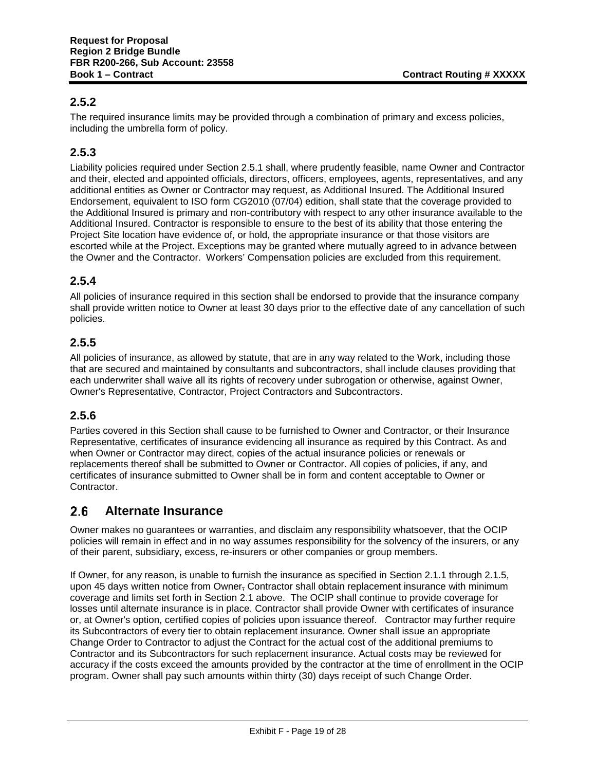### 2.5.2

The required insurance limits may be provided through a combination of primary and excess policies, including the umbrella form of policy.

### 2.5.3

Liability policies required under Section 2.5.1 shall, where prudently feasible, name Owner and Contractor and their, elected and appointed officials, directors, officers, employees, agents, representatives, and any additional entities as Owner or Contractor may request, as Additional Insured. The Additional Insured Endorsement, equivalent to ISO form CG2010 (07/04) edition, shall state that the coverage provided to the Additional Insured is primary and non-contributory with respect to any other insurance available to the Additional Insured. Contractor is responsible to ensure to the best of its ability that those entering the Project Site location have evidence of, or hold, the appropriate insurance or that those visitors are escorted while at the Project. Exceptions may be granted where mutually agreed to in advance between the Owner and the Contractor. Workers' Compensation policies are excluded from this requirement.

### 2.5.4

All policies of insurance required in this section shall be endorsed to provide that the insurance company shall provide written notice to Owner at least 30 days prior to the effective date of any cancellation of such policies.

### 2.5.5

All policies of insurance, as allowed by statute, that are in any way related to the Work, including those that are secured and maintained by consultants and subcontractors, shall include clauses providing that each underwriter shall waive all its rights of recovery under subrogation or otherwise, against Owner, Owner's Representative, Contractor, Project Contractors and Subcontractors.

### 2.5.6

Parties covered in this Section shall cause to be furnished to Owner and Contractor, or their Insurance Representative, certificates of insurance evidencing all insurance as required by this Contract. As and when Owner or Contractor may direct, copies of the actual insurance policies or renewals or replacements thereof shall be submitted to Owner or Contractor. All copies of policies, if any, and certificates of insurance submitted to Owner shall be in form and content acceptable to Owner or Contractor.

## 2.6 Alternate Insurance

Owner makes no guarantees or warranties, and disclaim any responsibility whatsoever, that the OCIP policies will remain in effect and in no way assumes responsibility for the solvency of the insurers, or any of their parent, subsidiary, excess, re-insurers or other companies or group members.

If Owner, for any reason, is unable to furnish the insurance as specified in Section 2.1.1 through 2.1.5, upon 45 days written notice from Owner, Contractor shall obtain replacement insurance with minimum coverage and limits set forth in Section 2.1 above. The OCIP shall continue to provide coverage for losses until alternate insurance is in place. Contractor shall provide Owner with certificates of insurance or, at Owner's option, certified copies of policies upon issuance thereof. Contractor may further require its Subcontractors of every tier to obtain replacement insurance. Owner shall issue an appropriate Change Order to Contractor to adjust the Contract for the actual cost of the additional premiums to Contractor and its Subcontractors for such replacement insurance. Actual costs may be reviewed for accuracy if the costs exceed the amounts provided by the contractor at the time of enrollment in the OCIP program. Owner shall pay such amounts within thirty (30) days receipt of such Change Order.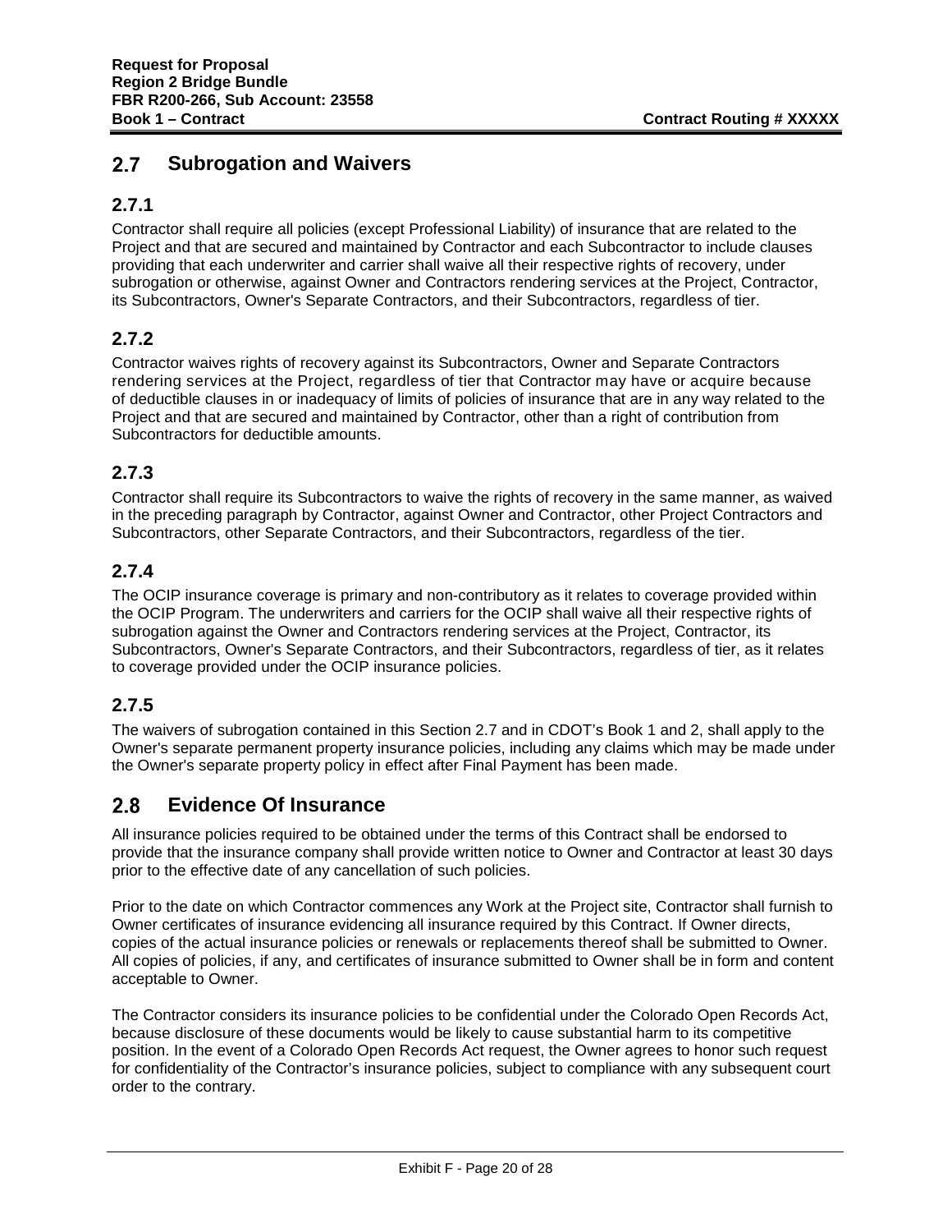## 2.7 Subrogation and Waivers

### 2.7.1

Contractor shall require all policies (except Professional Liability) of insurance that are related to the Project and that are secured and maintained by Contractor and each Subcontractor to include clauses providing that each underwriter and carrier shall waive all their respective rights of recovery, under subrogation or otherwise, against Owner and Contractors rendering services at the Project, Contractor, its Subcontractors, Owner's Separate Contractors, and their Subcontractors, regardless of tier.

### 2.7.2

Contractor waives rights of recovery against its Subcontractors, Owner and Separate Contractors rendering services at the Project, regardless of tier that Contractor may have or acquire because of deductible clauses in or inadequacy of limits of policies of insurance that are in any way related to the Project and that are secured and maintained by Contractor, other than a right of contribution from Subcontractors for deductible amounts.

### 2.7.3

Contractor shall require its Subcontractors to waive the rights of recovery in the same manner, as waived in the preceding paragraph by Contractor, against Owner and Contractor, other Project Contractors and Subcontractors, other Separate Contractors, and their Subcontractors, regardless of the tier.

### 2.7.4

The OCIP insurance coverage is primary and non-contributory as it relates to coverage provided within the OCIP Program. The underwriters and carriers for the OCIP shall waive all their respective rights of subrogation against the Owner and Contractors rendering services at the Project, Contractor, its Subcontractors, Owner's Separate Contractors, and their Subcontractors, regardless of tier, as it relates to coverage provided under the OCIP insurance policies.

### 2.7.5

The waivers of subrogation contained in this Section 2.7 and in CDOT's Book 1 and 2, shall apply to the Owner's separate permanent property insurance policies, including any claims which may be made under the Owner's separate property policy in effect after Final Payment has been made.

## 2.8 Evidence Of Insurance

All insurance policies required to be obtained under the terms of this Contract shall be endorsed to provide that the insurance company shall provide written notice to Owner and Contractor at least 30 days prior to the effective date of any cancellation of such policies.

Prior to the date on which Contractor commences any Work at the Project site, Contractor shall furnish to Owner certificates of insurance evidencing all insurance required by this Contract. If Owner directs, copies of the actual insurance policies or renewals or replacements thereof shall be submitted to Owner. All copies of policies, if any, and certificates of insurance submitted to Owner shall be in form and content acceptable to Owner.

The Contractor considers its insurance policies to be confidential under the Colorado Open Records Act, because disclosure of these documents would be likely to cause substantial harm to its competitive position. In the event of a Colorado Open Records Act request, the Owner agrees to honor such request for confidentiality of the Contractor's insurance policies, subject to compliance with any subsequent court order to the contrary.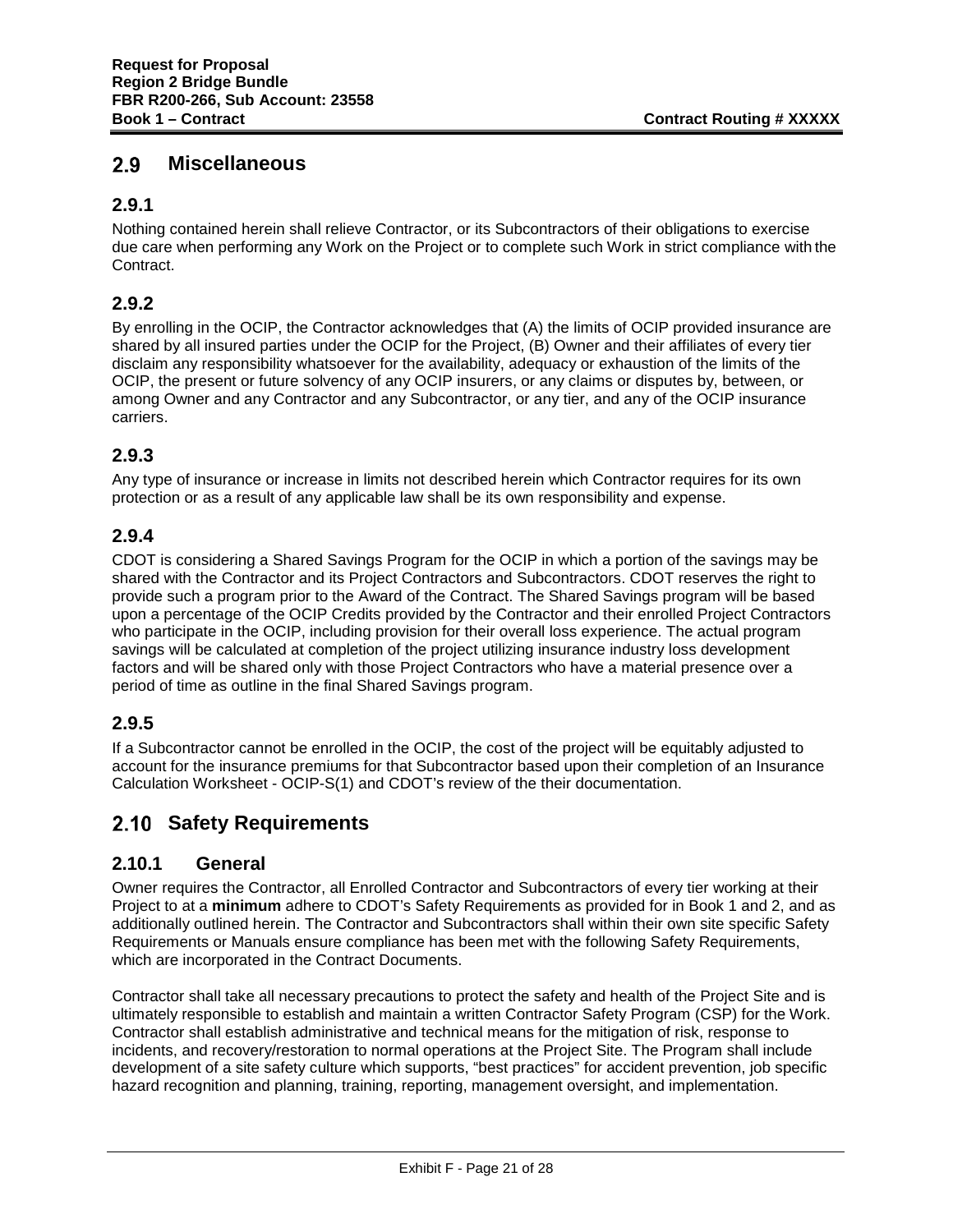## 2.9 Miscellaneous

### 2.9.1

Nothing contained herein shall relieve Contractor, or its Subcontractors of their obligations to exercise due care when performing any Work on the Project or to complete such Work in strict compliance with the Contract.

### 2.9.2

By enrolling in the OCIP, the Contractor acknowledges that (A) the limits of OCIP provided insurance are shared by all insured parties under the OCIP for the Project, (B) Owner and their affiliates of every tier disclaim any responsibility whatsoever for the availability, adequacy or exhaustion of the limits of the OCIP, the present or future solvency of any OCIP insurers, or any claims or disputes by, between, or among Owner and any Contractor and any Subcontractor, or any tier, and any of the OCIP insurance carriers.

### 2.9.3

Any type of insurance or increase in limits not described herein which Contractor requires for its own protection or as a result of any applicable law shall be its own responsibility and expense.

### 2.9.4

CDOT is considering a Shared Savings Program for the OCIP in which a portion of the savings may be shared with the Contractor and its Project Contractors and Subcontractors. CDOT reserves the right to provide such a program prior to the Award of the Contract. The Shared Savings program will be based upon a percentage of the OCIP Credits provided by the Contractor and their enrolled Project Contractors who participate in the OCIP, including provision for their overall loss experience. The actual program savings will be calculated at completion of the project utilizing insurance industry loss development factors and will be shared only with those Project Contractors who have a material presence over a period of time as outline in the final Shared Savings program.

### 2.9.5

If a Subcontractor cannot be enrolled in the OCIP, the cost of the project will be equitably adjusted to account for the insurance premiums for that Subcontractor based upon their completion of an Insurance Calculation Worksheet - OCIP-S(1) and CDOT's review of the their documentation.

## 2.10 Safety Requirements

### 2.10.1 General

Owner requires the Contractor, all Enrolled Contractor and Subcontractors of every tier working at their Project to at a **minimum** adhere to CDOT's Safety Requirements as provided for in Book 1 and 2, and as additionally outlined herein. The Contractor and Subcontractors shall within their own site specific Safety Requirements or Manuals ensure compliance has been met with the following Safety Requirements, which are incorporated in the Contract Documents.

Contractor shall take all necessary precautions to protect the safety and health of the Project Site and is ultimately responsible to establish and maintain a written Contractor Safety Program (CSP) for the Work. Contractor shall establish administrative and technical means for the mitigation of risk, response to incidents, and recovery/restoration to normal operations at the Project Site. The Program shall include development of a site safety culture which supports, "best practices" for accident prevention, job specific hazard recognition and planning, training, reporting, management oversight, and implementation.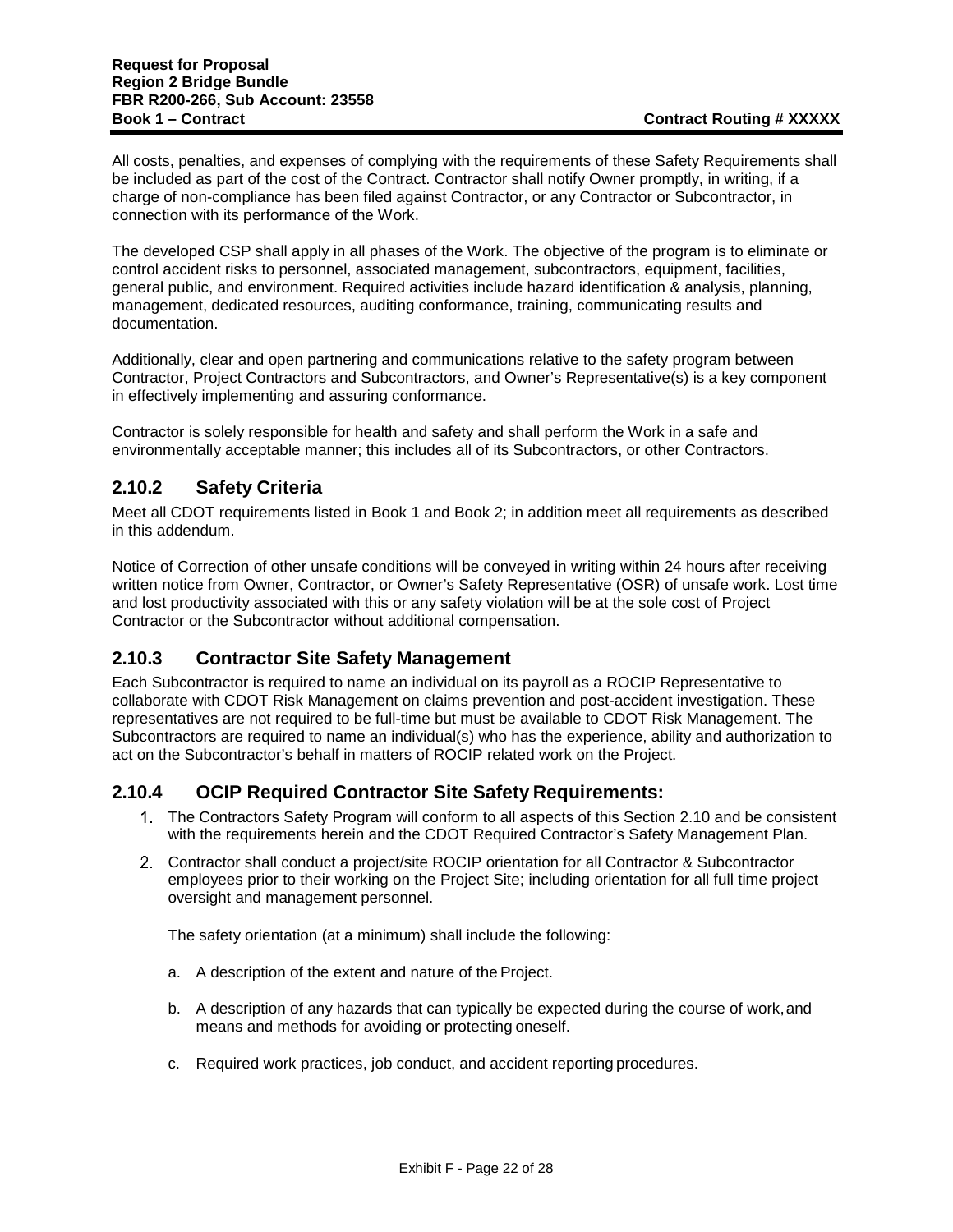All costs, penalties, and expenses of complying with the requirements of these Safety Requirements shall be included as part of the cost of the Contract. Contractor shall notify Owner promptly, in writing, if a charge of non-compliance has been filed against Contractor, or any Contractor or Subcontractor, in connection with its performance of the Work.

The developed CSP shall apply in all phases of the Work. The objective of the program is to eliminate or control accident risks to personnel, associated management, subcontractors, equipment, facilities, general public, and environment. Required activities include hazard identification & analysis, planning, management, dedicated resources, auditing conformance, training, communicating results and documentation.

Additionally, clear and open partnering and communications relative to the safety program between Contractor, Project Contractors and Subcontractors, and Owner's Representative(s) is a key component in effectively implementing and assuring conformance.

Contractor is solely responsible for health and safety and shall perform the Work in a safe and environmentally acceptable manner; this includes all of its Subcontractors, or other Contractors.

## 2.10.2 Safety Criteria

Meet all CDOT requirements listed in Book 1 and Book 2; in addition meet all requirements as described in this addendum.

Notice of Correction of other unsafe conditions will be conveyed in writing within 24 hours after receiving written notice from Owner, Contractor, or Owner's Safety Representative (OSR) of unsafe work. Lost time and lost productivity associated with this or any safety violation will be at the sole cost of Project Contractor or the Subcontractor without additional compensation.

## 2.10.3 Contractor Site Safety Management

Each Subcontractor is required to name an individual on its payroll as a ROCIP Representative to collaborate with CDOT Risk Management on claims prevention and post-accident investigation. These representatives are not required to be full-time but must be available to CDOT Risk Management. The Subcontractors are required to name an individual(s) who has the experience, ability and authorization to act on the Subcontractor's behalf in matters of ROCIP related work on the Project.

## 2.10.4 OCIP Required Contractor Site Safety Requirements:

1. The Contractors Safety Program will conform to all aspects of this Section 2.10 and be consistent with the requirements herein and the CDOT Required Contractor's Safety Management Plan.
2. Contractor shall conduct a project/site ROCIP orientation for all Contractor & Subcontractor employees prior to their working on the Project Site; including orientation for all full time project oversight and management personnel.

   The safety orientation (at a minimum) shall include the following:

   a. A description of the extent and nature of the Project.

   b. A description of any hazards that can typically be expected during the course of work, and means and methods for avoiding or protecting oneself.

   c. Required work practices, job conduct, and accident reporting procedures.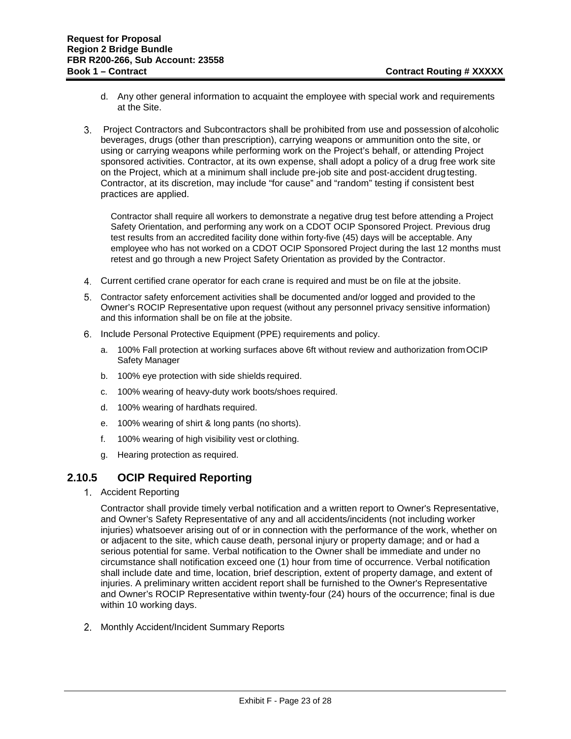d. Any other general information to acquaint the employee with special work and requirements at the Site.

3. Project Contractors and Subcontractors shall be prohibited from use and possession of alcoholic beverages, drugs (other than prescription), carrying weapons or ammunition onto the site, or using or carrying weapons while performing work on the Project's behalf, or attending Project sponsored activities. Contractor, at its own expense, shall adopt a policy of a drug free work site on the Project, which at a minimum shall include pre-job site and post-accident drug testing. Contractor, at its discretion, may include "for cause" and "random" testing if consistent best practices are applied.

   Contractor shall require all workers to demonstrate a negative drug test before attending a Project Safety Orientation, and performing any work on a CDOT OCIP Sponsored Project. Previous drug test results from an accredited facility done within forty-five (45) days will be acceptable. Any employee who has not worked on a CDOT OCIP Sponsored Project during the last 12 months must retest and go through a new Project Safety Orientation as provided by the Contractor.

4. Current certified crane operator for each crane is required and must be on file at the jobsite.
5. Contractor safety enforcement activities shall be documented and/or logged and provided to the Owner's ROCIP Representative upon request (without any personnel privacy sensitive information) and this information shall be on file at the jobsite.
6. Include Personal Protective Equipment (PPE) requirements and policy.
   a. 100% Fall protection at working surfaces above 6ft without review and authorization from OCIP Safety Manager
   b. 100% eye protection with side shields required.
   c. 100% wearing of heavy-duty work boots/shoes required.
   d. 100% wearing of hardhats required.
   e. 100% wearing of shirt & long pants (no shorts).
   f. 100% wearing of high visibility vest or clothing.
   g. Hearing protection as required.

## 2.10.5 OCIP Required Reporting

1. Accident Reporting

   Contractor shall provide timely verbal notification and a written report to Owner's Representative, and Owner's Safety Representative of any and all accidents/incidents (not including worker injuries) whatsoever arising out of or in connection with the performance of the work, whether on or adjacent to the site, which cause death, personal injury or property damage; and or had a serious potential for same. Verbal notification to the Owner shall be immediate and under no circumstance shall notification exceed one (1) hour from time of occurrence. Verbal notification shall include date and time, location, brief description, extent of property damage, and extent of injuries. A preliminary written accident report shall be furnished to the Owner's Representative and Owner's ROCIP Representative within twenty-four (24) hours of the occurrence; final is due within 10 working days.

2. Monthly Accident/Incident Summary Reports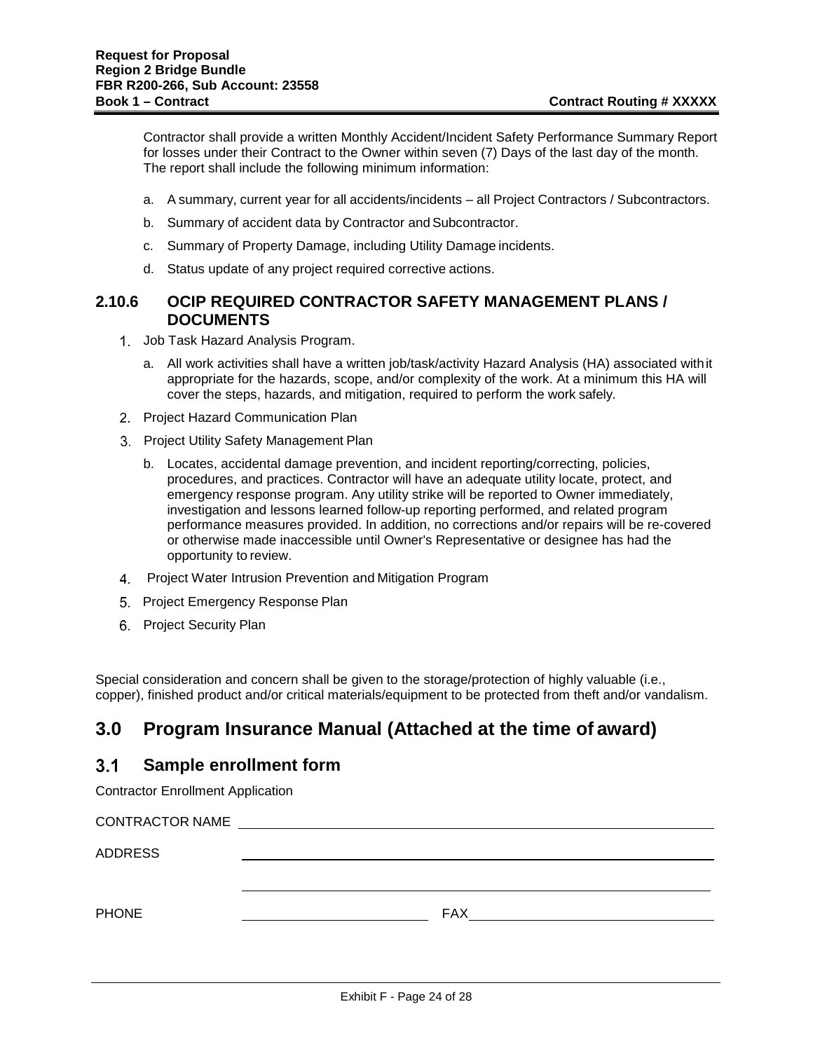Contractor shall provide a written Monthly Accident/Incident Safety Performance Summary Report for losses under their Contract to the Owner within seven (7) Days of the last day of the month. The report shall include the following minimum information:

a. A summary, current year for all accidents/incidents – all Project Contractors / Subcontractors.

b. Summary of accident data by Contractor and Subcontractor.

c. Summary of Property Damage, including Utility Damage incidents.

d. Status update of any project required corrective actions.

### 2.10.6 OCIP REQUIRED CONTRACTOR SAFETY MANAGEMENT PLANS / DOCUMENTS

1. Job Task Hazard Analysis Program.

   a. All work activities shall have a written job/task/activity Hazard Analysis (HA) associated with it appropriate for the hazards, scope, and/or complexity of the work. At a minimum this HA will cover the steps, hazards, and mitigation, required to perform the work safely.

2. Project Hazard Communication Plan

3. Project Utility Safety Management Plan

   b. Locates, accidental damage prevention, and incident reporting/correcting, policies, procedures, and practices. Contractor will have an adequate utility locate, protect, and emergency response program. Any utility strike will be reported to Owner immediately, investigation and lessons learned follow-up reporting performed, and related program performance measures provided. In addition, no corrections and/or repairs will be re-covered or otherwise made inaccessible until Owner's Representative or designee has had the opportunity to review.

4. Project Water Intrusion Prevention and Mitigation Program

5. Project Emergency Response Plan

6. Project Security Plan

Special consideration and concern shall be given to the storage/protection of highly valuable (i.e., copper), finished product and/or critical materials/equipment to be protected from theft and/or vandalism.

# 3.0 Program Insurance Manual (Attached at the time of award)

## 3.1 Sample enrollment form

Contractor Enrollment Application

CONTRACTOR NAME ______________________________________________

ADDRESS ______________________________________________

______________________________________________

PHONE ____________________ FAX ____________________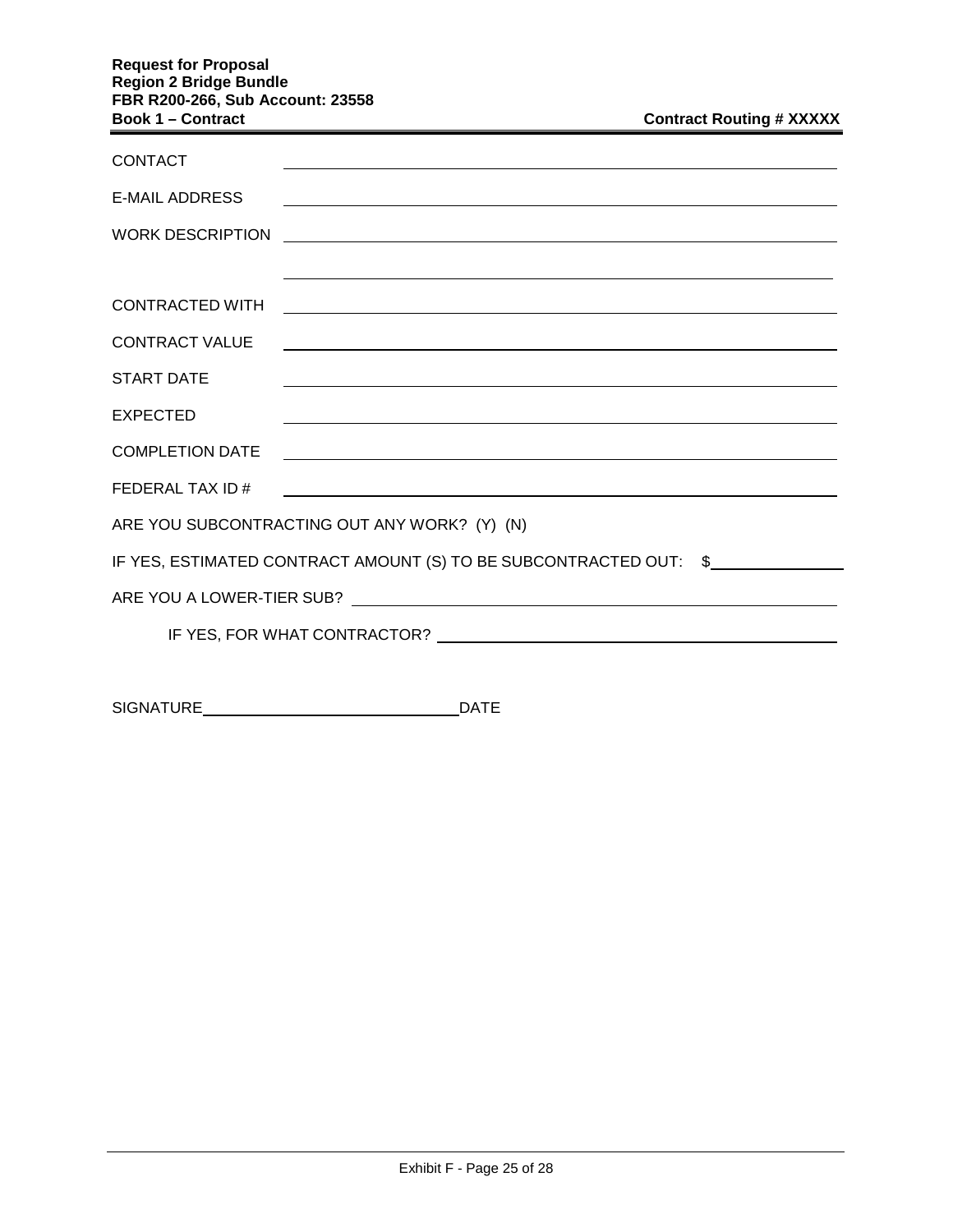CONTACT ______________________________

E-MAIL ADDRESS ______________________________

WORK DESCRIPTION ______________________________

______________________________

CONTRACTED WITH ______________________________

CONTRACT VALUE ______________________________

START DATE ______________________________

EXPECTED ______________________________

COMPLETION DATE ______________________________

FEDERAL TAX ID # ______________________________

ARE YOU SUBCONTRACTING OUT ANY WORK? (Y) (N)

IF YES, ESTIMATED CONTRACT AMOUNT (S) TO BE SUBCONTRACTED OUT: $______________

ARE YOU A LOWER-TIER SUB? ______________________________

IF YES, FOR WHAT CONTRACTOR? ______________________________

SIGNATURE______________________________DATE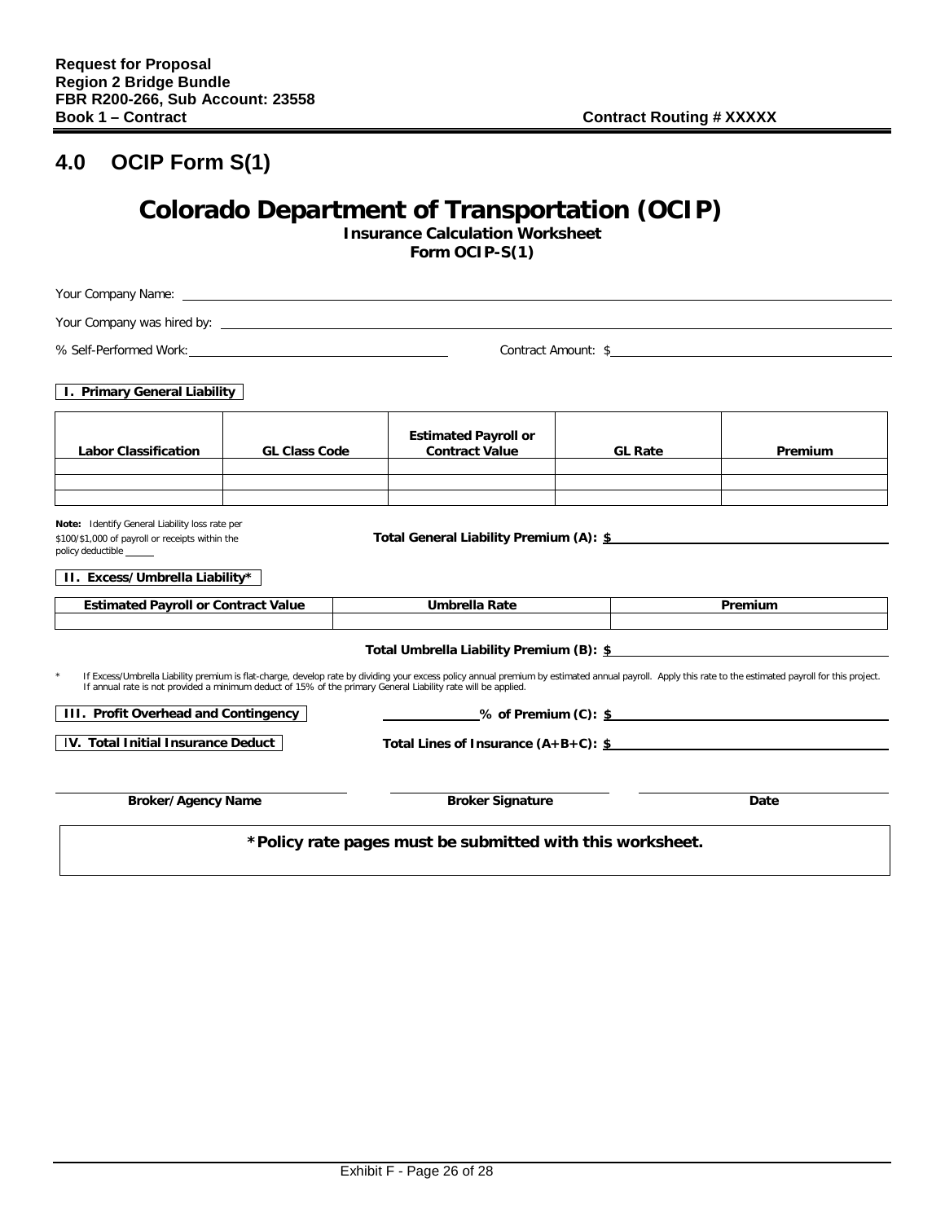## 4.0 OCIP Form S(1)

# Colorado Department of Transportation (OCIP)

**Insurance Calculation Worksheet**

**Form OCIP-S(1)**

Your Company Name: ______________________________

Your Company was hired by: ______________________________

% Self-Performed Work: ____________________ Contract Amount: $____________________

**I. Primary General Liability**

| Labor Classification | GL Class Code | Estimated Payroll or Contract Value | GL Rate | Premium |
|---|---|---|---|---|
| | | | | |
| | | | | |
| | | | | |

**Note:** Identify General Liability loss rate per $100/$1,000 of payroll or receipts within the policy deductible _____

**Total General Liability Premium (A): $** ____________________

**II. Excess/Umbrella Liability***

| Estimated Payroll or Contract Value | Umbrella Rate | Premium |
|---|---|---|
| | | |

**Total Umbrella Liability Premium (B): $** ____________________

\* If Excess/Umbrella Liability premium is flat-charge, develop rate by dividing your excess policy annual premium by estimated annual payroll. Apply this rate to the estimated payroll for this project. If annual rate is not provided a minimum deduct of 15% of the primary General Liability rate will be applied.

**III. Profit Overhead and Contingency** ____________ **% of Premium (C): $** ____________________

**IV. Total Initial Insurance Deduct** **Total Lines of Insurance (A+B+C): $** ____________________

| ____________________ | ____________________ | ____________________ |
|---|---|---|
| **Broker/Agency Name** | **Broker Signature** | **Date** |

**\*Policy rate pages must be submitted with this worksheet.**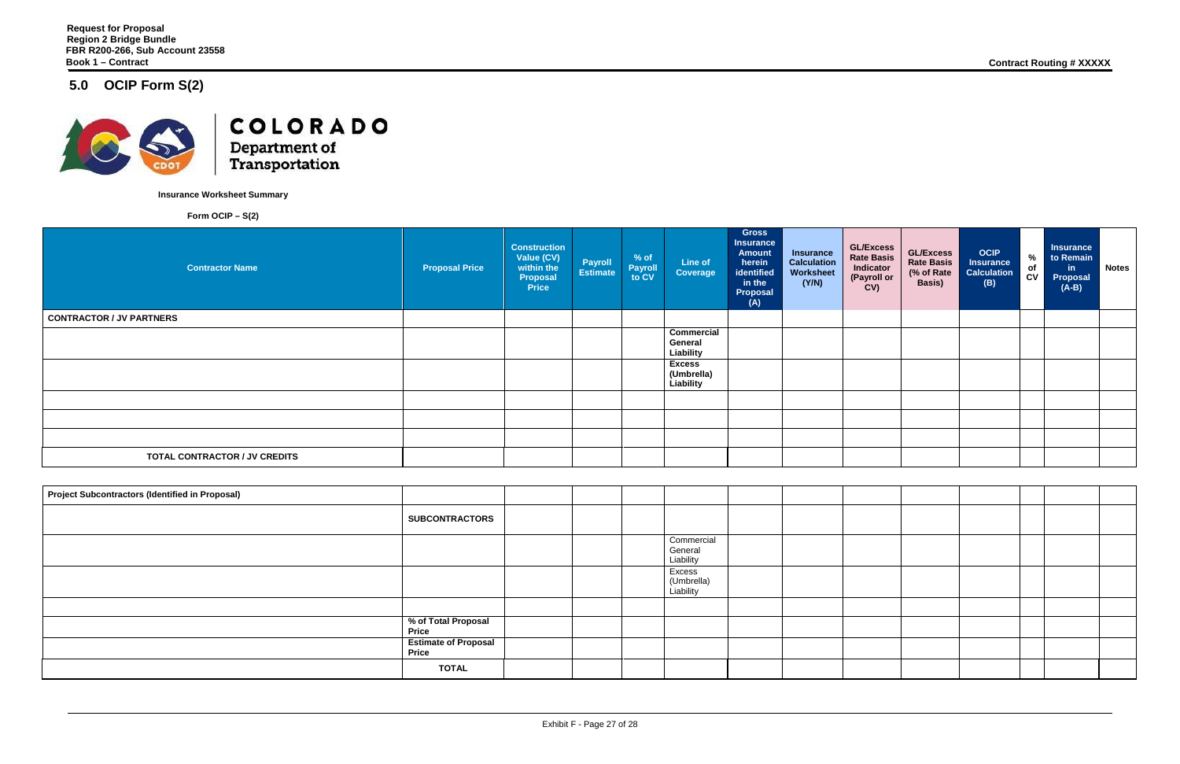## 5.0 OCIP Form S(2)

**COLORADO**
**Department of Transportation**

**Insurance Worksheet Summary**

**Form OCIP – S(2)**

| Contractor Name | Proposal Price | Construction Value (CV) within the Proposal Price | Payroll Estimate | % of Payroll to CV | Line of Coverage | Gross Insurance Amount herein identified in the Proposal (A) | Insurance Calculation Worksheet (Y/N) | GL/Excess Rate Basis Indicator (Payroll or CV) | GL/Excess Rate Basis (% of Rate Basis) | OCIP Insurance Calculation (B) | % of CV | Insurance to Remain in Proposal (A-B) | Notes |
|---|---|---|---|---|---|---|---|---|---|---|---|---|---|
| **CONTRACTOR / JV PARTNERS** | | | | | | | | | | | | | |
| | | | | | **Commercial General Liability** | | | | | | | | |
| | | | | | **Excess (Umbrella) Liability** | | | | | | | | |
| | | | | | | | | | | | | | |
| | | | | | | | | | | | | | |
| | | | | | | | | | | | | | |
| **TOTAL CONTRACTOR / JV CREDITS** | | | | | | | | | | | | | |

| | | | | | | | | | | | | | |
|---|---|---|---|---|---|---|---|---|---|---|---|---|---|
| **Project Subcontractors (Identified in Proposal)** | | | | | | | | | | | | | |
| | **SUBCONTRACTORS** | | | | | | | | | | | | |
| | | | | | Commercial General Liability | | | | | | | | |
| | | | | | Excess (Umbrella) Liability | | | | | | | | |
| | | | | | | | | | | | | | |
| | **% of Total Proposal Price** | | | | | | | | | | | | |
| | **Estimate of Proposal Price** | | | | | | | | | | | | |
| | **TOTAL** | | | | | | | | | | | | |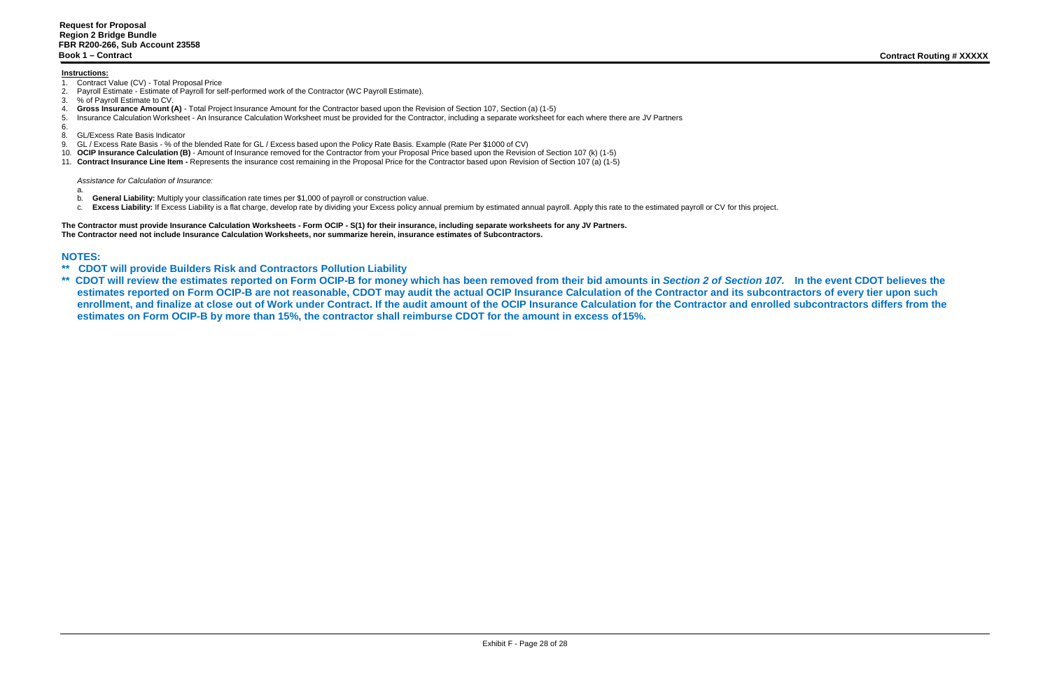**Instructions:**

1. Contract Value (CV) - Total Proposal Price
2. Payroll Estimate - Estimate of Payroll for self-performed work of the Contractor (WC Payroll Estimate).
3. % of Payroll Estimate to CV.
4. **Gross Insurance Amount (A)** - Total Project Insurance Amount for the Contractor based upon the Revision of Section 107, Section (a) (1-5)
5. Insurance Calculation Worksheet - An Insurance Calculation Worksheet must be provided for the Contractor, including a separate worksheet for each where there are JV Partners
6. 
8. GL/Excess Rate Basis Indicator
9. GL / Excess Rate Basis - % of the blended Rate for GL / Excess based upon the Policy Rate Basis. Example (Rate Per $1000 of CV)
10. **OCIP Insurance Calculation (B)** - Amount of Insurance removed for the Contractor from your Proposal Price based upon the Revision of Section 107 (k) (1-5)
11. **Contract Insurance Line Item -** Represents the insurance cost remaining in the Proposal Price for the Contractor based upon Revision of Section 107 (a) (1-5)

*Assistance for Calculation of Insurance:*

a. 
b. **General Liability:** Multiply your classification rate times per $1,000 of payroll or construction value.
c. **Excess Liability:** If Excess Liability is a flat charge, develop rate by dividing your Excess policy annual premium by estimated annual payroll. Apply this rate to the estimated payroll or CV for this project.

**The Contractor must provide Insurance Calculation Worksheets - Form OCIP - S(1) for their insurance, including separate worksheets for any JV Partners.**
**The Contractor need not include Insurance Calculation Worksheets, nor summarize herein, insurance estimates of Subcontractors.**

## NOTES:

- ** **CDOT will provide Builders Risk and Contractors Pollution Liability**
- ** **CDOT will review the estimates reported on Form OCIP-B for money which has been removed from their bid amounts in *Section 2 of Section 107*. In the event CDOT believes the estimates reported on Form OCIP-B are not reasonable, CDOT may audit the actual OCIP Insurance Calculation of the Contractor and its subcontractors of every tier upon such enrollment, and finalize at close out of Work under Contract. If the audit amount of the OCIP Insurance Calculation for the Contractor and enrolled subcontractors differs from the estimates on Form OCIP-B by more than 15%, the contractor shall reimburse CDOT for the amount in excess of 15%.**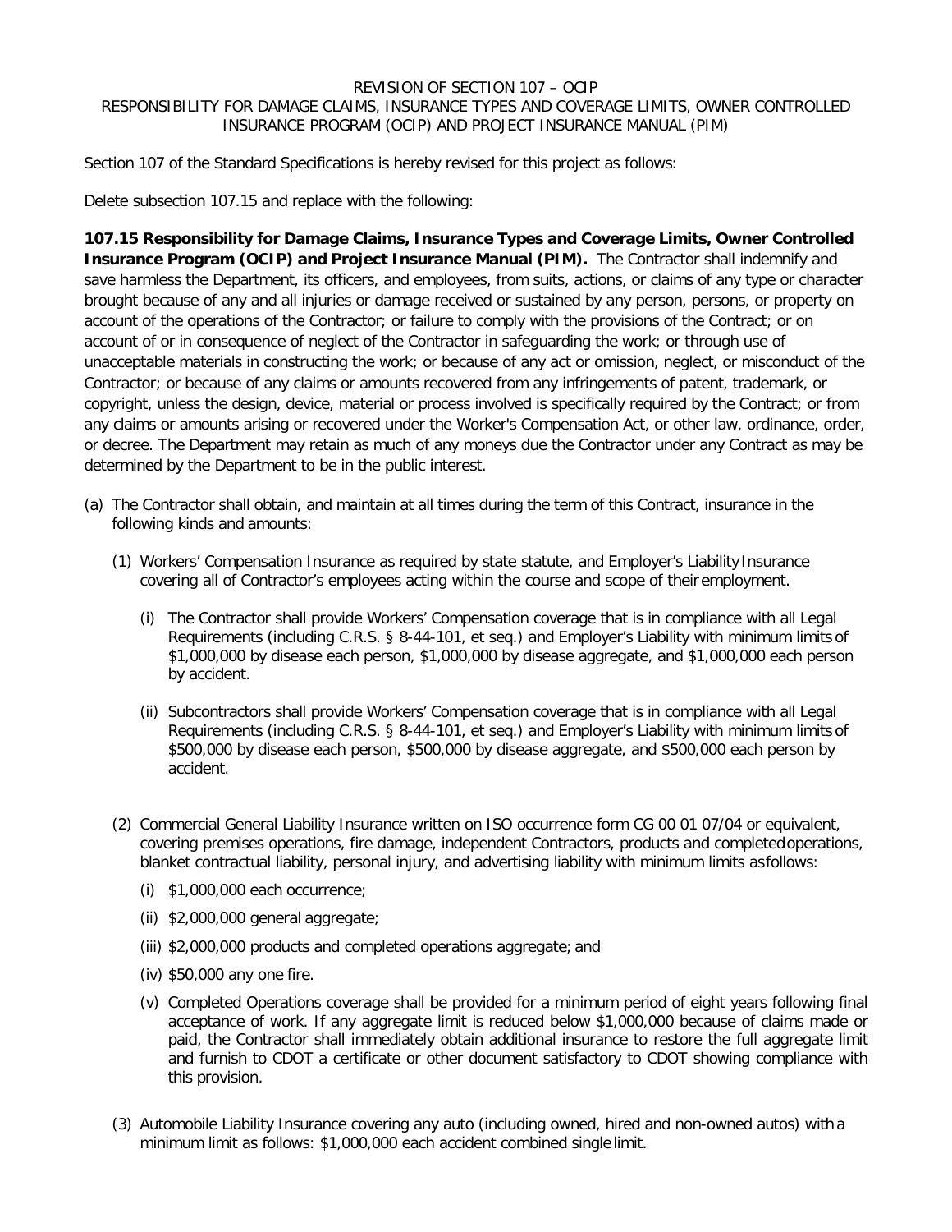REVISION OF SECTION 107 – OCIP
RESPONSIBILITY FOR DAMAGE CLAIMS, INSURANCE TYPES AND COVERAGE LIMITS, OWNER CONTROLLED INSURANCE PROGRAM (OCIP) AND PROJECT INSURANCE MANUAL (PIM)

Section 107 of the Standard Specifications is hereby revised for this project as follows:

Delete subsection 107.15 and replace with the following:

**107.15 Responsibility for Damage Claims, Insurance Types and Coverage Limits, Owner Controlled Insurance Program (OCIP) and Project Insurance Manual (PIM).** The Contractor shall indemnify and save harmless the Department, its officers, and employees, from suits, actions, or claims of any type or character brought because of any and all injuries or damage received or sustained by any person, persons, or property on account of the operations of the Contractor; or failure to comply with the provisions of the Contract; or on account of or in consequence of neglect of the Contractor in safeguarding the work; or through use of unacceptable materials in constructing the work; or because of any act or omission, neglect, or misconduct of the Contractor; or because of any claims or amounts recovered from any infringements of patent, trademark, or copyright, unless the design, device, material or process involved is specifically required by the Contract; or from any claims or amounts arising or recovered under the Worker's Compensation Act, or other law, ordinance, order, or decree. The Department may retain as much of any moneys due the Contractor under any Contract as may be determined by the Department to be in the public interest.

(a) The Contractor shall obtain, and maintain at all times during the term of this Contract, insurance in the following kinds and amounts:

  (1) Workers' Compensation Insurance as required by state statute, and Employer's Liability Insurance covering all of Contractor's employees acting within the course and scope of their employment.

    (i) The Contractor shall provide Workers' Compensation coverage that is in compliance with all Legal Requirements (including C.R.S. § 8-44-101, et seq.) and Employer's Liability with minimum limits of $1,000,000 by disease each person, $1,000,000 by disease aggregate, and $1,000,000 each person by accident.

    (ii) Subcontractors shall provide Workers' Compensation coverage that is in compliance with all Legal Requirements (including C.R.S. § 8-44-101, et seq.) and Employer's Liability with minimum limits of $500,000 by disease each person, $500,000 by disease aggregate, and $500,000 each person by accident.

  (2) Commercial General Liability Insurance written on ISO occurrence form CG 00 01 07/04 or equivalent, covering premises operations, fire damage, independent Contractors, products and completed operations, blanket contractual liability, personal injury, and advertising liability with minimum limits as follows:

    (i) $1,000,000 each occurrence;

    (ii) $2,000,000 general aggregate;

    (iii) $2,000,000 products and completed operations aggregate; and

    (iv) $50,000 any one fire.

    (v) Completed Operations coverage shall be provided for a minimum period of eight years following final acceptance of work. If any aggregate limit is reduced below $1,000,000 because of claims made or paid, the Contractor shall immediately obtain additional insurance to restore the full aggregate limit and furnish to CDOT a certificate or other document satisfactory to CDOT showing compliance with this provision.

  (3) Automobile Liability Insurance covering any auto (including owned, hired and non-owned autos) with a minimum limit as follows: $1,000,000 each accident combined single limit.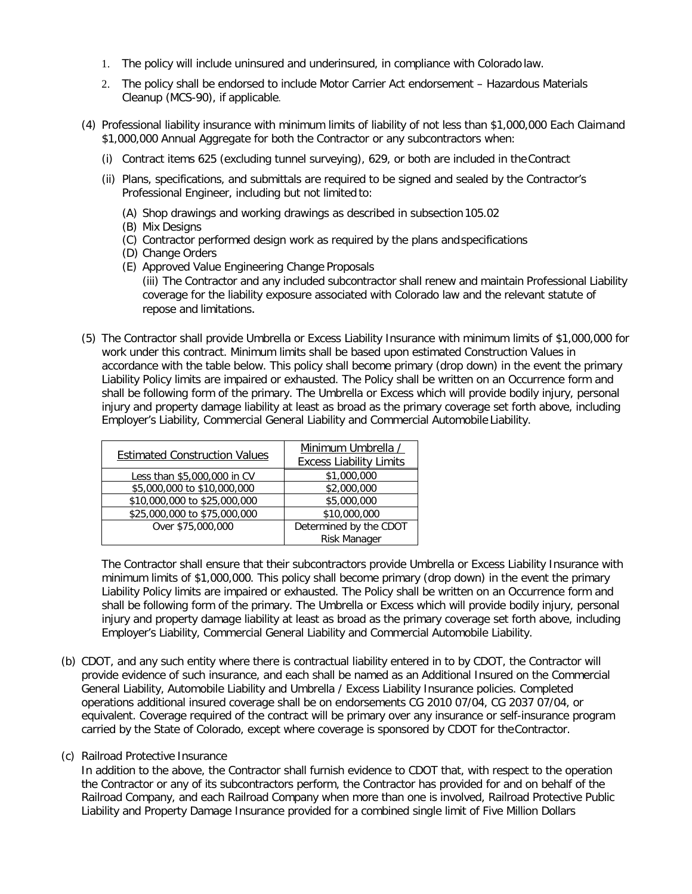1. The policy will include uninsured and underinsured, in compliance with Colorado law.
2. The policy shall be endorsed to include Motor Carrier Act endorsement – Hazardous Materials Cleanup (MCS-90), if applicable.

(4) Professional liability insurance with minimum limits of liability of not less than $1,000,000 Each Claim and $1,000,000 Annual Aggregate for both the Contractor or any subcontractors when:

(i) Contract items 625 (excluding tunnel surveying), 629, or both are included in the Contract

(ii) Plans, specifications, and submittals are required to be signed and sealed by the Contractor's Professional Engineer, including but not limited to:

(A) Shop drawings and working drawings as described in subsection 105.02
(B) Mix Designs
(C) Contractor performed design work as required by the plans and specifications
(D) Change Orders
(E) Approved Value Engineering Change Proposals

(iii) The Contractor and any included subcontractor shall renew and maintain Professional Liability coverage for the liability exposure associated with Colorado law and the relevant statute of repose and limitations.

(5) The Contractor shall provide Umbrella or Excess Liability Insurance with minimum limits of $1,000,000 for work under this contract. Minimum limits shall be based upon estimated Construction Values in accordance with the table below. This policy shall become primary (drop down) in the event the primary Liability Policy limits are impaired or exhausted. The Policy shall be written on an Occurrence form and shall be following form of the primary. The Umbrella or Excess which will provide bodily injury, personal injury and property damage liability at least as broad as the primary coverage set forth above, including Employer's Liability, Commercial General Liability and Commercial Automobile Liability.

| Estimated Construction Values | Minimum Umbrella / Excess Liability Limits |
|---|---|
| Less than $5,000,000 in CV | $1,000,000 |
| $5,000,000 to $10,000,000 | $2,000,000 |
| $10,000,000 to $25,000,000 | $5,000,000 |
| $25,000,000 to $75,000,000 | $10,000,000 |
| Over $75,000,000 | Determined by the CDOT Risk Manager |

The Contractor shall ensure that their subcontractors provide Umbrella or Excess Liability Insurance with minimum limits of $1,000,000. This policy shall become primary (drop down) in the event the primary Liability Policy limits are impaired or exhausted. The Policy shall be written on an Occurrence form and shall be following form of the primary. The Umbrella or Excess which will provide bodily injury, personal injury and property damage liability at least as broad as the primary coverage set forth above, including Employer's Liability, Commercial General Liability and Commercial Automobile Liability.

(b) CDOT, and any such entity where there is contractual liability entered in to by CDOT, the Contractor will provide evidence of such insurance, and each shall be named as an Additional Insured on the Commercial General Liability, Automobile Liability and Umbrella / Excess Liability Insurance policies. Completed operations additional insured coverage shall be on endorsements CG 2010 07/04, CG 2037 07/04, or equivalent. Coverage required of the contract will be primary over any insurance or self-insurance program carried by the State of Colorado, except where coverage is sponsored by CDOT for the Contractor.

(c) Railroad Protective Insurance

In addition to the above, the Contractor shall furnish evidence to CDOT that, with respect to the operation the Contractor or any of its subcontractors perform, the Contractor has provided for and on behalf of the Railroad Company, and each Railroad Company when more than one is involved, Railroad Protective Public Liability and Property Damage Insurance provided for a combined single limit of Five Million Dollars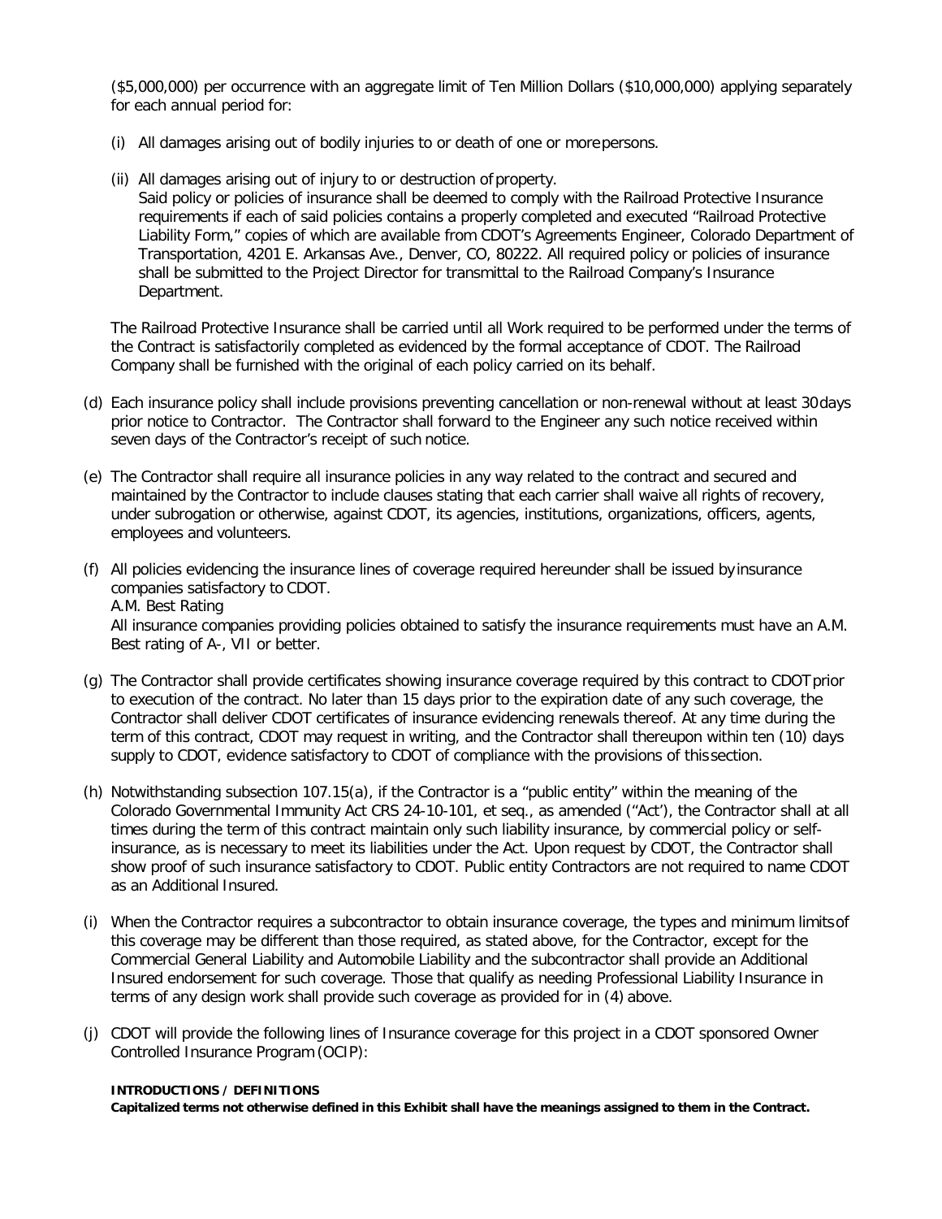($5,000,000) per occurrence with an aggregate limit of Ten Million Dollars ($10,000,000) applying separately for each annual period for:

(i) All damages arising out of bodily injuries to or death of one or more persons.

(ii) All damages arising out of injury to or destruction of property.
Said policy or policies of insurance shall be deemed to comply with the Railroad Protective Insurance requirements if each of said policies contains a properly completed and executed "Railroad Protective Liability Form," copies of which are available from CDOT's Agreements Engineer, Colorado Department of Transportation, 4201 E. Arkansas Ave., Denver, CO, 80222. All required policy or policies of insurance shall be submitted to the Project Director for transmittal to the Railroad Company's Insurance Department.

The Railroad Protective Insurance shall be carried until all Work required to be performed under the terms of the Contract is satisfactorily completed as evidenced by the formal acceptance of CDOT. The Railroad Company shall be furnished with the original of each policy carried on its behalf.

(d) Each insurance policy shall include provisions preventing cancellation or non-renewal without at least 30 days prior notice to Contractor. The Contractor shall forward to the Engineer any such notice received within seven days of the Contractor's receipt of such notice.

(e) The Contractor shall require all insurance policies in any way related to the contract and secured and maintained by the Contractor to include clauses stating that each carrier shall waive all rights of recovery, under subrogation or otherwise, against CDOT, its agencies, institutions, organizations, officers, agents, employees and volunteers.

(f) All policies evidencing the insurance lines of coverage required hereunder shall be issued by insurance companies satisfactory to CDOT.
A.M. Best Rating
All insurance companies providing policies obtained to satisfy the insurance requirements must have an A.M. Best rating of A-, VII or better.

(g) The Contractor shall provide certificates showing insurance coverage required by this contract to CDOT prior to execution of the contract. No later than 15 days prior to the expiration date of any such coverage, the Contractor shall deliver CDOT certificates of insurance evidencing renewals thereof. At any time during the term of this contract, CDOT may request in writing, and the Contractor shall thereupon within ten (10) days supply to CDOT, evidence satisfactory to CDOT of compliance with the provisions of this section.

(h) Notwithstanding subsection 107.15(a), if the Contractor is a "public entity" within the meaning of the Colorado Governmental Immunity Act CRS 24-10-101, et seq., as amended ("Act'), the Contractor shall at all times during the term of this contract maintain only such liability insurance, by commercial policy or self-insurance, as is necessary to meet its liabilities under the Act. Upon request by CDOT, the Contractor shall show proof of such insurance satisfactory to CDOT. Public entity Contractors are not required to name CDOT as an Additional Insured.

(i) When the Contractor requires a subcontractor to obtain insurance coverage, the types and minimum limits of this coverage may be different than those required, as stated above, for the Contractor, except for the Commercial General Liability and Automobile Liability and the subcontractor shall provide an Additional Insured endorsement for such coverage. Those that qualify as needing Professional Liability Insurance in terms of any design work shall provide such coverage as provided for in (4) above.

(j) CDOT will provide the following lines of Insurance coverage for this project in a CDOT sponsored Owner Controlled Insurance Program (OCIP):

**INTRODUCTIONS / DEFINITIONS**

**Capitalized terms not otherwise defined in this Exhibit shall have the meanings assigned to them in the Contract.**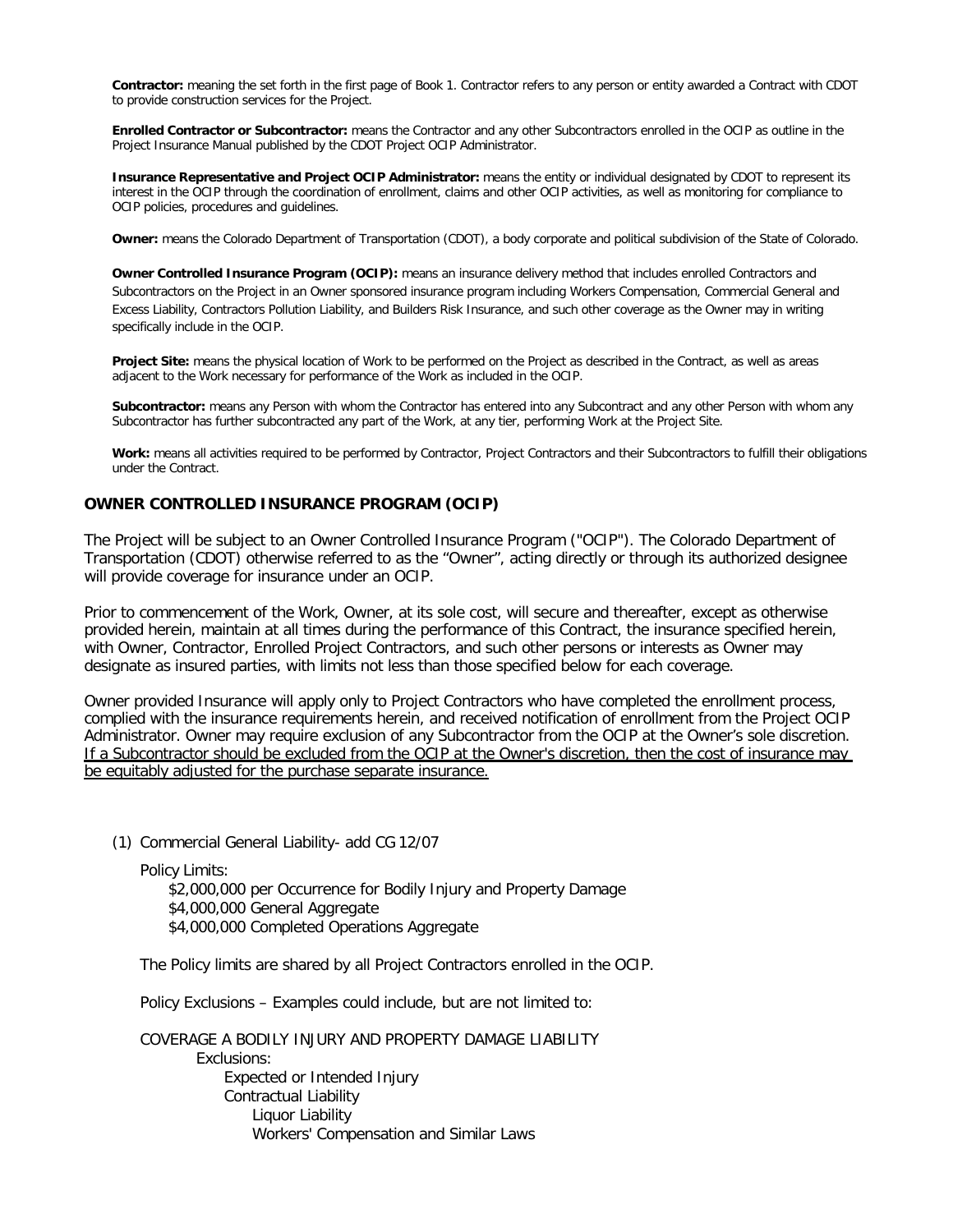**Contractor:** meaning the set forth in the first page of Book 1. Contractor refers to any person or entity awarded a Contract with CDOT to provide construction services for the Project.

**Enrolled Contractor or Subcontractor:** means the Contractor and any other Subcontractors enrolled in the OCIP as outline in the Project Insurance Manual published by the CDOT Project OCIP Administrator.

**Insurance Representative and Project OCIP Administrator:** means the entity or individual designated by CDOT to represent its interest in the OCIP through the coordination of enrollment, claims and other OCIP activities, as well as monitoring for compliance to OCIP policies, procedures and guidelines.

**Owner:** means the Colorado Department of Transportation (CDOT), a body corporate and political subdivision of the State of Colorado.

**Owner Controlled Insurance Program (OCIP):** means an insurance delivery method that includes enrolled Contractors and Subcontractors on the Project in an Owner sponsored insurance program including Workers Compensation, Commercial General and Excess Liability, Contractors Pollution Liability, and Builders Risk Insurance, and such other coverage as the Owner may in writing specifically include in the OCIP.

**Project Site:** means the physical location of Work to be performed on the Project as described in the Contract, as well as areas adjacent to the Work necessary for performance of the Work as included in the OCIP.

**Subcontractor:** means any Person with whom the Contractor has entered into any Subcontract and any other Person with whom any Subcontractor has further subcontracted any part of the Work, at any tier, performing Work at the Project Site.

**Work:** means all activities required to be performed by Contractor, Project Contractors and their Subcontractors to fulfill their obligations under the Contract.

## OWNER CONTROLLED INSURANCE PROGRAM (OCIP)

The Project will be subject to an Owner Controlled Insurance Program ("OCIP"). The Colorado Department of Transportation (CDOT) otherwise referred to as the "Owner", acting directly or through its authorized designee will provide coverage for insurance under an OCIP.

Prior to commencement of the Work, Owner, at its sole cost, will secure and thereafter, except as otherwise provided herein, maintain at all times during the performance of this Contract, the insurance specified herein, with Owner, Contractor, Enrolled Project Contractors, and such other persons or interests as Owner may designate as insured parties, with limits not less than those specified below for each coverage.

Owner provided Insurance will apply only to Project Contractors who have completed the enrollment process, complied with the insurance requirements herein, and received notification of enrollment from the Project OCIP Administrator. Owner may require exclusion of any Subcontractor from the OCIP at the Owner's sole discretion. <u>If a Subcontractor should be excluded from the OCIP at the Owner's discretion, then the cost of insurance may be equitably adjusted for the purchase separate insurance.</u>

(1) Commercial General Liability- add CG 12/07

Policy Limits:

- $2,000,000 per Occurrence for Bodily Injury and Property Damage
- $4,000,000 General Aggregate
- $4,000,000 Completed Operations Aggregate

The Policy limits are shared by all Project Contractors enrolled in the OCIP.

Policy Exclusions – Examples could include, but are not limited to:

COVERAGE A BODILY INJURY AND PROPERTY DAMAGE LIABILITY

- Exclusions:
  - Expected or Intended Injury
  - Contractual Liability
    - Liquor Liability
    - Workers' Compensation and Similar Laws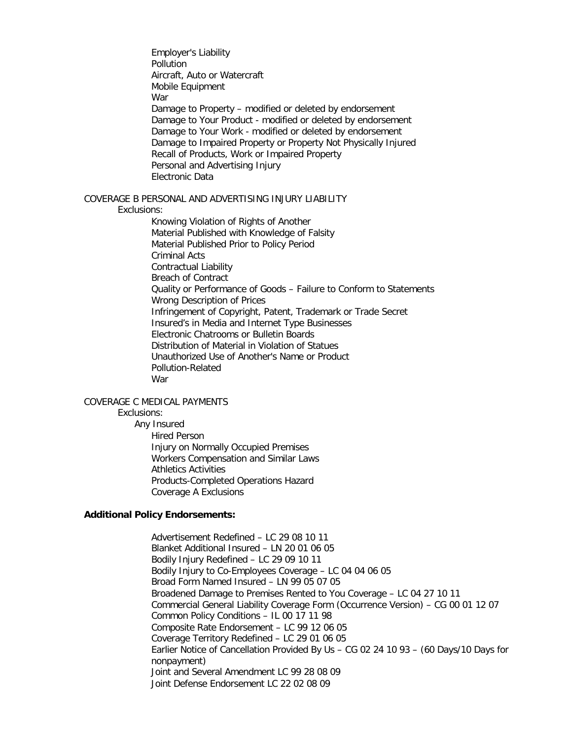- Employer's Liability
- Pollution
- Aircraft, Auto or Watercraft
- Mobile Equipment
- War
- Damage to Property – modified or deleted by endorsement
- Damage to Your Product - modified or deleted by endorsement
- Damage to Your Work - modified or deleted by endorsement
- Damage to Impaired Property or Property Not Physically Injured
- Recall of Products, Work or Impaired Property
- Personal and Advertising Injury
- Electronic Data

COVERAGE B PERSONAL AND ADVERTISING INJURY LIABILITY

Exclusions:

- Knowing Violation of Rights of Another
- Material Published with Knowledge of Falsity
- Material Published Prior to Policy Period
- Criminal Acts
- Contractual Liability
- Breach of Contract
- Quality or Performance of Goods – Failure to Conform to Statements
- Wrong Description of Prices
- Infringement of Copyright, Patent, Trademark or Trade Secret
- Insured's in Media and Internet Type Businesses
- Electronic Chatrooms or Bulletin Boards
- Distribution of Material in Violation of Statues
- Unauthorized Use of Another's Name or Product
- Pollution-Related
- War

COVERAGE C MEDICAL PAYMENTS

Exclusions:

Any Insured

- Hired Person
- Injury on Normally Occupied Premises
- Workers Compensation and Similar Laws
- Athletics Activities
- Products-Completed Operations Hazard
- Coverage A Exclusions

**Additional Policy Endorsements:**

- Advertisement Redefined – LC 29 08 10 11
- Blanket Additional Insured – LN 20 01 06 05
- Bodily Injury Redefined – LC 29 09 10 11
- Bodily Injury to Co-Employees Coverage – LC 04 04 06 05
- Broad Form Named Insured – LN 99 05 07 05
- Broadened Damage to Premises Rented to You Coverage – LC 04 27 10 11
- Commercial General Liability Coverage Form (Occurrence Version) – CG 00 01 12 07
- Common Policy Conditions – IL 00 17 11 98
- Composite Rate Endorsement – LC 99 12 06 05
- Coverage Territory Redefined – LC 29 01 06 05
- Earlier Notice of Cancellation Provided By Us – CG 02 24 10 93 – (60 Days/10 Days for nonpayment)
- Joint and Several Amendment LC 99 28 08 09
- Joint Defense Endorsement LC 22 02 08 09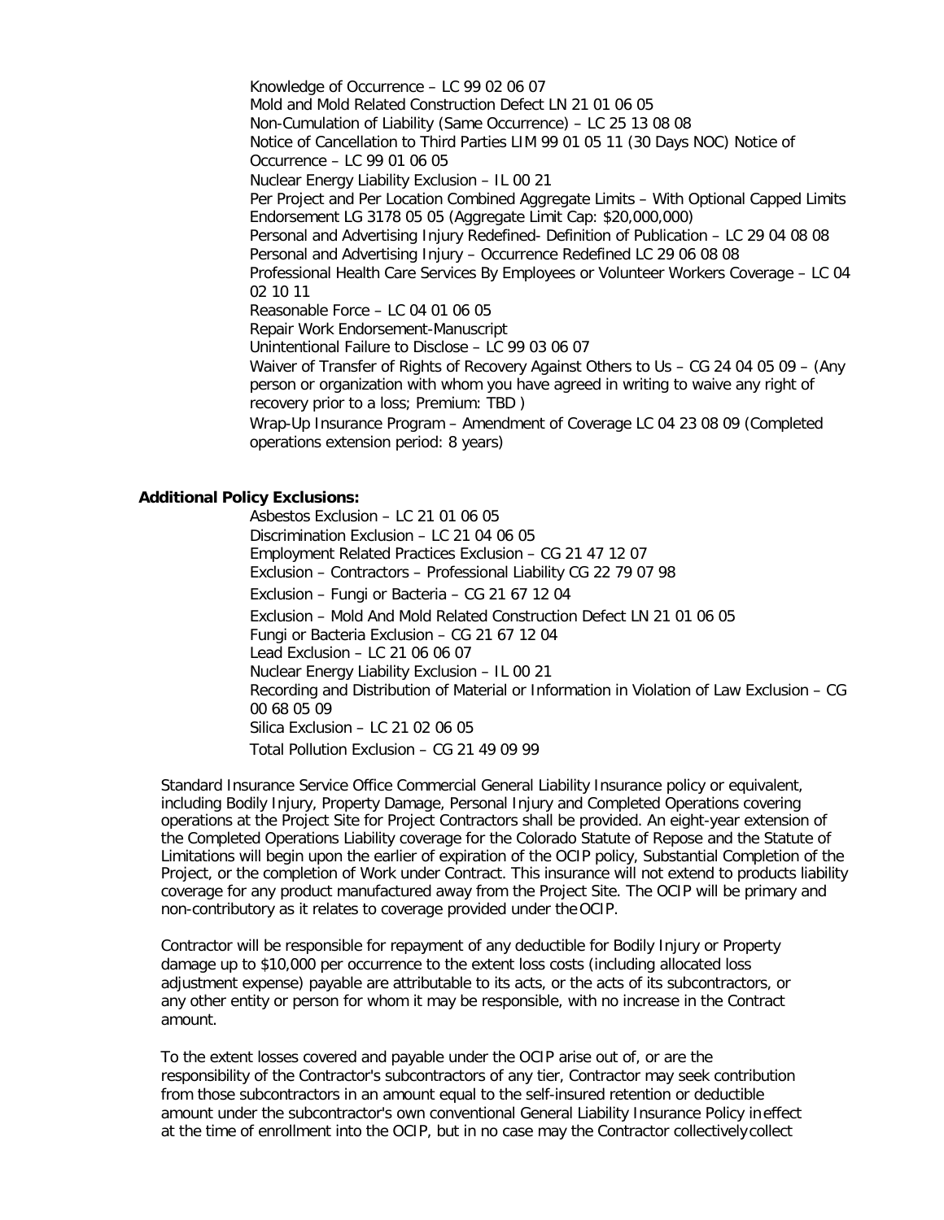Knowledge of Occurrence – LC 99 02 06 07
Mold and Mold Related Construction Defect LN 21 01 06 05
Non-Cumulation of Liability (Same Occurrence) – LC 25 13 08 08
Notice of Cancellation to Third Parties LIM 99 01 05 11 (30 Days NOC) Notice of Occurrence – LC 99 01 06 05
Nuclear Energy Liability Exclusion – IL 00 21
Per Project and Per Location Combined Aggregate Limits – With Optional Capped Limits Endorsement LG 3178 05 05 (Aggregate Limit Cap: $20,000,000)
Personal and Advertising Injury Redefined- Definition of Publication – LC 29 04 08 08
Personal and Advertising Injury – Occurrence Redefined LC 29 06 08 08
Professional Health Care Services By Employees or Volunteer Workers Coverage – LC 04 02 10 11
Reasonable Force – LC 04 01 06 05
Repair Work Endorsement-Manuscript
Unintentional Failure to Disclose – LC 99 03 06 07
Waiver of Transfer of Rights of Recovery Against Others to Us – CG 24 04 05 09 – (Any person or organization with whom you have agreed in writing to waive any right of recovery prior to a loss; Premium: TBD )
Wrap-Up Insurance Program – Amendment of Coverage LC 04 23 08 09 (Completed operations extension period: 8 years)

**Additional Policy Exclusions:**

Asbestos Exclusion – LC 21 01 06 05
Discrimination Exclusion – LC 21 04 06 05
Employment Related Practices Exclusion – CG 21 47 12 07
Exclusion – Contractors – Professional Liability CG 22 79 07 98
Exclusion – Fungi or Bacteria – CG 21 67 12 04
Exclusion – Mold And Mold Related Construction Defect LN 21 01 06 05
Fungi or Bacteria Exclusion – CG 21 67 12 04
Lead Exclusion – LC 21 06 06 07
Nuclear Energy Liability Exclusion – IL 00 21
Recording and Distribution of Material or Information in Violation of Law Exclusion – CG 00 68 05 09
Silica Exclusion – LC 21 02 06 05
Total Pollution Exclusion – CG 21 49 09 99

Standard Insurance Service Office Commercial General Liability Insurance policy or equivalent, including Bodily Injury, Property Damage, Personal Injury and Completed Operations covering operations at the Project Site for Project Contractors shall be provided. An eight-year extension of the Completed Operations Liability coverage for the Colorado Statute of Repose and the Statute of Limitations will begin upon the earlier of expiration of the OCIP policy, Substantial Completion of the Project, or the completion of Work under Contract. This insurance will not extend to products liability coverage for any product manufactured away from the Project Site. The OCIP will be primary and non-contributory as it relates to coverage provided under the OCIP.

Contractor will be responsible for repayment of any deductible for Bodily Injury or Property damage up to $10,000 per occurrence to the extent loss costs (including allocated loss adjustment expense) payable are attributable to its acts, or the acts of its subcontractors, or any other entity or person for whom it may be responsible, with no increase in the Contract amount.

To the extent losses covered and payable under the OCIP arise out of, or are the responsibility of the Contractor's subcontractors of any tier, Contractor may seek contribution from those subcontractors in an amount equal to the self-insured retention or deductible amount under the subcontractor's own conventional General Liability Insurance Policy in effect at the time of enrollment into the OCIP, but in no case may the Contractor collectively collect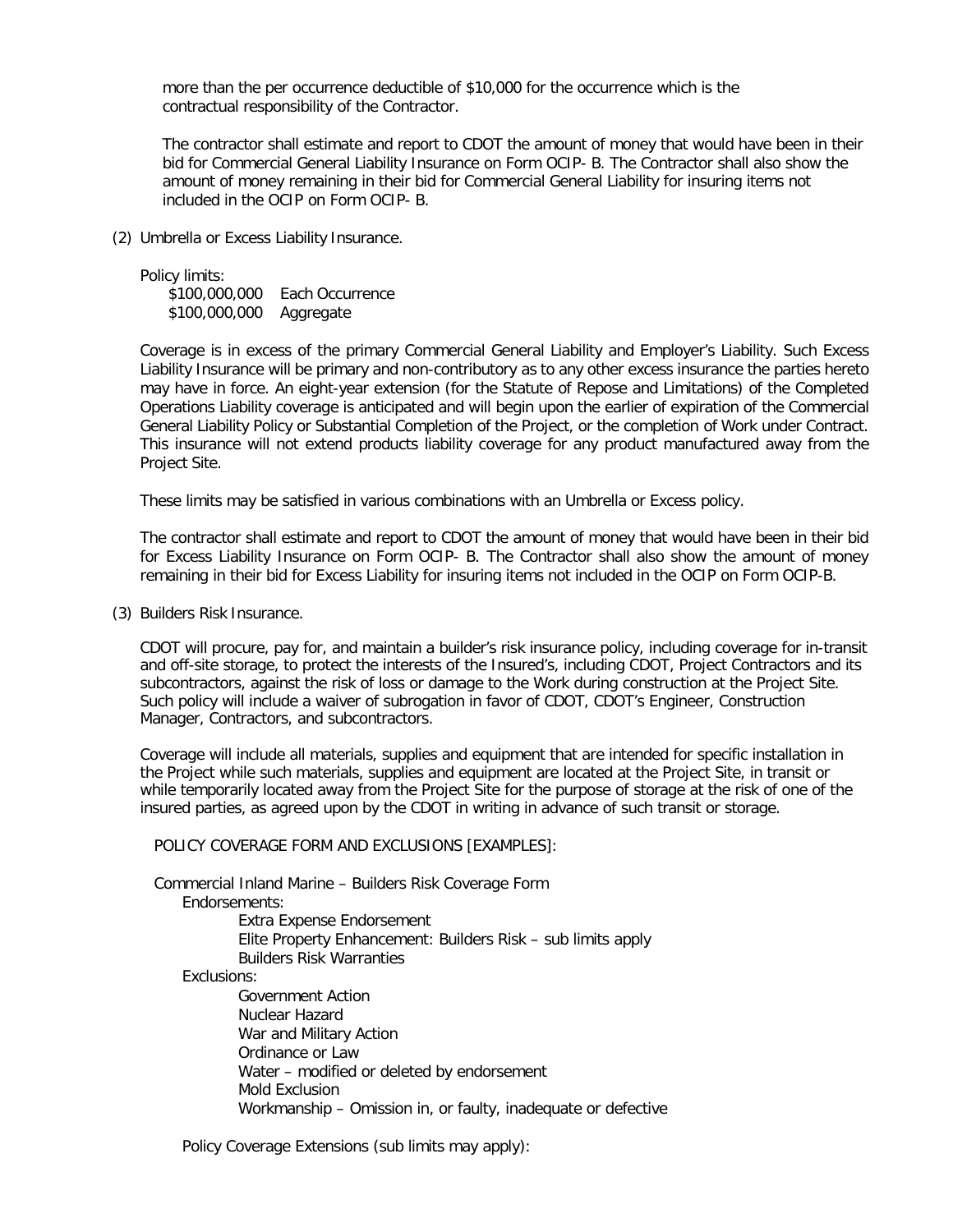more than the per occurrence deductible of $10,000 for the occurrence which is the contractual responsibility of the Contractor.

The contractor shall estimate and report to CDOT the amount of money that would have been in their bid for Commercial General Liability Insurance on Form OCIP- B. The Contractor shall also show the amount of money remaining in their bid for Commercial General Liability for insuring items not included in the OCIP on Form OCIP- B.

(2) Umbrella or Excess Liability Insurance.

Policy limits:
$100,000,000 Each Occurrence
$100,000,000 Aggregate

Coverage is in excess of the primary Commercial General Liability and Employer's Liability. Such Excess Liability Insurance will be primary and non-contributory as to any other excess insurance the parties hereto may have in force. An eight-year extension (for the Statute of Repose and Limitations) of the Completed Operations Liability coverage is anticipated and will begin upon the earlier of expiration of the Commercial General Liability Policy or Substantial Completion of the Project, or the completion of Work under Contract. This insurance will not extend products liability coverage for any product manufactured away from the Project Site.

These limits may be satisfied in various combinations with an Umbrella or Excess policy.

The contractor shall estimate and report to CDOT the amount of money that would have been in their bid for Excess Liability Insurance on Form OCIP- B. The Contractor shall also show the amount of money remaining in their bid for Excess Liability for insuring items not included in the OCIP on Form OCIP-B.

(3) Builders Risk Insurance.

CDOT will procure, pay for, and maintain a builder's risk insurance policy, including coverage for in-transit and off-site storage, to protect the interests of the Insured's, including CDOT, Project Contractors and its subcontractors, against the risk of loss or damage to the Work during construction at the Project Site. Such policy will include a waiver of subrogation in favor of CDOT, CDOT's Engineer, Construction Manager, Contractors, and subcontractors.

Coverage will include all materials, supplies and equipment that are intended for specific installation in the Project while such materials, supplies and equipment are located at the Project Site, in transit or while temporarily located away from the Project Site for the purpose of storage at the risk of one of the insured parties, as agreed upon by the CDOT in writing in advance of such transit or storage.

POLICY COVERAGE FORM AND EXCLUSIONS [EXAMPLES]:

Commercial Inland Marine – Builders Risk Coverage Form

- Endorsements:
  - Extra Expense Endorsement
  - Elite Property Enhancement: Builders Risk – sub limits apply
  - Builders Risk Warranties
- Exclusions:
  - Government Action
  - Nuclear Hazard
  - War and Military Action
  - Ordinance or Law
  - Water – modified or deleted by endorsement
  - Mold Exclusion
  - Workmanship – Omission in, or faulty, inadequate or defective

Policy Coverage Extensions (sub limits may apply):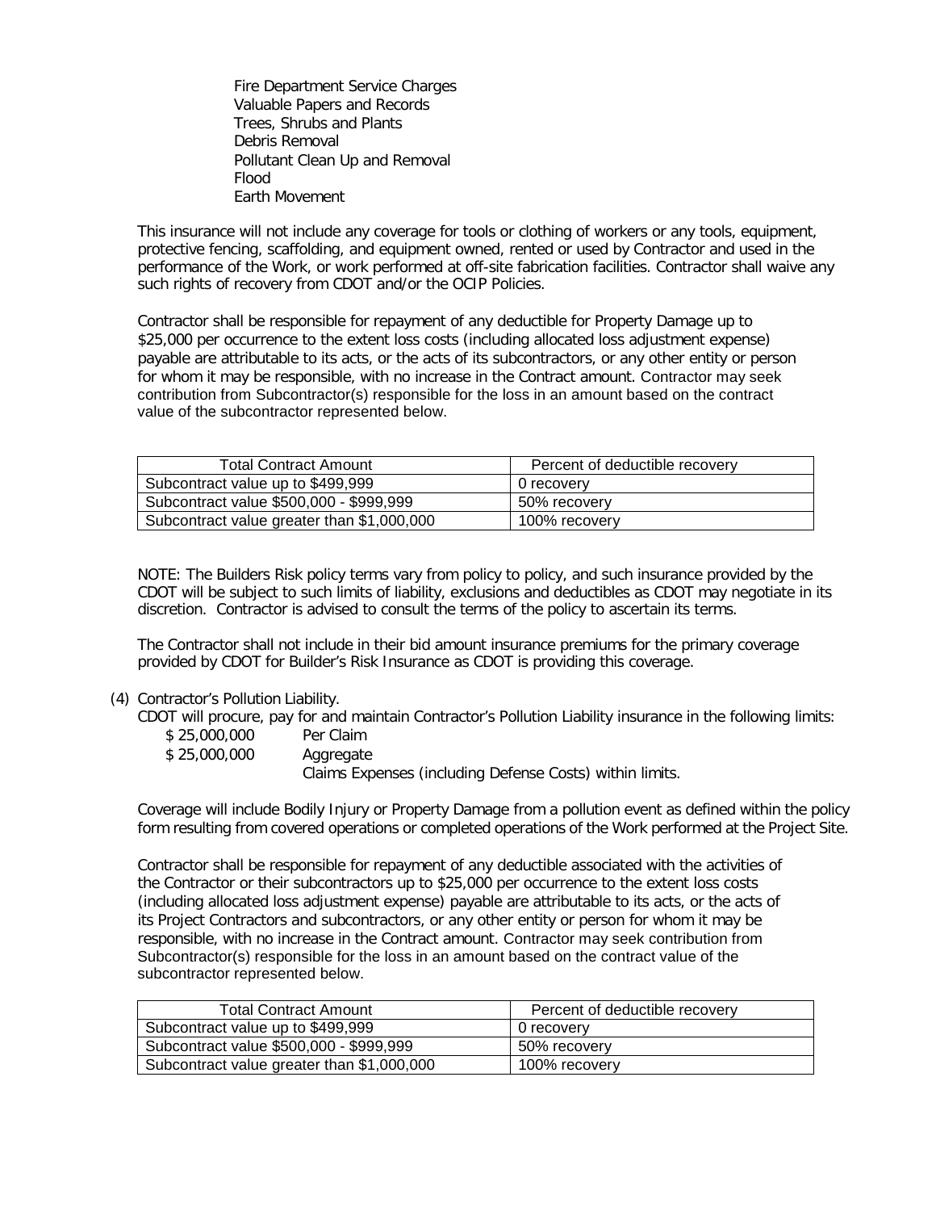Fire Department Service Charges  
Valuable Papers and Records  
Trees, Shrubs and Plants  
Debris Removal  
Pollutant Clean Up and Removal  
Flood  
Earth Movement

This insurance will not include any coverage for tools or clothing of workers or any tools, equipment, protective fencing, scaffolding, and equipment owned, rented or used by Contractor and used in the performance of the Work, or work performed at off-site fabrication facilities. Contractor shall waive any such rights of recovery from CDOT and/or the OCIP Policies.

Contractor shall be responsible for repayment of any deductible for Property Damage up to $25,000 per occurrence to the extent loss costs (including allocated loss adjustment expense) payable are attributable to its acts, or the acts of its subcontractors, or any other entity or person for whom it may be responsible, with no increase in the Contract amount. Contractor may seek contribution from Subcontractor(s) responsible for the loss in an amount based on the contract value of the subcontractor represented below.

| Total Contract Amount | Percent of deductible recovery |
|---|---|
| Subcontract value up to $499,999 | 0 recovery |
| Subcontract value $500,000 - $999,999 | 50% recovery |
| Subcontract value greater than $1,000,000 | 100% recovery |

NOTE: The Builders Risk policy terms vary from policy to policy, and such insurance provided by the CDOT will be subject to such limits of liability, exclusions and deductibles as CDOT may negotiate in its discretion. Contractor is advised to consult the terms of the policy to ascertain its terms.

The Contractor shall not include in their bid amount insurance premiums for the primary coverage provided by CDOT for Builder's Risk Insurance as CDOT is providing this coverage.

(4) Contractor's Pollution Liability.

CDOT will procure, pay for and maintain Contractor's Pollution Liability insurance in the following limits:

$ 25,000,000 Per Claim  
$ 25,000,000 Aggregate  
Claims Expenses (including Defense Costs) within limits.

Coverage will include Bodily Injury or Property Damage from a pollution event as defined within the policy form resulting from covered operations or completed operations of the Work performed at the Project Site.

Contractor shall be responsible for repayment of any deductible associated with the activities of the Contractor or their subcontractors up to $25,000 per occurrence to the extent loss costs (including allocated loss adjustment expense) payable are attributable to its acts, or the acts of its Project Contractors and subcontractors, or any other entity or person for whom it may be responsible, with no increase in the Contract amount. Contractor may seek contribution from Subcontractor(s) responsible for the loss in an amount based on the contract value of the subcontractor represented below.

| Total Contract Amount | Percent of deductible recovery |
|---|---|
| Subcontract value up to $499,999 | 0 recovery |
| Subcontract value $500,000 - $999,999 | 50% recovery |
| Subcontract value greater than $1,000,000 | 100% recovery |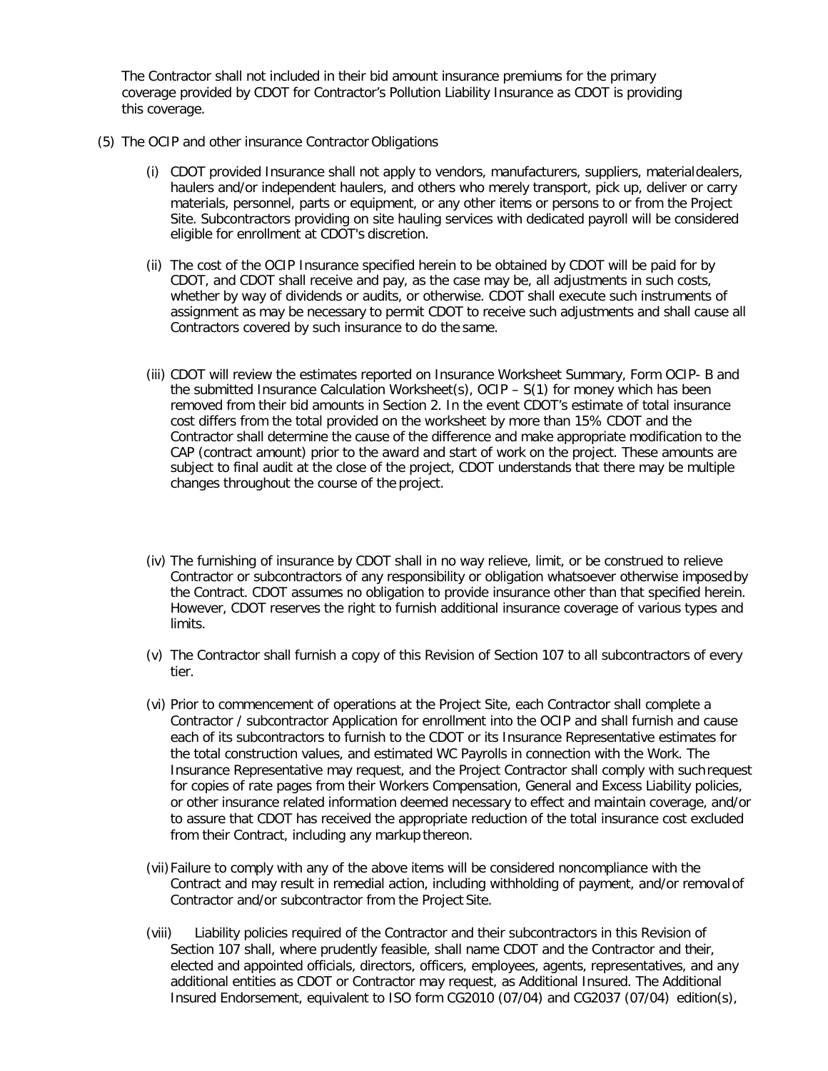The Contractor shall not included in their bid amount insurance premiums for the primary coverage provided by CDOT for Contractor's Pollution Liability Insurance as CDOT is providing this coverage.

(5) The OCIP and other insurance Contractor Obligations

(i) CDOT provided Insurance shall not apply to vendors, manufacturers, suppliers, material dealers, haulers and/or independent haulers, and others who merely transport, pick up, deliver or carry materials, personnel, parts or equipment, or any other items or persons to or from the Project Site. Subcontractors providing on site hauling services with dedicated payroll will be considered eligible for enrollment at CDOT's discretion.

(ii) The cost of the OCIP Insurance specified herein to be obtained by CDOT will be paid for by CDOT, and CDOT shall receive and pay, as the case may be, all adjustments in such costs, whether by way of dividends or audits, or otherwise. CDOT shall execute such instruments of assignment as may be necessary to permit CDOT to receive such adjustments and shall cause all Contractors covered by such insurance to do the same.

(iii) CDOT will review the estimates reported on Insurance Worksheet Summary, Form OCIP- B and the submitted Insurance Calculation Worksheet(s), OCIP – S(1) for money which has been removed from their bid amounts in Section 2. In the event CDOT's estimate of total insurance cost differs from the total provided on the worksheet by more than 15% CDOT and the Contractor shall determine the cause of the difference and make appropriate modification to the CAP (contract amount) prior to the award and start of work on the project. These amounts are subject to final audit at the close of the project, CDOT understands that there may be multiple changes throughout the course of the project.

(iv) The furnishing of insurance by CDOT shall in no way relieve, limit, or be construed to relieve Contractor or subcontractors of any responsibility or obligation whatsoever otherwise imposed by the Contract. CDOT assumes no obligation to provide insurance other than that specified herein. However, CDOT reserves the right to furnish additional insurance coverage of various types and limits.

(v) The Contractor shall furnish a copy of this Revision of Section 107 to all subcontractors of every tier.

(vi) Prior to commencement of operations at the Project Site, each Contractor shall complete a Contractor / subcontractor Application for enrollment into the OCIP and shall furnish and cause each of its subcontractors to furnish to the CDOT or its Insurance Representative estimates for the total construction values, and estimated WC Payrolls in connection with the Work. The Insurance Representative may request, and the Project Contractor shall comply with such request for copies of rate pages from their Workers Compensation, General and Excess Liability policies, or other insurance related information deemed necessary to effect and maintain coverage, and/or to assure that CDOT has received the appropriate reduction of the total insurance cost excluded from their Contract, including any markup thereon.

(vii) Failure to comply with any of the above items will be considered noncompliance with the Contract and may result in remedial action, including withholding of payment, and/or removal of Contractor and/or subcontractor from the Project Site.

(viii) Liability policies required of the Contractor and their subcontractors in this Revision of Section 107 shall, where prudently feasible, shall name CDOT and the Contractor and their, elected and appointed officials, directors, officers, employees, agents, representatives, and any additional entities as CDOT or Contractor may request, as Additional Insured. The Additional Insured Endorsement, equivalent to ISO form CG2010 (07/04) and CG2037 (07/04) edition(s),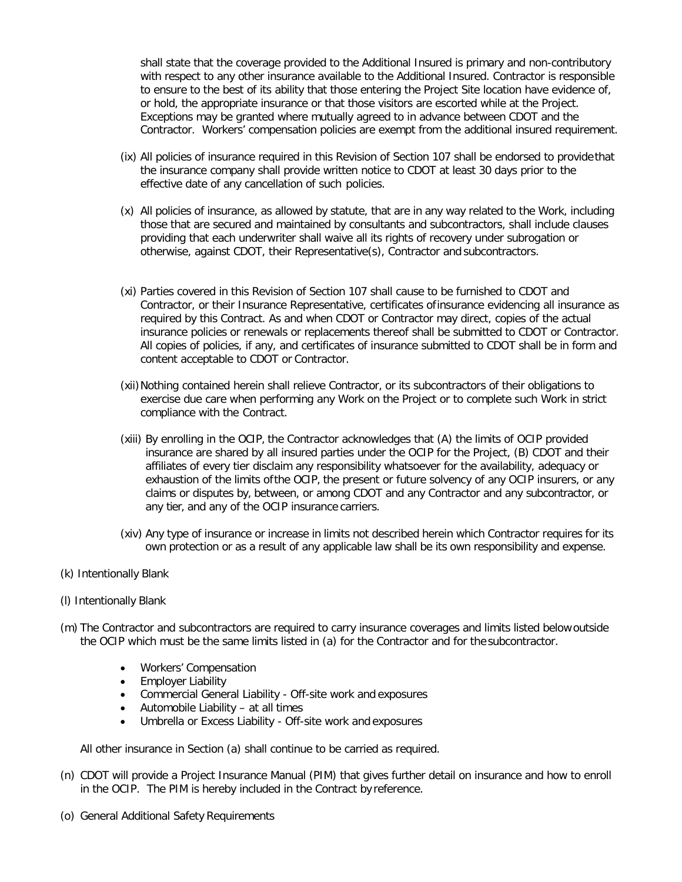shall state that the coverage provided to the Additional Insured is primary and non-contributory with respect to any other insurance available to the Additional Insured. Contractor is responsible to ensure to the best of its ability that those entering the Project Site location have evidence of, or hold, the appropriate insurance or that those visitors are escorted while at the Project. Exceptions may be granted where mutually agreed to in advance between CDOT and the Contractor. Workers' compensation policies are exempt from the additional insured requirement.

(ix) All policies of insurance required in this Revision of Section 107 shall be endorsed to provide that the insurance company shall provide written notice to CDOT at least 30 days prior to the effective date of any cancellation of such policies.

(x) All policies of insurance, as allowed by statute, that are in any way related to the Work, including those that are secured and maintained by consultants and subcontractors, shall include clauses providing that each underwriter shall waive all its rights of recovery under subrogation or otherwise, against CDOT, their Representative(s), Contractor and subcontractors.

(xi) Parties covered in this Revision of Section 107 shall cause to be furnished to CDOT and Contractor, or their Insurance Representative, certificates of insurance evidencing all insurance as required by this Contract. As and when CDOT or Contractor may direct, copies of the actual insurance policies or renewals or replacements thereof shall be submitted to CDOT or Contractor. All copies of policies, if any, and certificates of insurance submitted to CDOT shall be in form and content acceptable to CDOT or Contractor.

(xii) Nothing contained herein shall relieve Contractor, or its subcontractors of their obligations to exercise due care when performing any Work on the Project or to complete such Work in strict compliance with the Contract.

(xiii) By enrolling in the OCIP, the Contractor acknowledges that (A) the limits of OCIP provided insurance are shared by all insured parties under the OCIP for the Project, (B) CDOT and their affiliates of every tier disclaim any responsibility whatsoever for the availability, adequacy or exhaustion of the limits of the OCIP, the present or future solvency of any OCIP insurers, or any claims or disputes by, between, or among CDOT and any Contractor and any subcontractor, or any tier, and any of the OCIP insurance carriers.

(xiv) Any type of insurance or increase in limits not described herein which Contractor requires for its own protection or as a result of any applicable law shall be its own responsibility and expense.

(k) Intentionally Blank

(l) Intentionally Blank

(m) The Contractor and subcontractors are required to carry insurance coverages and limits listed below outside the OCIP which must be the same limits listed in (a) for the Contractor and for the subcontractor.

- Workers' Compensation
- Employer Liability
- Commercial General Liability - Off-site work and exposures
- Automobile Liability – at all times
- Umbrella or Excess Liability - Off-site work and exposures

All other insurance in Section (a) shall continue to be carried as required.

(n) CDOT will provide a Project Insurance Manual (PIM) that gives further detail on insurance and how to enroll in the OCIP. The PIM is hereby included in the Contract by reference.

(o) General Additional Safety Requirements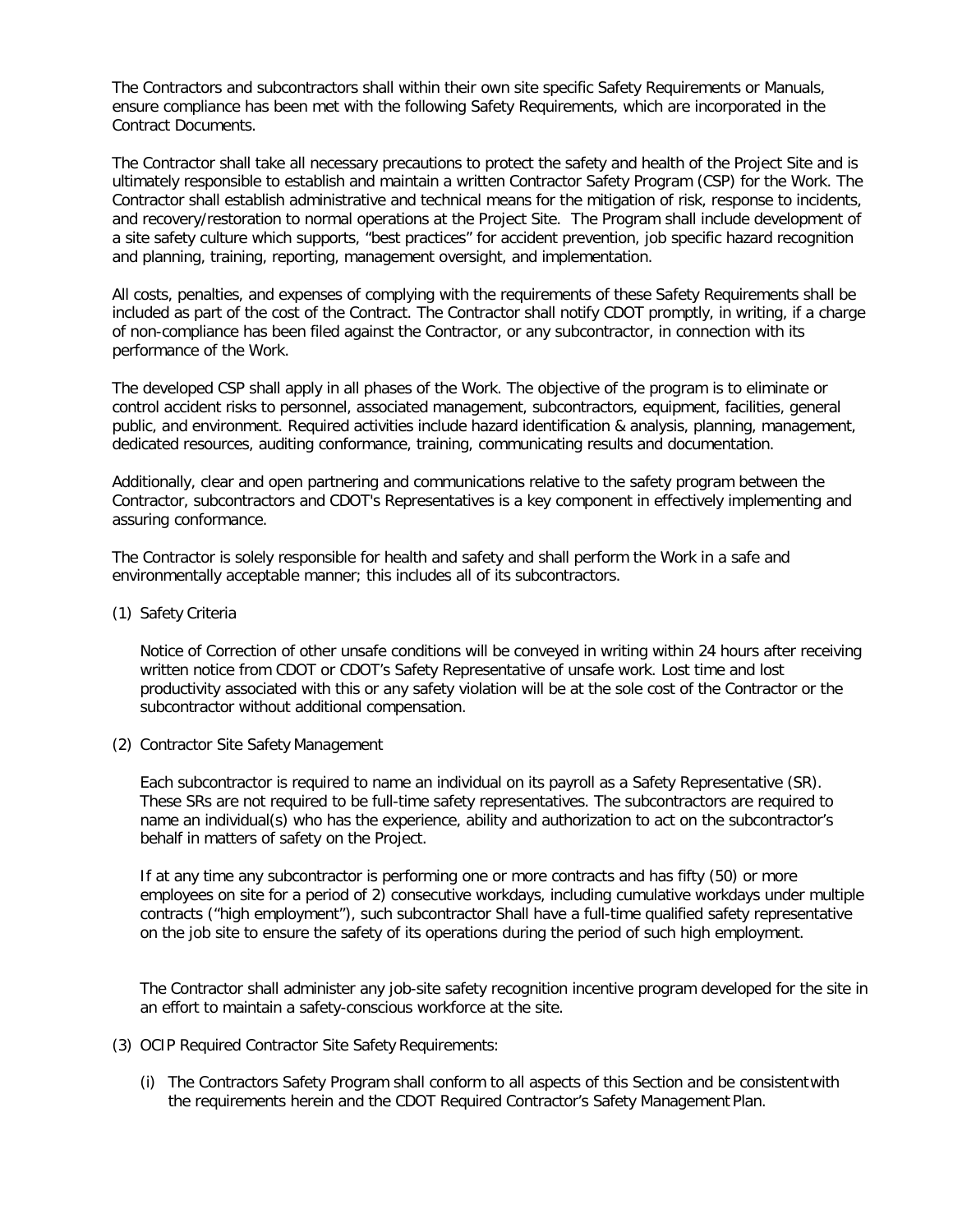The Contractors and subcontractors shall within their own site specific Safety Requirements or Manuals, ensure compliance has been met with the following Safety Requirements, which are incorporated in the Contract Documents.

The Contractor shall take all necessary precautions to protect the safety and health of the Project Site and is ultimately responsible to establish and maintain a written Contractor Safety Program (CSP) for the Work. The Contractor shall establish administrative and technical means for the mitigation of risk, response to incidents, and recovery/restoration to normal operations at the Project Site. The Program shall include development of a site safety culture which supports, "best practices" for accident prevention, job specific hazard recognition and planning, training, reporting, management oversight, and implementation.

All costs, penalties, and expenses of complying with the requirements of these Safety Requirements shall be included as part of the cost of the Contract. The Contractor shall notify CDOT promptly, in writing, if a charge of non-compliance has been filed against the Contractor, or any subcontractor, in connection with its performance of the Work.

The developed CSP shall apply in all phases of the Work. The objective of the program is to eliminate or control accident risks to personnel, associated management, subcontractors, equipment, facilities, general public, and environment. Required activities include hazard identification & analysis, planning, management, dedicated resources, auditing conformance, training, communicating results and documentation.

Additionally, clear and open partnering and communications relative to the safety program between the Contractor, subcontractors and CDOT's Representatives is a key component in effectively implementing and assuring conformance.

The Contractor is solely responsible for health and safety and shall perform the Work in a safe and environmentally acceptable manner; this includes all of its subcontractors.

(1) Safety Criteria

Notice of Correction of other unsafe conditions will be conveyed in writing within 24 hours after receiving written notice from CDOT or CDOT's Safety Representative of unsafe work. Lost time and lost productivity associated with this or any safety violation will be at the sole cost of the Contractor or the subcontractor without additional compensation.

(2) Contractor Site Safety Management

Each subcontractor is required to name an individual on its payroll as a Safety Representative (SR). These SRs are not required to be full-time safety representatives. The subcontractors are required to name an individual(s) who has the experience, ability and authorization to act on the subcontractor's behalf in matters of safety on the Project.

If at any time any subcontractor is performing one or more contracts and has fifty (50) or more employees on site for a period of 2) consecutive workdays, including cumulative workdays under multiple contracts ("high employment"), such subcontractor Shall have a full-time qualified safety representative on the job site to ensure the safety of its operations during the period of such high employment.

The Contractor shall administer any job-site safety recognition incentive program developed for the site in an effort to maintain a safety-conscious workforce at the site.

(3) OCIP Required Contractor Site Safety Requirements:

(i) The Contractors Safety Program shall conform to all aspects of this Section and be consistent with the requirements herein and the CDOT Required Contractor's Safety Management Plan.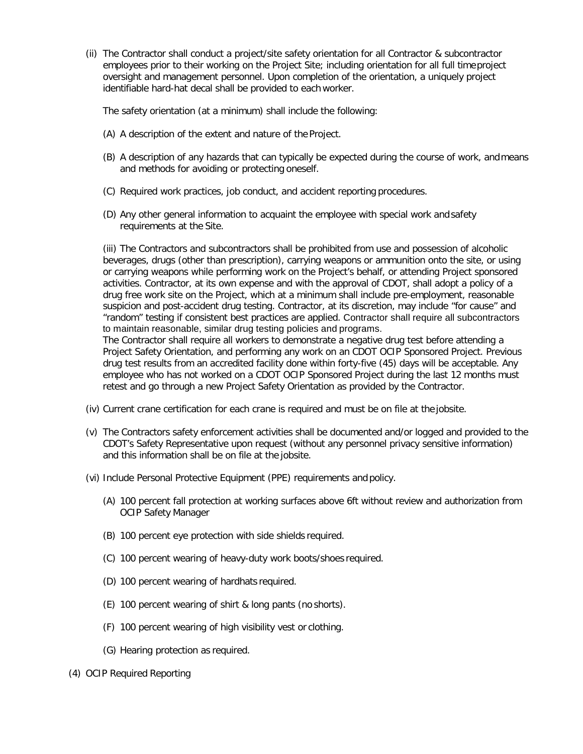(ii) The Contractor shall conduct a project/site safety orientation for all Contractor & subcontractor employees prior to their working on the Project Site; including orientation for all full time project oversight and management personnel. Upon completion of the orientation, a uniquely project identifiable hard-hat decal shall be provided to each worker.

The safety orientation (at a minimum) shall include the following:

(A) A description of the extent and nature of the Project.

(B) A description of any hazards that can typically be expected during the course of work, and means and methods for avoiding or protecting oneself.

(C) Required work practices, job conduct, and accident reporting procedures.

(D) Any other general information to acquaint the employee with special work and safety requirements at the Site.

(iii) The Contractors and subcontractors shall be prohibited from use and possession of alcoholic beverages, drugs (other than prescription), carrying weapons or ammunition onto the site, or using or carrying weapons while performing work on the Project's behalf, or attending Project sponsored activities. Contractor, at its own expense and with the approval of CDOT, shall adopt a policy of a drug free work site on the Project, which at a minimum shall include pre-employment, reasonable suspicion and post-accident drug testing. Contractor, at its discretion, may include "for cause" and "random" testing if consistent best practices are applied. Contractor shall require all subcontractors to maintain reasonable, similar drug testing policies and programs.
The Contractor shall require all workers to demonstrate a negative drug test before attending a Project Safety Orientation, and performing any work on an CDOT OCIP Sponsored Project. Previous drug test results from an accredited facility done within forty-five (45) days will be acceptable. Any employee who has not worked on a CDOT OCIP Sponsored Project during the last 12 months must retest and go through a new Project Safety Orientation as provided by the Contractor.

(iv) Current crane certification for each crane is required and must be on file at the jobsite.

(v) The Contractors safety enforcement activities shall be documented and/or logged and provided to the CDOT's Safety Representative upon request (without any personnel privacy sensitive information) and this information shall be on file at the jobsite.

(vi) Include Personal Protective Equipment (PPE) requirements and policy.

(A) 100 percent fall protection at working surfaces above 6ft without review and authorization from OCIP Safety Manager

(B) 100 percent eye protection with side shields required.

(C) 100 percent wearing of heavy-duty work boots/shoes required.

(D) 100 percent wearing of hardhats required.

(E) 100 percent wearing of shirt & long pants (no shorts).

(F) 100 percent wearing of high visibility vest or clothing.

(G) Hearing protection as required.

(4) OCIP Required Reporting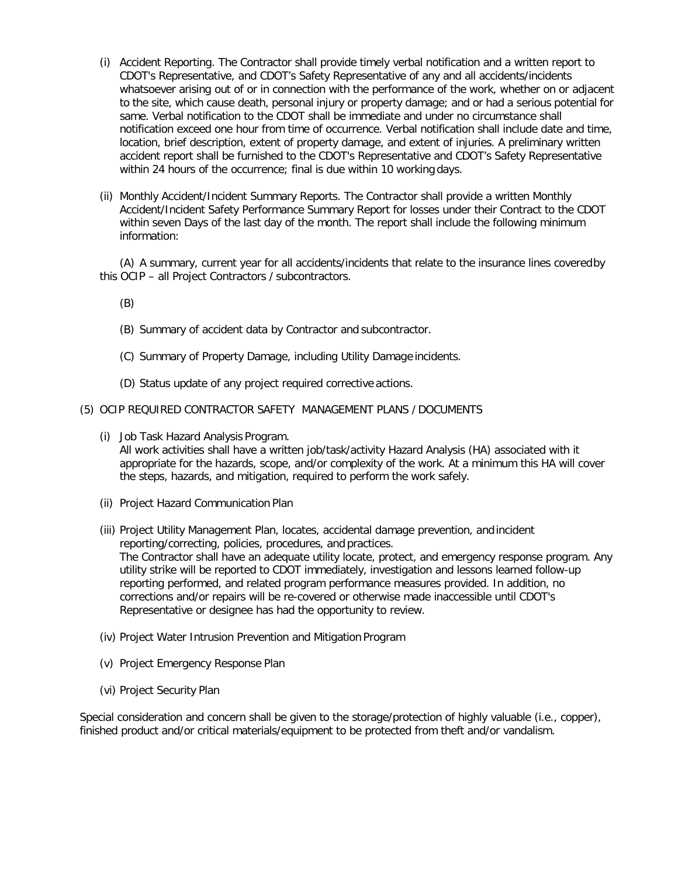(i) Accident Reporting. The Contractor shall provide timely verbal notification and a written report to CDOT's Representative, and CDOT's Safety Representative of any and all accidents/incidents whatsoever arising out of or in connection with the performance of the work, whether on or adjacent to the site, which cause death, personal injury or property damage; and or had a serious potential for same. Verbal notification to the CDOT shall be immediate and under no circumstance shall notification exceed one hour from time of occurrence. Verbal notification shall include date and time, location, brief description, extent of property damage, and extent of injuries. A preliminary written accident report shall be furnished to the CDOT's Representative and CDOT's Safety Representative within 24 hours of the occurrence; final is due within 10 working days.

(ii) Monthly Accident/Incident Summary Reports. The Contractor shall provide a written Monthly Accident/Incident Safety Performance Summary Report for losses under their Contract to the CDOT within seven Days of the last day of the month. The report shall include the following minimum information:

(A) A summary, current year for all accidents/incidents that relate to the insurance lines covered by this OCIP – all Project Contractors / subcontractors.

(B)

(B) Summary of accident data by Contractor and subcontractor.

(C) Summary of Property Damage, including Utility Damage incidents.

(D) Status update of any project required corrective actions.

(5) OCIP REQUIRED CONTRACTOR SAFETY MANAGEMENT PLANS / DOCUMENTS

(i) Job Task Hazard Analysis Program.
All work activities shall have a written job/task/activity Hazard Analysis (HA) associated with it appropriate for the hazards, scope, and/or complexity of the work. At a minimum this HA will cover the steps, hazards, and mitigation, required to perform the work safely.

(ii) Project Hazard Communication Plan

(iii) Project Utility Management Plan, locates, accidental damage prevention, and incident reporting/correcting, policies, procedures, and practices.
The Contractor shall have an adequate utility locate, protect, and emergency response program. Any utility strike will be reported to CDOT immediately, investigation and lessons learned follow-up reporting performed, and related program performance measures provided. In addition, no corrections and/or repairs will be re-covered or otherwise made inaccessible until CDOT's Representative or designee has had the opportunity to review.

(iv) Project Water Intrusion Prevention and Mitigation Program

(v) Project Emergency Response Plan

(vi) Project Security Plan

Special consideration and concern shall be given to the storage/protection of highly valuable (i.e., copper), finished product and/or critical materials/equipment to be protected from theft and/or vandalism.